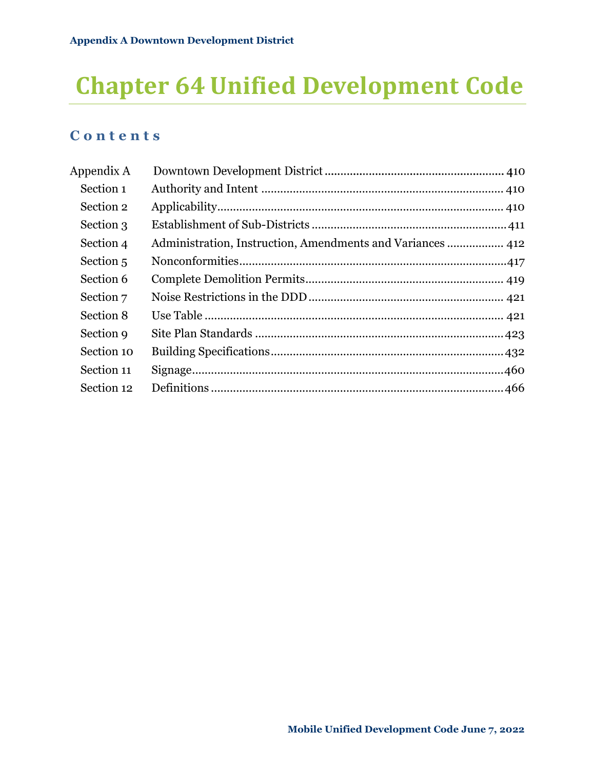# Chapter 64 Unified Development Code

## Contents

| | | |
|---|---|---|
| Appendix A | Downtown Development District | 410 |
| Section 1 | Authority and Intent | 410 |
| Section 2 | Applicability | 410 |
| Section 3 | Establishment of Sub-Districts | 411 |
| Section 4 | Administration, Instruction, Amendments and Variances | 412 |
| Section 5 | Nonconformities | 417 |
| Section 6 | Complete Demolition Permits | 419 |
| Section 7 | Noise Restrictions in the DDD | 421 |
| Section 8 | Use Table | 421 |
| Section 9 | Site Plan Standards | 423 |
| Section 10 | Building Specifications | 432 |
| Section 11 | Signage | 460 |
| Section 12 | Definitions | 466 |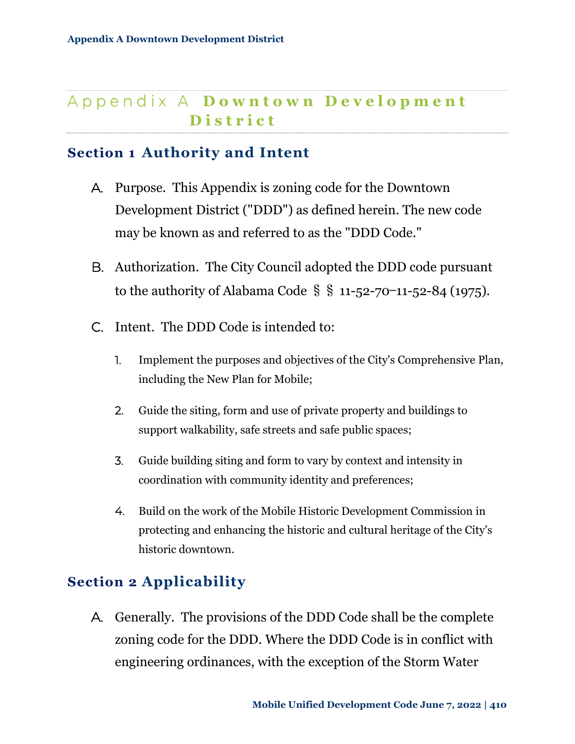# Appendix A **Downtown Development District**

## Section 1 Authority and Intent

A. Purpose. This Appendix is zoning code for the Downtown Development District ("DDD") as defined herein. The new code may be known as and referred to as the "DDD Code."

B. Authorization. The City Council adopted the DDD code pursuant to the authority of Alabama Code §§ 11-52-70–11-52-84 (1975).

C. Intent. The DDD Code is intended to:

1. Implement the purposes and objectives of the City's Comprehensive Plan, including the New Plan for Mobile;
2. Guide the siting, form and use of private property and buildings to support walkability, safe streets and safe public spaces;
3. Guide building siting and form to vary by context and intensity in coordination with community identity and preferences;
4. Build on the work of the Mobile Historic Development Commission in protecting and enhancing the historic and cultural heritage of the City's historic downtown.

## Section 2 Applicability

A. Generally. The provisions of the DDD Code shall be the complete zoning code for the DDD. Where the DDD Code is in conflict with engineering ordinances, with the exception of the Storm Water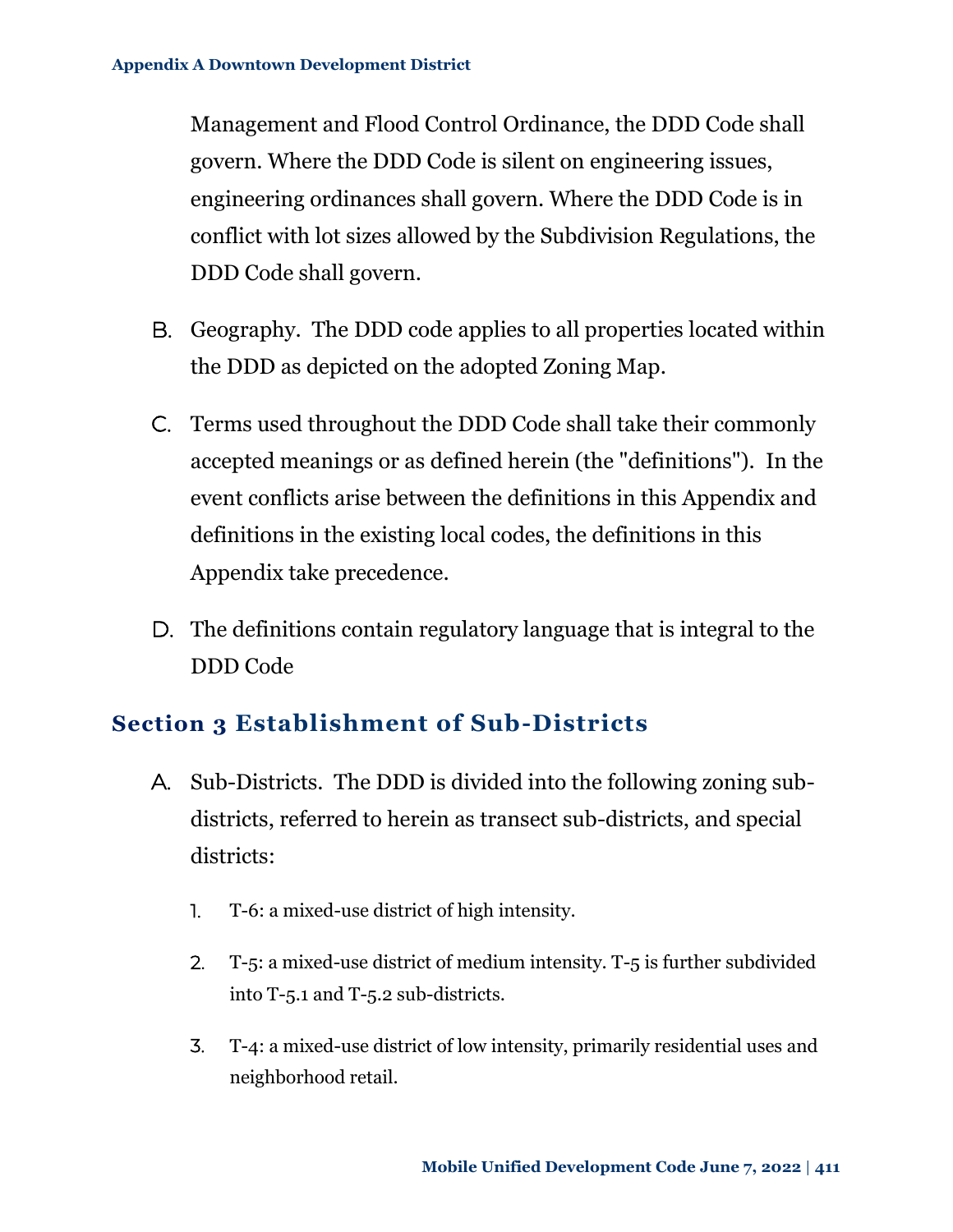Management and Flood Control Ordinance, the DDD Code shall govern. Where the DDD Code is silent on engineering issues, engineering ordinances shall govern. Where the DDD Code is in conflict with lot sizes allowed by the Subdivision Regulations, the DDD Code shall govern.

B. Geography. The DDD code applies to all properties located within the DDD as depicted on the adopted Zoning Map.

C. Terms used throughout the DDD Code shall take their commonly accepted meanings or as defined herein (the "definitions"). In the event conflicts arise between the definitions in this Appendix and definitions in the existing local codes, the definitions in this Appendix take precedence.

D. The definitions contain regulatory language that is integral to the DDD Code

## Section 3 Establishment of Sub-Districts

A. Sub-Districts. The DDD is divided into the following zoning sub-districts, referred to herein as transect sub-districts, and special districts:

1. T-6: a mixed-use district of high intensity.
2. T-5: a mixed-use district of medium intensity. T-5 is further subdivided into T-5.1 and T-5.2 sub-districts.
3. T-4: a mixed-use district of low intensity, primarily residential uses and neighborhood retail.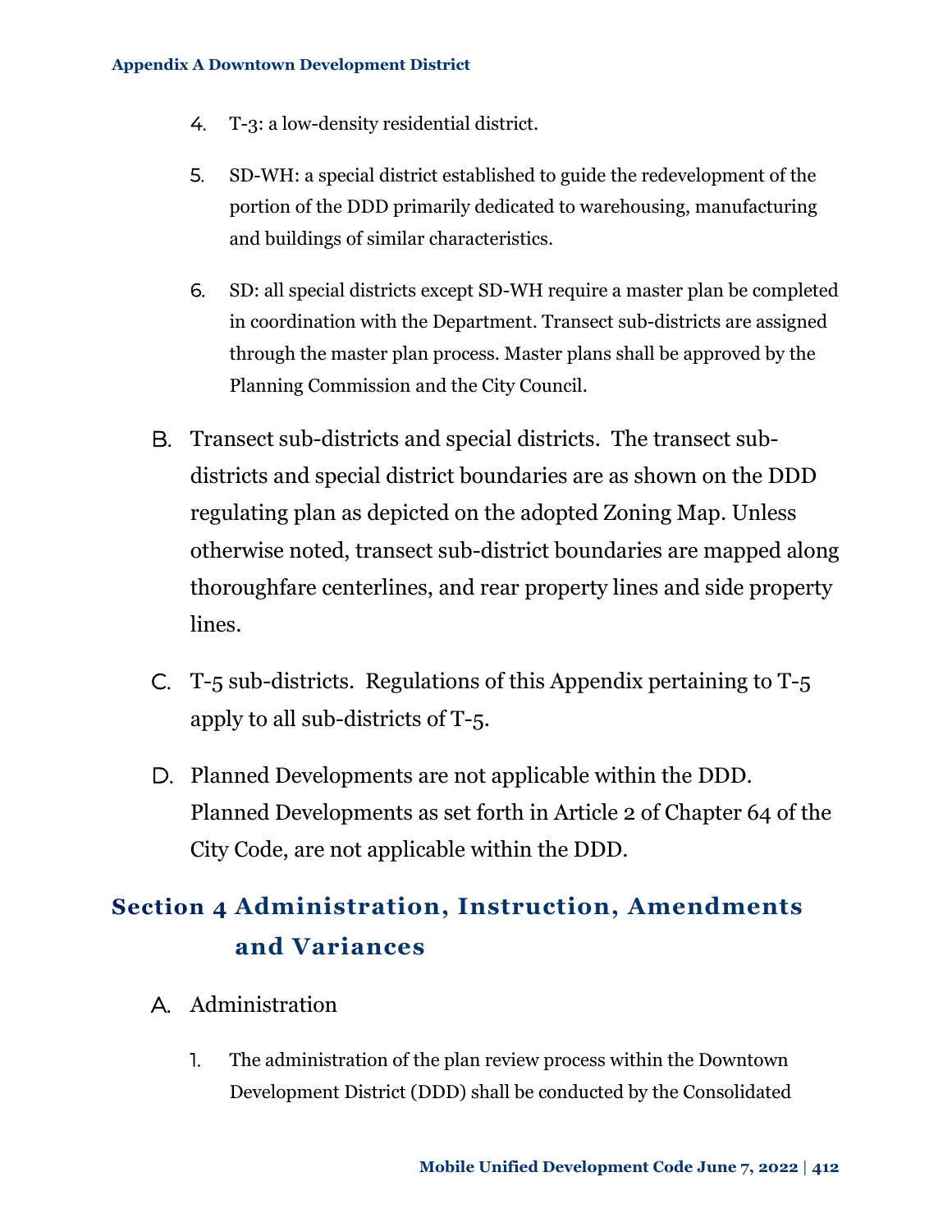4. T-3: a low-density residential district.

5. SD-WH: a special district established to guide the redevelopment of the portion of the DDD primarily dedicated to warehousing, manufacturing and buildings of similar characteristics.

6. SD: all special districts except SD-WH require a master plan be completed in coordination with the Department. Transect sub-districts are assigned through the master plan process. Master plans shall be approved by the Planning Commission and the City Council.

B. Transect sub-districts and special districts. The transect sub-districts and special district boundaries are as shown on the DDD regulating plan as depicted on the adopted Zoning Map. Unless otherwise noted, transect sub-district boundaries are mapped along thoroughfare centerlines, and rear property lines and side property lines.

C. T-5 sub-districts. Regulations of this Appendix pertaining to T-5 apply to all sub-districts of T-5.

D. Planned Developments are not applicable within the DDD. Planned Developments as set forth in Article 2 of Chapter 64 of the City Code, are not applicable within the DDD.

## Section 4 Administration, Instruction, Amendments and Variances

A. Administration

1. The administration of the plan review process within the Downtown Development District (DDD) shall be conducted by the Consolidated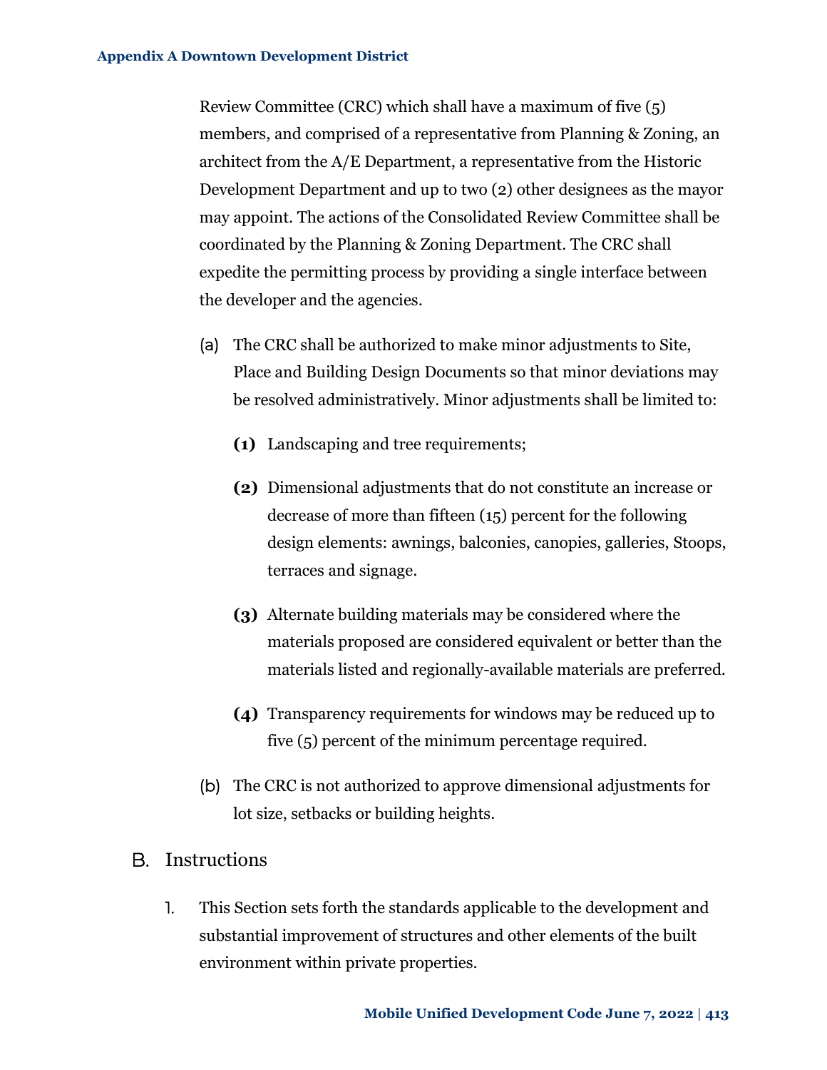Review Committee (CRC) which shall have a maximum of five (5) members, and comprised of a representative from Planning & Zoning, an architect from the A/E Department, a representative from the Historic Development Department and up to two (2) other designees as the mayor may appoint. The actions of the Consolidated Review Committee shall be coordinated by the Planning & Zoning Department. The CRC shall expedite the permitting process by providing a single interface between the developer and the agencies.

(a) The CRC shall be authorized to make minor adjustments to Site, Place and Building Design Documents so that minor deviations may be resolved administratively. Minor adjustments shall be limited to:

**(1)** Landscaping and tree requirements;

**(2)** Dimensional adjustments that do not constitute an increase or decrease of more than fifteen (15) percent for the following design elements: awnings, balconies, canopies, galleries, Stoops, terraces and signage.

**(3)** Alternate building materials may be considered where the materials proposed are considered equivalent or better than the materials listed and regionally-available materials are preferred.

**(4)** Transparency requirements for windows may be reduced up to five (5) percent of the minimum percentage required.

(b) The CRC is not authorized to approve dimensional adjustments for lot size, setbacks or building heights.

## B. Instructions

1. This Section sets forth the standards applicable to the development and substantial improvement of structures and other elements of the built environment within private properties.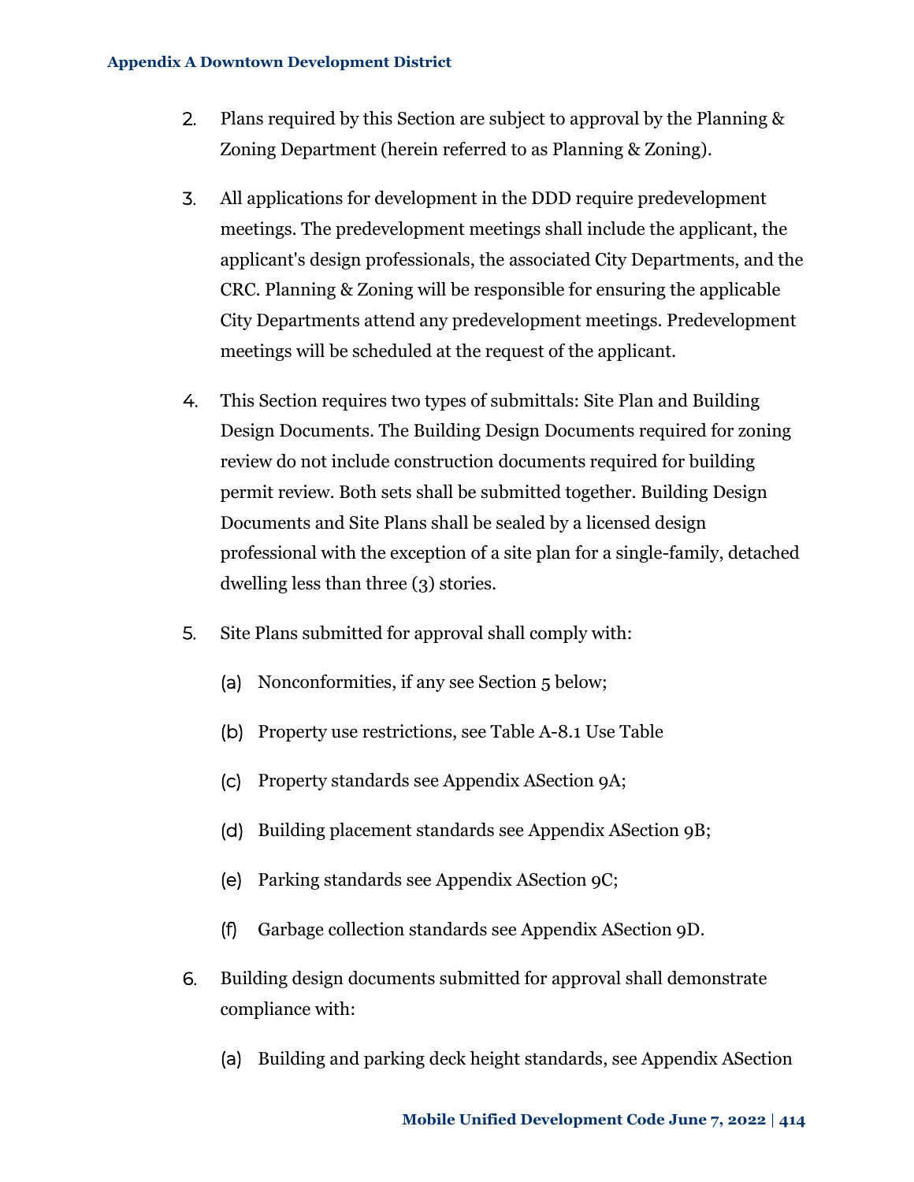2. Plans required by this Section are subject to approval by the Planning & Zoning Department (herein referred to as Planning & Zoning).

3. All applications for development in the DDD require predevelopment meetings. The predevelopment meetings shall include the applicant, the applicant's design professionals, the associated City Departments, and the CRC. Planning & Zoning will be responsible for ensuring the applicable City Departments attend any predevelopment meetings. Predevelopment meetings will be scheduled at the request of the applicant.

4. This Section requires two types of submittals: Site Plan and Building Design Documents. The Building Design Documents required for zoning review do not include construction documents required for building permit review. Both sets shall be submitted together. Building Design Documents and Site Plans shall be sealed by a licensed design professional with the exception of a site plan for a single-family, detached dwelling less than three (3) stories.

5. Site Plans submitted for approval shall comply with:

    (a) Nonconformities, if any see Section 5 below;

    (b) Property use restrictions, see Table A-8.1 Use Table

    (c) Property standards see Appendix ASection 9A;

    (d) Building placement standards see Appendix ASection 9B;

    (e) Parking standards see Appendix ASection 9C;

    (f) Garbage collection standards see Appendix ASection 9D.

6. Building design documents submitted for approval shall demonstrate compliance with:

    (a) Building and parking deck height standards, see Appendix ASection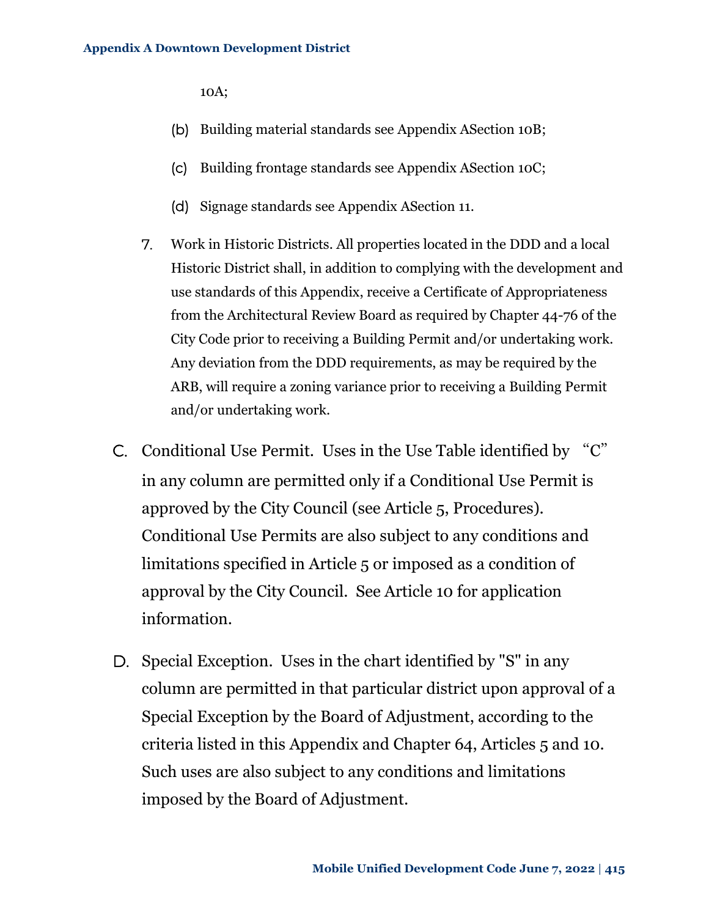10A;

(b) Building material standards see Appendix ASection 10B;

(c) Building frontage standards see Appendix ASection 10C;

(d) Signage standards see Appendix ASection 11.

7. Work in Historic Districts. All properties located in the DDD and a local Historic District shall, in addition to complying with the development and use standards of this Appendix, receive a Certificate of Appropriateness from the Architectural Review Board as required by Chapter 44-76 of the City Code prior to receiving a Building Permit and/or undertaking work. Any deviation from the DDD requirements, as may be required by the ARB, will require a zoning variance prior to receiving a Building Permit and/or undertaking work.

C. Conditional Use Permit. Uses in the Use Table identified by "C" in any column are permitted only if a Conditional Use Permit is approved by the City Council (see Article 5, Procedures). Conditional Use Permits are also subject to any conditions and limitations specified in Article 5 or imposed as a condition of approval by the City Council. See Article 10 for application information.

D. Special Exception. Uses in the chart identified by "S" in any column are permitted in that particular district upon approval of a Special Exception by the Board of Adjustment, according to the criteria listed in this Appendix and Chapter 64, Articles 5 and 10. Such uses are also subject to any conditions and limitations imposed by the Board of Adjustment.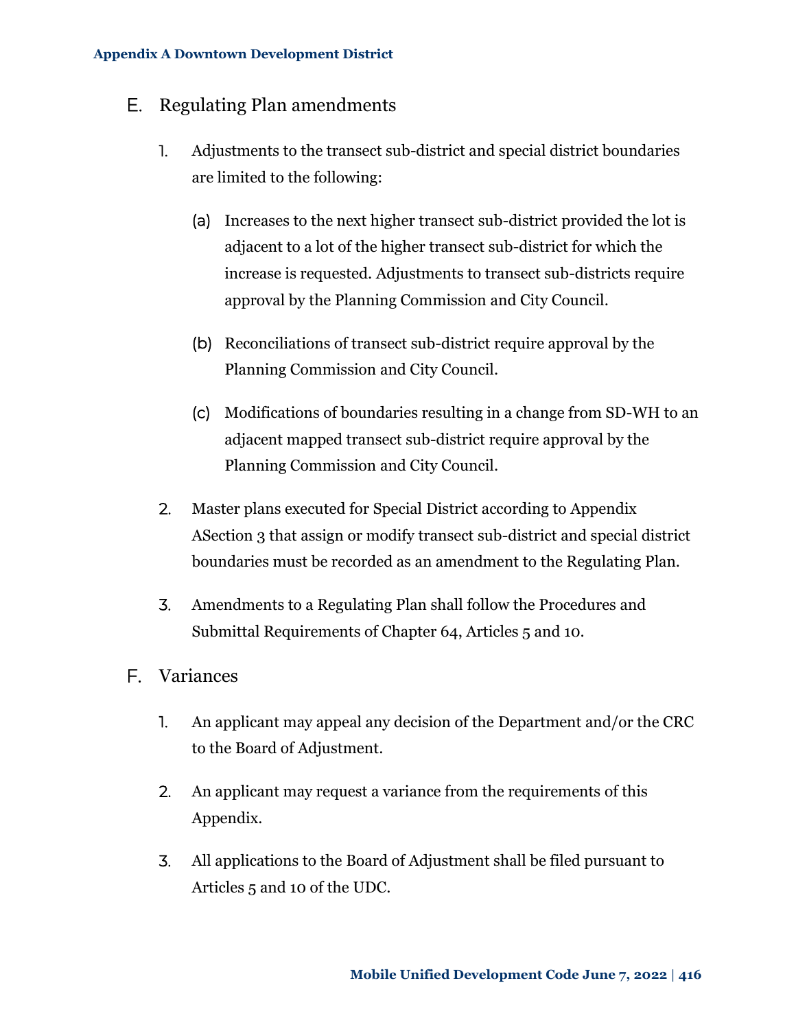## E. Regulating Plan amendments

1. Adjustments to the transect sub-district and special district boundaries are limited to the following:

   (a) Increases to the next higher transect sub-district provided the lot is adjacent to a lot of the higher transect sub-district for which the increase is requested. Adjustments to transect sub-districts require approval by the Planning Commission and City Council.

   (b) Reconciliations of transect sub-district require approval by the Planning Commission and City Council.

   (c) Modifications of boundaries resulting in a change from SD-WH to an adjacent mapped transect sub-district require approval by the Planning Commission and City Council.

2. Master plans executed for Special District according to Appendix ASection 3 that assign or modify transect sub-district and special district boundaries must be recorded as an amendment to the Regulating Plan.

3. Amendments to a Regulating Plan shall follow the Procedures and Submittal Requirements of Chapter 64, Articles 5 and 10.

## F. Variances

1. An applicant may appeal any decision of the Department and/or the CRC to the Board of Adjustment.

2. An applicant may request a variance from the requirements of this Appendix.

3. All applications to the Board of Adjustment shall be filed pursuant to Articles 5 and 10 of the UDC.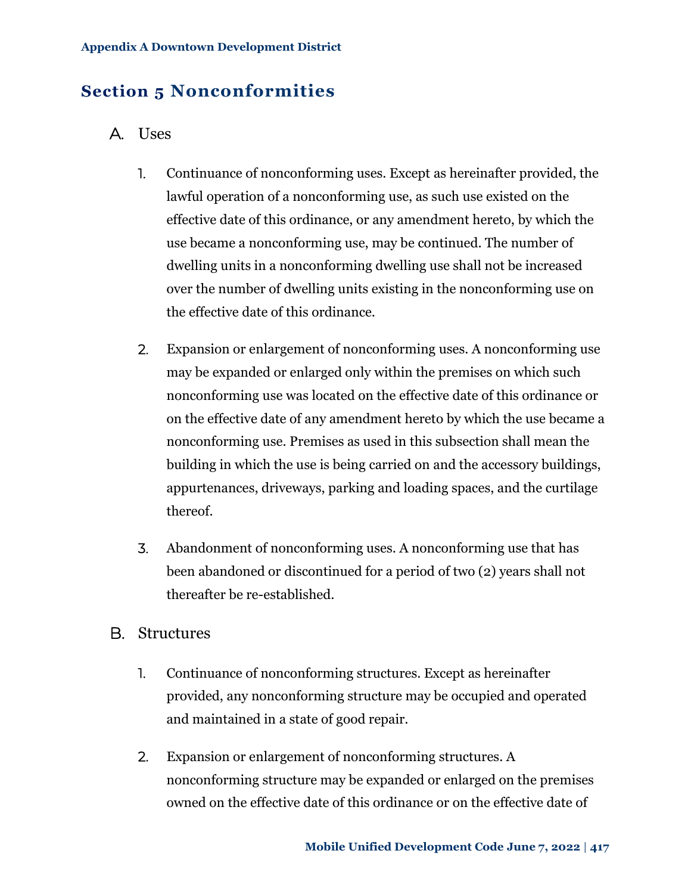## Section 5 Nonconformities

### A. Uses

1. Continuance of nonconforming uses. Except as hereinafter provided, the lawful operation of a nonconforming use, as such use existed on the effective date of this ordinance, or any amendment hereto, by which the use became a nonconforming use, may be continued. The number of dwelling units in a nonconforming dwelling use shall not be increased over the number of dwelling units existing in the nonconforming use on the effective date of this ordinance.

2. Expansion or enlargement of nonconforming uses. A nonconforming use may be expanded or enlarged only within the premises on which such nonconforming use was located on the effective date of this ordinance or on the effective date of any amendment hereto by which the use became a nonconforming use. Premises as used in this subsection shall mean the building in which the use is being carried on and the accessory buildings, appurtenances, driveways, parking and loading spaces, and the curtilage thereof.

3. Abandonment of nonconforming uses. A nonconforming use that has been abandoned or discontinued for a period of two (2) years shall not thereafter be re-established.

### B. Structures

1. Continuance of nonconforming structures. Except as hereinafter provided, any nonconforming structure may be occupied and operated and maintained in a state of good repair.

2. Expansion or enlargement of nonconforming structures. A nonconforming structure may be expanded or enlarged on the premises owned on the effective date of this ordinance or on the effective date of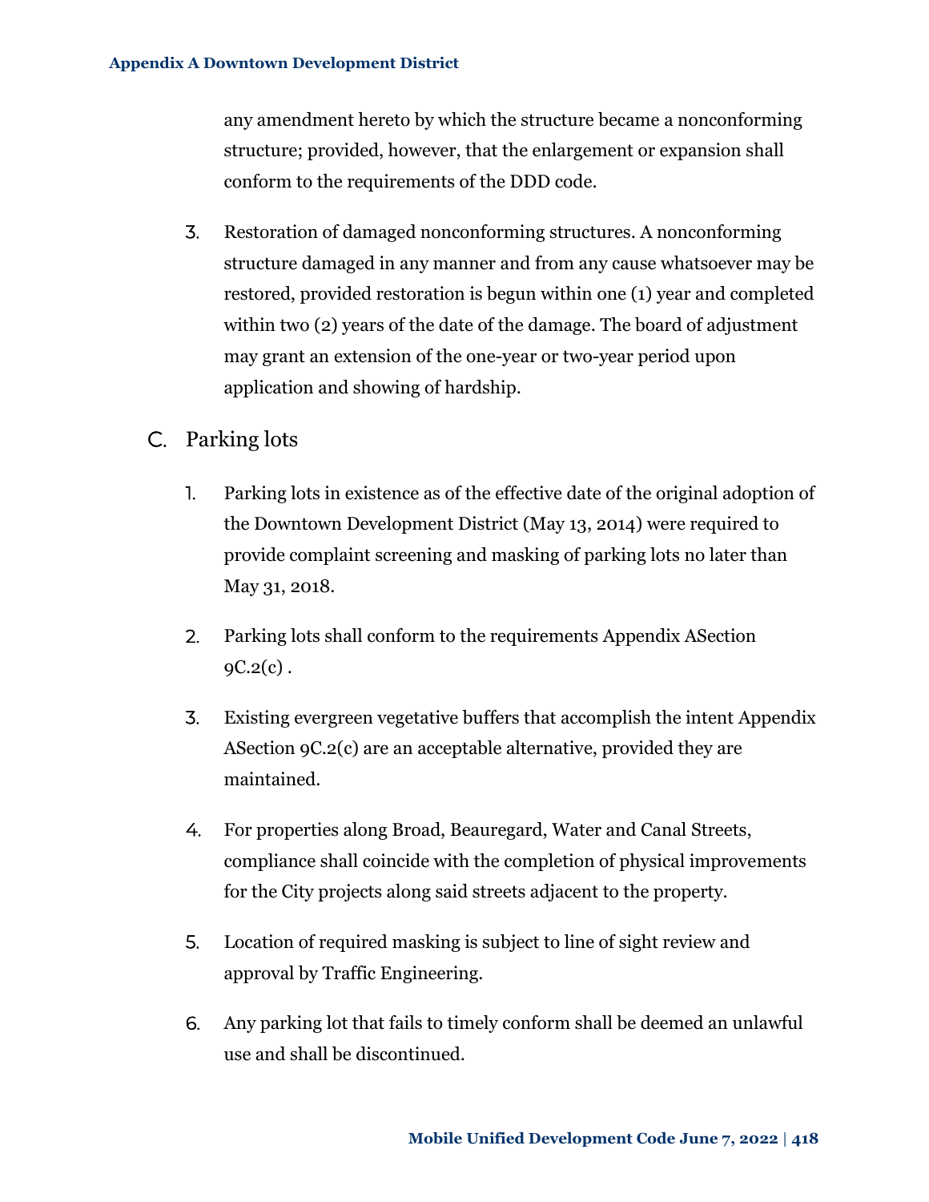any amendment hereto by which the structure became a nonconforming structure; provided, however, that the enlargement or expansion shall conform to the requirements of the DDD code.

3. Restoration of damaged nonconforming structures. A nonconforming structure damaged in any manner and from any cause whatsoever may be restored, provided restoration is begun within one (1) year and completed within two (2) years of the date of the damage. The board of adjustment may grant an extension of the one-year or two-year period upon application and showing of hardship.

## C. Parking lots

1. Parking lots in existence as of the effective date of the original adoption of the Downtown Development District (May 13, 2014) were required to provide complaint screening and masking of parking lots no later than May 31, 2018.

2. Parking lots shall conform to the requirements Appendix ASection 9C.2(c) .

3. Existing evergreen vegetative buffers that accomplish the intent Appendix ASection 9C.2(c) are an acceptable alternative, provided they are maintained.

4. For properties along Broad, Beauregard, Water and Canal Streets, compliance shall coincide with the completion of physical improvements for the City projects along said streets adjacent to the property.

5. Location of required masking is subject to line of sight review and approval by Traffic Engineering.

6. Any parking lot that fails to timely conform shall be deemed an unlawful use and shall be discontinued.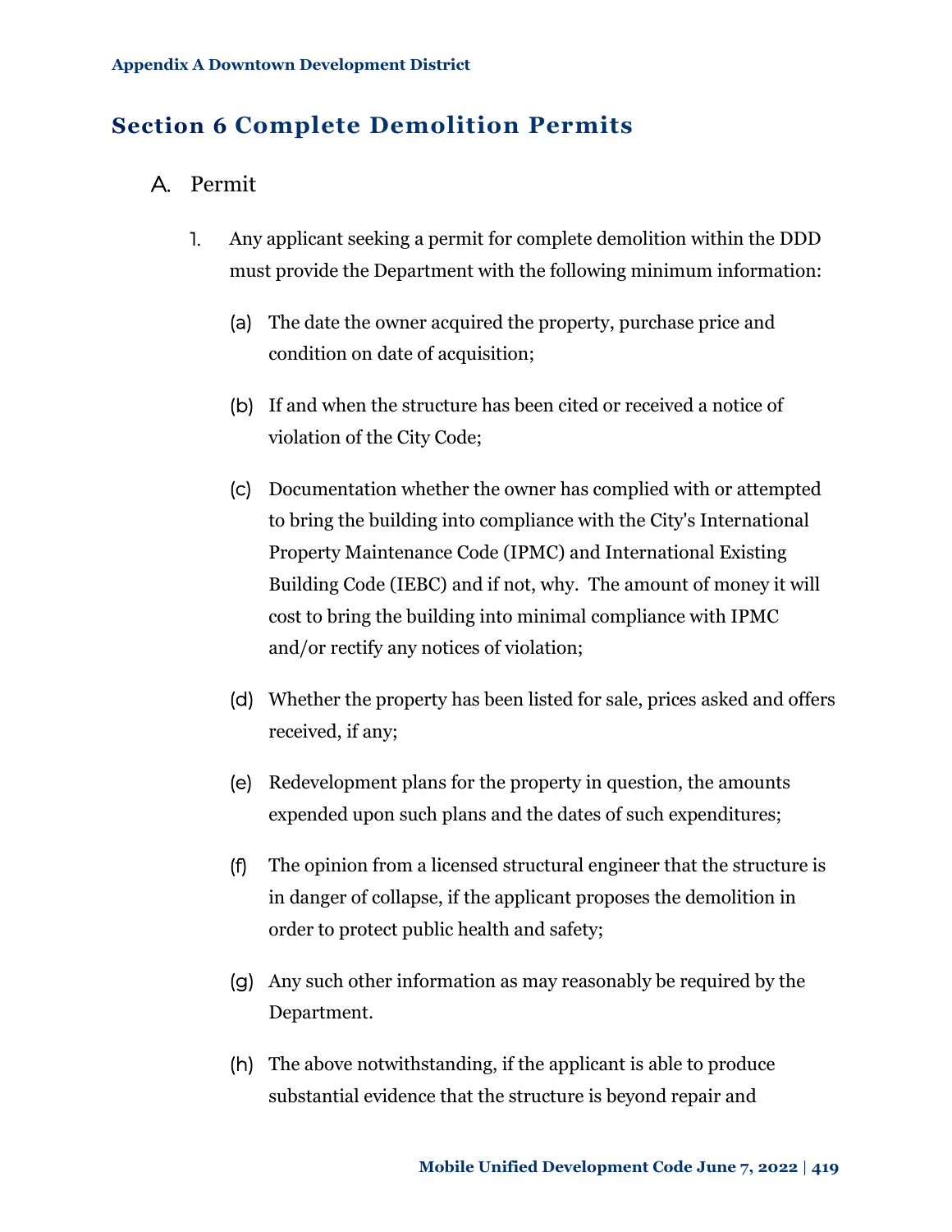## Section 6 Complete Demolition Permits

### A. Permit

1. Any applicant seeking a permit for complete demolition within the DDD must provide the Department with the following minimum information:

   (a) The date the owner acquired the property, purchase price and condition on date of acquisition;

   (b) If and when the structure has been cited or received a notice of violation of the City Code;

   (c) Documentation whether the owner has complied with or attempted to bring the building into compliance with the City's International Property Maintenance Code (IPMC) and International Existing Building Code (IEBC) and if not, why. The amount of money it will cost to bring the building into minimal compliance with IPMC and/or rectify any notices of violation;

   (d) Whether the property has been listed for sale, prices asked and offers received, if any;

   (e) Redevelopment plans for the property in question, the amounts expended upon such plans and the dates of such expenditures;

   (f) The opinion from a licensed structural engineer that the structure is in danger of collapse, if the applicant proposes the demolition in order to protect public health and safety;

   (g) Any such other information as may reasonably be required by the Department.

   (h) The above notwithstanding, if the applicant is able to produce substantial evidence that the structure is beyond repair and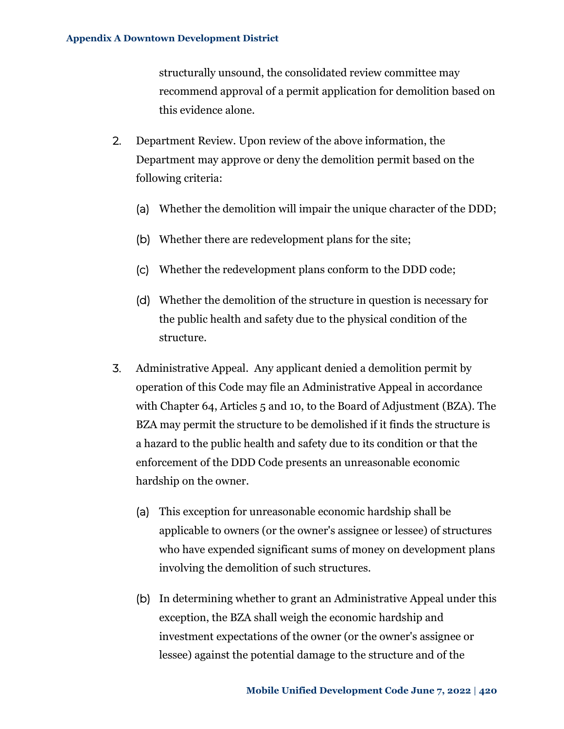structurally unsound, the consolidated review committee may recommend approval of a permit application for demolition based on this evidence alone.

2. Department Review. Upon review of the above information, the Department may approve or deny the demolition permit based on the following criteria:

   (a) Whether the demolition will impair the unique character of the DDD;

   (b) Whether there are redevelopment plans for the site;

   (c) Whether the redevelopment plans conform to the DDD code;

   (d) Whether the demolition of the structure in question is necessary for the public health and safety due to the physical condition of the structure.

3. Administrative Appeal. Any applicant denied a demolition permit by operation of this Code may file an Administrative Appeal in accordance with Chapter 64, Articles 5 and 10, to the Board of Adjustment (BZA). The BZA may permit the structure to be demolished if it finds the structure is a hazard to the public health and safety due to its condition or that the enforcement of the DDD Code presents an unreasonable economic hardship on the owner.

   (a) This exception for unreasonable economic hardship shall be applicable to owners (or the owner's assignee or lessee) of structures who have expended significant sums of money on development plans involving the demolition of such structures.

   (b) In determining whether to grant an Administrative Appeal under this exception, the BZA shall weigh the economic hardship and investment expectations of the owner (or the owner's assignee or lessee) against the potential damage to the structure and of the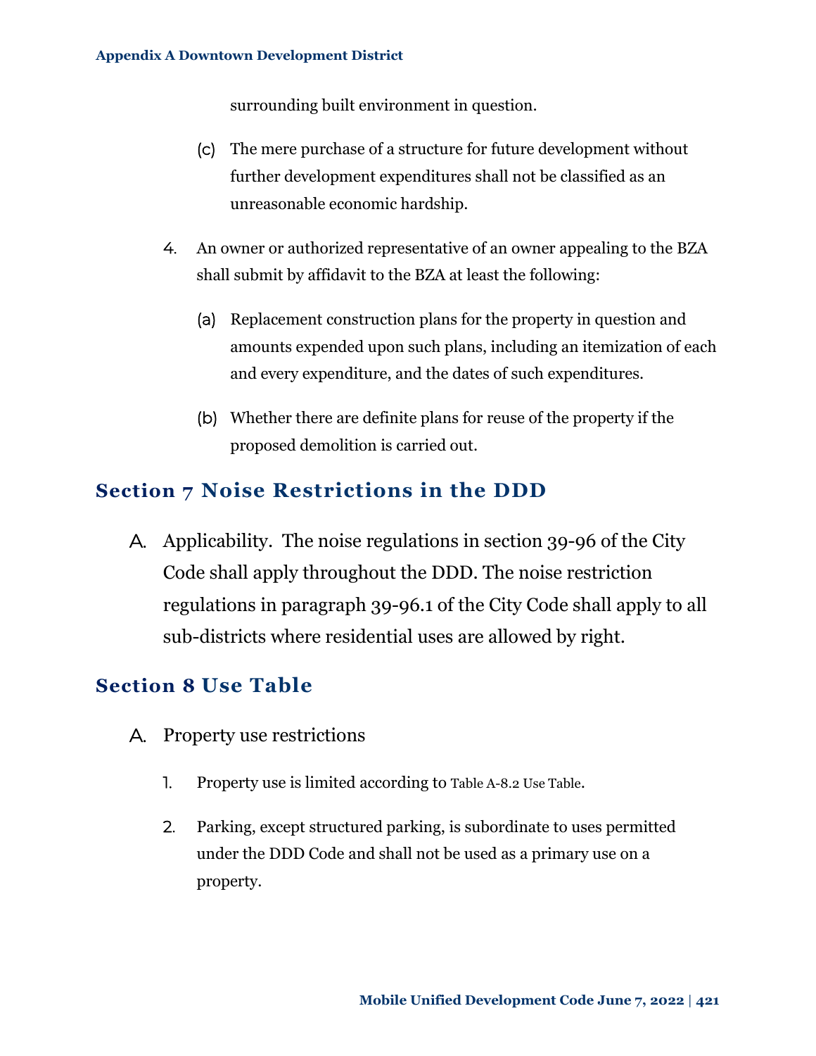surrounding built environment in question.

(c) The mere purchase of a structure for future development without further development expenditures shall not be classified as an unreasonable economic hardship.

4. An owner or authorized representative of an owner appealing to the BZA shall submit by affidavit to the BZA at least the following:

   (a) Replacement construction plans for the property in question and amounts expended upon such plans, including an itemization of each and every expenditure, and the dates of such expenditures.

   (b) Whether there are definite plans for reuse of the property if the proposed demolition is carried out.

## Section 7 Noise Restrictions in the DDD

A. Applicability. The noise regulations in section 39-96 of the City Code shall apply throughout the DDD. The noise restriction regulations in paragraph 39-96.1 of the City Code shall apply to all sub-districts where residential uses are allowed by right.

## Section 8 Use Table

A. Property use restrictions

   1. Property use is limited according to Table A-8.2 Use Table.

   2. Parking, except structured parking, is subordinate to uses permitted under the DDD Code and shall not be used as a primary use on a property.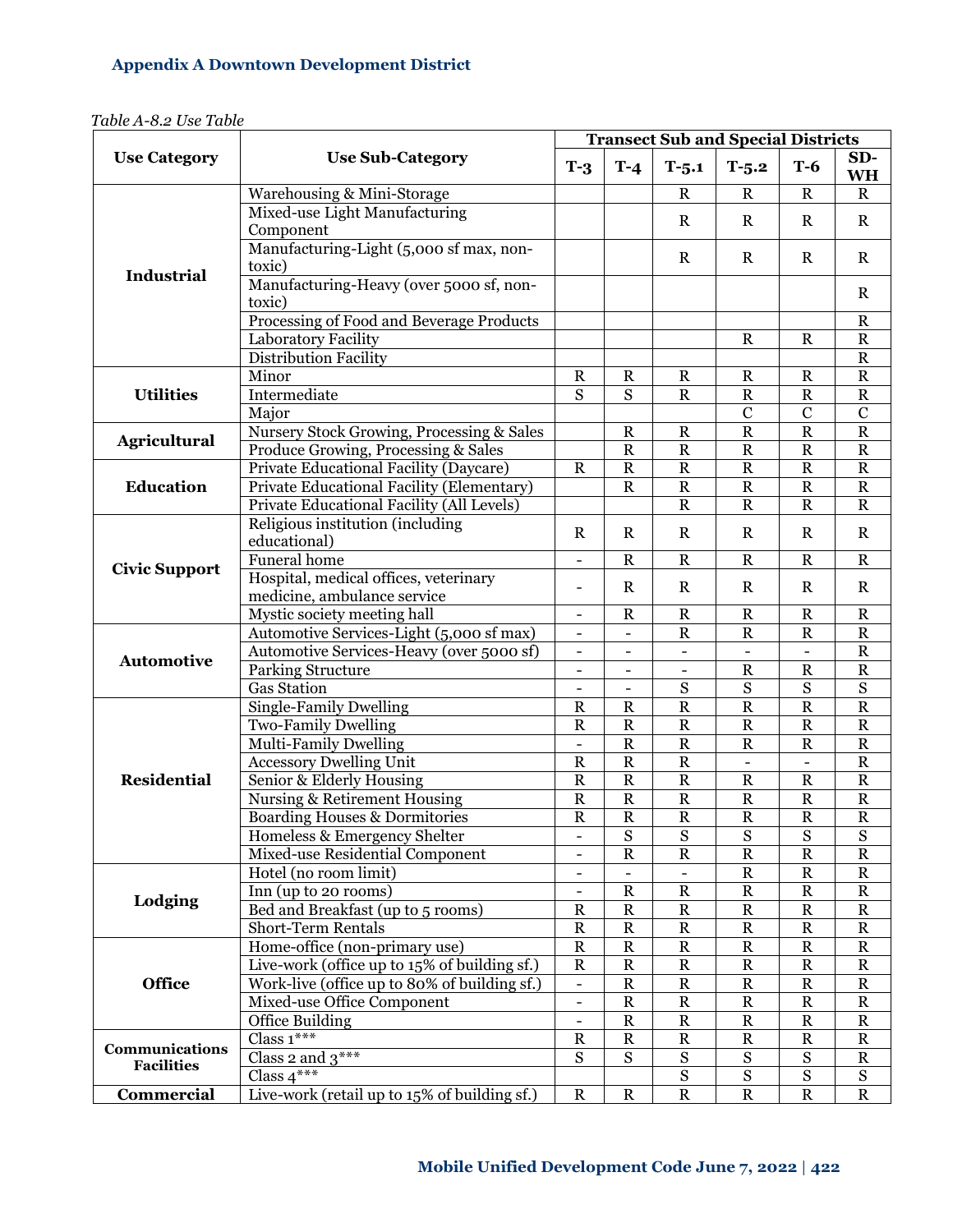## Appendix A Downtown Development District

*Table A-8.2 Use Table*

| Use Category | Use Sub-Category | Transect Sub and Special Districts | | | | | |
|---|---|---|---|---|---|---|---|
| | | T-3 | T-4 | T-5.1 | T-5.2 | T-6 | SD-WH |
| **Industrial** | Warehousing & Mini-Storage | | | R | R | R | R |
| | Mixed-use Light Manufacturing Component | | | R | R | R | R |
| | Manufacturing-Light (5,000 sf max, non-toxic) | | | R | R | R | R |
| | Manufacturing-Heavy (over 5000 sf, non-toxic) | | | | | | R |
| | Processing of Food and Beverage Products | | | | | | R |
| | Laboratory Facility | | | | R | R | R |
| | Distribution Facility | | | | | | R |
| **Utilities** | Minor | R | R | R | R | R | R |
| | Intermediate | S | S | R | R | R | R |
| | Major | | | | C | C | C |
| **Agricultural** | Nursery Stock Growing, Processing & Sales | | R | R | R | R | R |
| | Produce Growing, Processing & Sales | | R | R | R | R | R |
| **Education** | Private Educational Facility (Daycare) | R | R | R | R | R | R |
| | Private Educational Facility (Elementary) | | R | R | R | R | R |
| | Private Educational Facility (All Levels) | | | R | R | R | R |
| **Civic Support** | Religious institution (including educational) | R | R | R | R | R | R |
| | Funeral home | - | R | R | R | R | R |
| | Hospital, medical offices, veterinary medicine, ambulance service | - | R | R | R | R | R |
| | Mystic society meeting hall | - | R | R | R | R | R |
| **Automotive** | Automotive Services-Light (5,000 sf max) | - | - | R | R | R | R |
| | Automotive Services-Heavy (over 5000 sf) | - | - | - | - | - | R |
| | Parking Structure | - | - | - | R | R | R |
| | Gas Station | - | - | S | S | S | S |
| **Residential** | Single-Family Dwelling | R | R | R | R | R | R |
| | Two-Family Dwelling | R | R | R | R | R | R |
| | Multi-Family Dwelling | - | R | R | R | R | R |
| | Accessory Dwelling Unit | R | R | R | - | - | R |
| | Senior & Elderly Housing | R | R | R | R | R | R |
| | Nursing & Retirement Housing | R | R | R | R | R | R |
| | Boarding Houses & Dormitories | R | R | R | R | R | R |
| | Homeless & Emergency Shelter | - | S | S | S | S | S |
| | Mixed-use Residential Component | - | R | R | R | R | R |
| **Lodging** | Hotel (no room limit) | - | - | - | R | R | R |
| | Inn (up to 20 rooms) | - | R | R | R | R | R |
| | Bed and Breakfast (up to 5 rooms) | R | R | R | R | R | R |
| | Short-Term Rentals | R | R | R | R | R | R |
| **Office** | Home-office (non-primary use) | R | R | R | R | R | R |
| | Live-work (office up to 15% of building sf.) | R | R | R | R | R | R |
| | Work-live (office up to 80% of building sf.) | - | R | R | R | R | R |
| | Mixed-use Office Component | - | R | R | R | R | R |
| | Office Building | - | R | R | R | R | R |
| **Communications Facilities** | Class 1*** | R | R | R | R | R | R |
| | Class 2 and 3*** | S | S | S | S | S | R |
| | Class 4*** | | | S | S | S | S |
| **Commercial** | Live-work (retail up to 15% of building sf.) | R | R | R | R | R | R |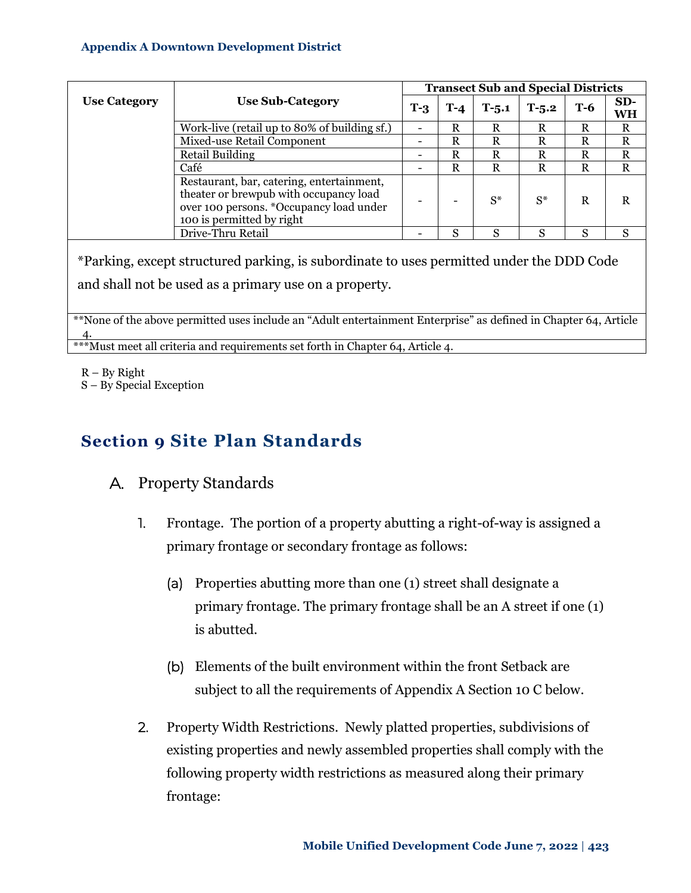| Use Category | Use Sub-Category | Transect Sub and Special Districts | | | | | |
|---|---|---|---|---|---|---|---|
| | | T-3 | T-4 | T-5.1 | T-5.2 | T-6 | SD-WH |
| | Work-live (retail up to 80% of building sf.) | - | R | R | R | R | R |
| | Mixed-use Retail Component | - | R | R | R | R | R |
| | Retail Building | - | R | R | R | R | R |
| | Café | - | R | R | R | R | R |
| | Restaurant, bar, catering, entertainment, theater or brewpub with occupancy load over 100 persons. *Occupancy load under 100 is permitted by right | - | - | S* | S* | R | R |
| | Drive-Thru Retail | - | S | S | S | S | S |

*Parking, except structured parking, is subordinate to uses permitted under the DDD Code and shall not be used as a primary use on a property.

**None of the above permitted uses include an "Adult entertainment Enterprise" as defined in Chapter 64, Article 4.

***Must meet all criteria and requirements set forth in Chapter 64, Article 4.

R – By Right
S – By Special Exception

## Section 9 Site Plan Standards

### A. Property Standards

1. Frontage. The portion of a property abutting a right-of-way is assigned a primary frontage or secondary frontage as follows:

   (a) Properties abutting more than one (1) street shall designate a primary frontage. The primary frontage shall be an A street if one (1) is abutted.

   (b) Elements of the built environment within the front Setback are subject to all the requirements of Appendix A Section 10 C below.

2. Property Width Restrictions. Newly platted properties, subdivisions of existing properties and newly assembled properties shall comply with the following property width restrictions as measured along their primary frontage: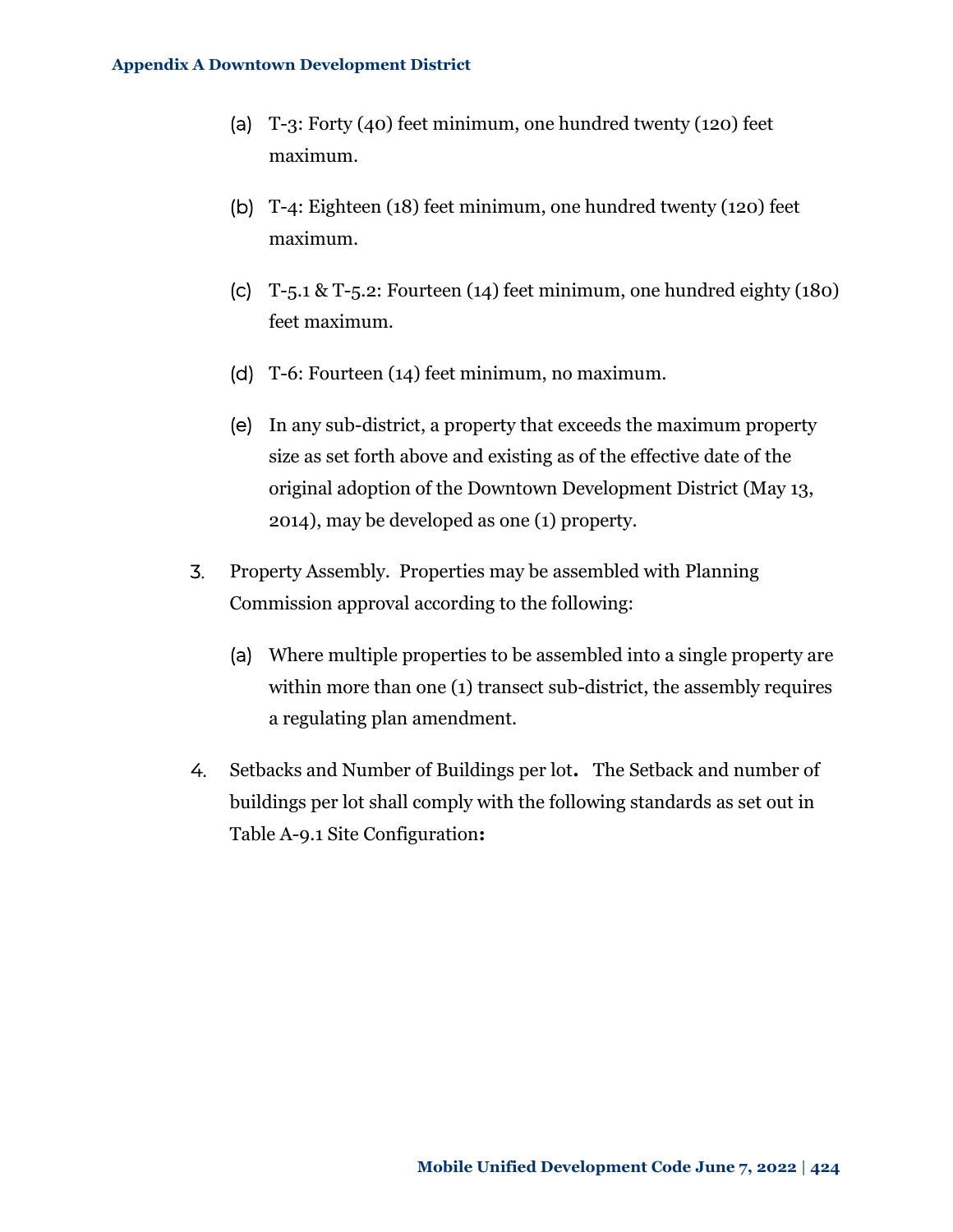(a) T-3: Forty (40) feet minimum, one hundred twenty (120) feet maximum.

(b) T-4: Eighteen (18) feet minimum, one hundred twenty (120) feet maximum.

(c) T-5.1 & T-5.2: Fourteen (14) feet minimum, one hundred eighty (180) feet maximum.

(d) T-6: Fourteen (14) feet minimum, no maximum.

(e) In any sub-district, a property that exceeds the maximum property size as set forth above and existing as of the effective date of the original adoption of the Downtown Development District (May 13, 2014), may be developed as one (1) property.

3. Property Assembly. Properties may be assembled with Planning Commission approval according to the following:

   (a) Where multiple properties to be assembled into a single property are within more than one (1) transect sub-district, the assembly requires a regulating plan amendment.

4. Setbacks and Number of Buildings per lot**.** The Setback and number of buildings per lot shall comply with the following standards as set out in Table A-9.1 Site Configuration**:**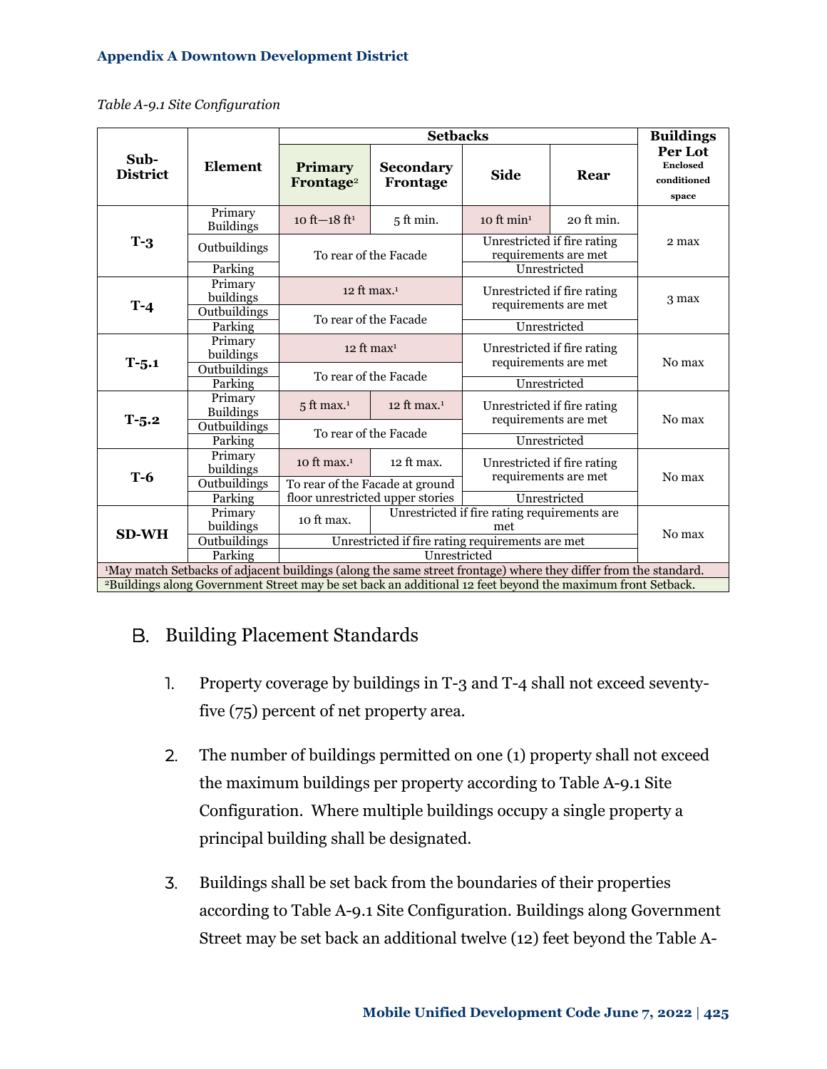## Appendix A Downtown Development District

*Table A-9.1 Site Configuration*

| Sub-District | Element | Setbacks | | | | Buildings Per Lot Enclosed conditioned space |
|---|---|---|---|---|---|---|
| | | Primary Frontage[2] | Secondary Frontage | Side | Rear | |
| T-3 | Primary Buildings | 10 ft—18 ft[1] | 5 ft min. | 10 ft min[1] | 20 ft min. | 2 max |
| | Outbuildings | To rear of the Facade | | Unrestricted if fire rating requirements are met | | |
| | Parking | | | Unrestricted | | |
| T-4 | Primary buildings | 12 ft max.[1] | | Unrestricted if fire rating requirements are met | | 3 max |
| | Outbuildings | To rear of the Facade | | | | |
| | Parking | | | Unrestricted | | |
| T-5.1 | Primary buildings | 12 ft max[1] | | Unrestricted if fire rating requirements are met | | No max |
| | Outbuildings | To rear of the Facade | | | | |
| | Parking | | | Unrestricted | | |
| T-5.2 | Primary Buildings | 5 ft max.[1] | 12 ft max.[1] | Unrestricted if fire rating requirements are met | | No max |
| | Outbuildings | To rear of the Facade | | | | |
| | Parking | | | Unrestricted | | |
| T-6 | Primary buildings | 10 ft max.[1] | 12 ft max. | Unrestricted if fire rating requirements are met | | No max |
| | Outbuildings | To rear of the Facade at ground floor unrestricted upper stories | | | | |
| | Parking | | | Unrestricted | | |
| SD-WH | Primary buildings | 10 ft max. | Unrestricted if fire rating requirements are met | | | No max |
| | Outbuildings | Unrestricted if fire rating requirements are met | | | | |
| | Parking | Unrestricted | | | | |

[1]May match Setbacks of adjacent buildings (along the same street frontage) where they differ from the standard.

[2]Buildings along Government Street may be set back an additional 12 feet beyond the maximum front Setback.

### B. Building Placement Standards

1. Property coverage by buildings in T-3 and T-4 shall not exceed seventy-five (75) percent of net property area.

2. The number of buildings permitted on one (1) property shall not exceed the maximum buildings per property according to Table A-9.1 Site Configuration. Where multiple buildings occupy a single property a principal building shall be designated.

3. Buildings shall be set back from the boundaries of their properties according to Table A-9.1 Site Configuration. Buildings along Government Street may be set back an additional twelve (12) feet beyond the Table A-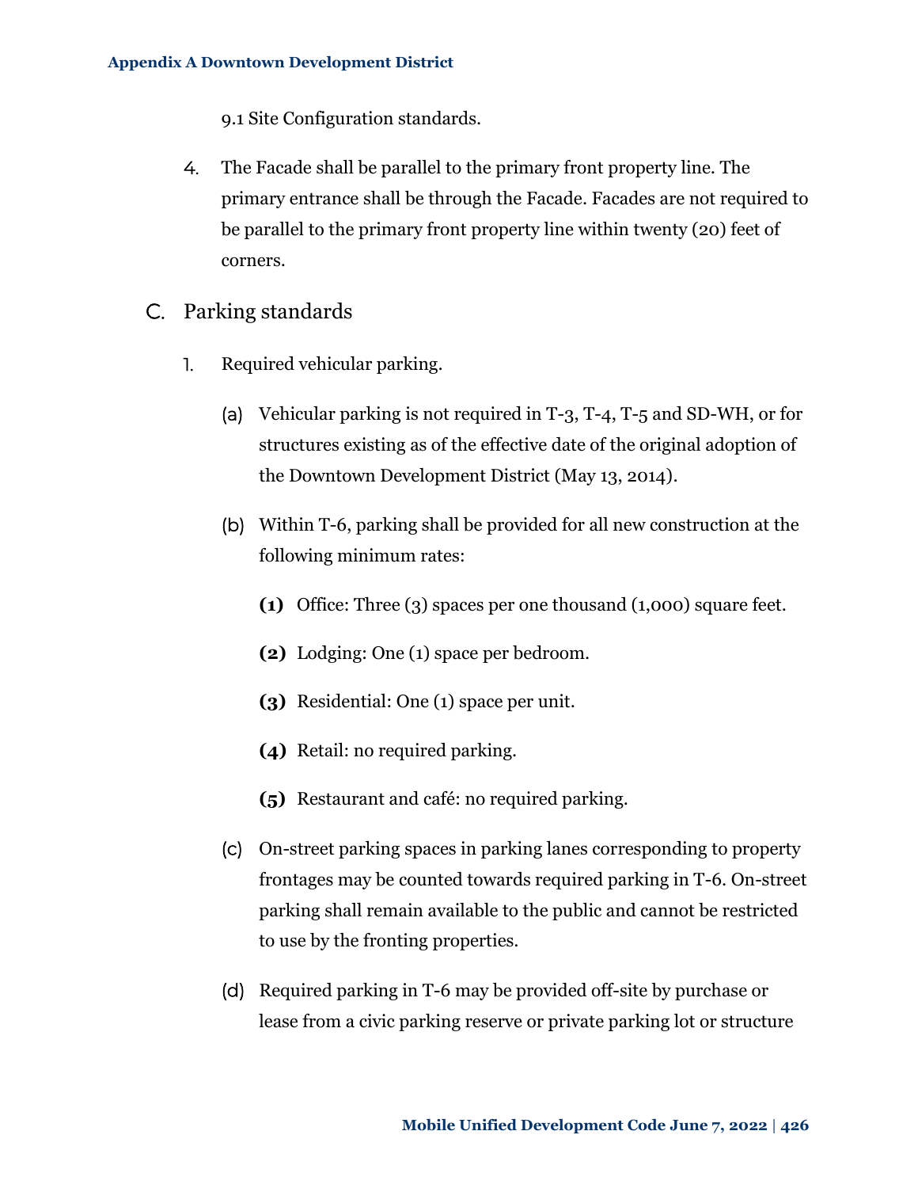9.1 Site Configuration standards.

4. The Facade shall be parallel to the primary front property line. The primary entrance shall be through the Facade. Facades are not required to be parallel to the primary front property line within twenty (20) feet of corners.

## C. Parking standards

1. Required vehicular parking.

   (a) Vehicular parking is not required in T-3, T-4, T-5 and SD-WH, or for structures existing as of the effective date of the original adoption of the Downtown Development District (May 13, 2014).

   (b) Within T-6, parking shall be provided for all new construction at the following minimum rates:

   **(1)** Office: Three (3) spaces per one thousand (1,000) square feet.

   **(2)** Lodging: One (1) space per bedroom.

   **(3)** Residential: One (1) space per unit.

   **(4)** Retail: no required parking.

   **(5)** Restaurant and café: no required parking.

   (c) On-street parking spaces in parking lanes corresponding to property frontages may be counted towards required parking in T-6. On-street parking shall remain available to the public and cannot be restricted to use by the fronting properties.

   (d) Required parking in T-6 may be provided off-site by purchase or lease from a civic parking reserve or private parking lot or structure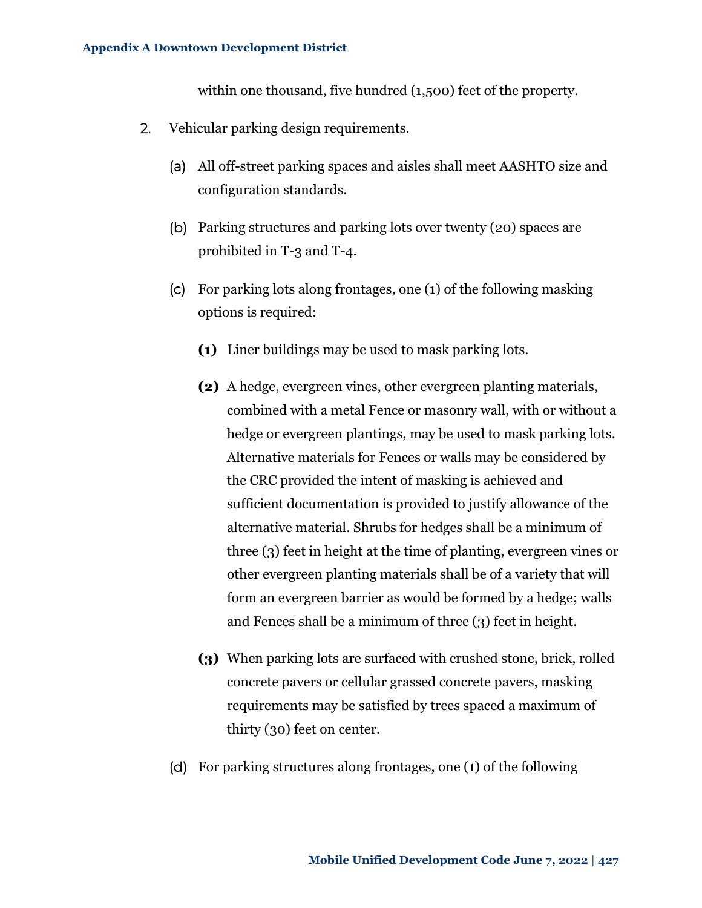within one thousand, five hundred (1,500) feet of the property.

2. Vehicular parking design requirements.

   (a) All off-street parking spaces and aisles shall meet AASHTO size and configuration standards.

   (b) Parking structures and parking lots over twenty (20) spaces are prohibited in T-3 and T-4.

   (c) For parking lots along frontages, one (1) of the following masking options is required:

      **(1)** Liner buildings may be used to mask parking lots.

      **(2)** A hedge, evergreen vines, other evergreen planting materials, combined with a metal Fence or masonry wall, with or without a hedge or evergreen plantings, may be used to mask parking lots. Alternative materials for Fences or walls may be considered by the CRC provided the intent of masking is achieved and sufficient documentation is provided to justify allowance of the alternative material. Shrubs for hedges shall be a minimum of three (3) feet in height at the time of planting, evergreen vines or other evergreen planting materials shall be of a variety that will form an evergreen barrier as would be formed by a hedge; walls and Fences shall be a minimum of three (3) feet in height.

      **(3)** When parking lots are surfaced with crushed stone, brick, rolled concrete pavers or cellular grassed concrete pavers, masking requirements may be satisfied by trees spaced a maximum of thirty (30) feet on center.

   (d) For parking structures along frontages, one (1) of the following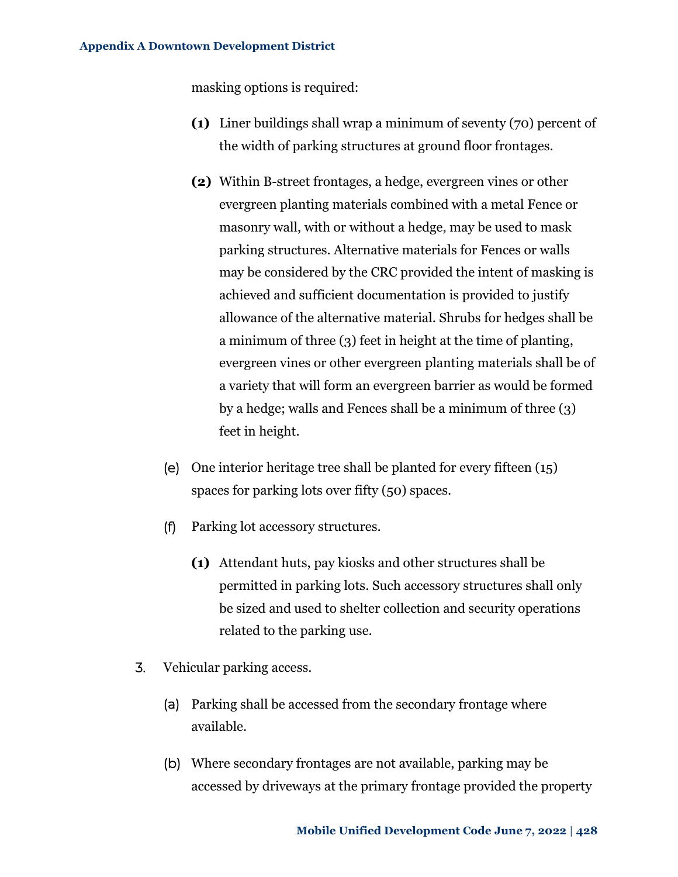masking options is required:

**(1)** Liner buildings shall wrap a minimum of seventy (70) percent of the width of parking structures at ground floor frontages.

**(2)** Within B-street frontages, a hedge, evergreen vines or other evergreen planting materials combined with a metal Fence or masonry wall, with or without a hedge, may be used to mask parking structures. Alternative materials for Fences or walls may be considered by the CRC provided the intent of masking is achieved and sufficient documentation is provided to justify allowance of the alternative material. Shrubs for hedges shall be a minimum of three (3) feet in height at the time of planting, evergreen vines or other evergreen planting materials shall be of a variety that will form an evergreen barrier as would be formed by a hedge; walls and Fences shall be a minimum of three (3) feet in height.

(e) One interior heritage tree shall be planted for every fifteen (15) spaces for parking lots over fifty (50) spaces.

(f) Parking lot accessory structures.

**(1)** Attendant huts, pay kiosks and other structures shall be permitted in parking lots. Such accessory structures shall only be sized and used to shelter collection and security operations related to the parking use.

3. Vehicular parking access.

(a) Parking shall be accessed from the secondary frontage where available.

(b) Where secondary frontages are not available, parking may be accessed by driveways at the primary frontage provided the property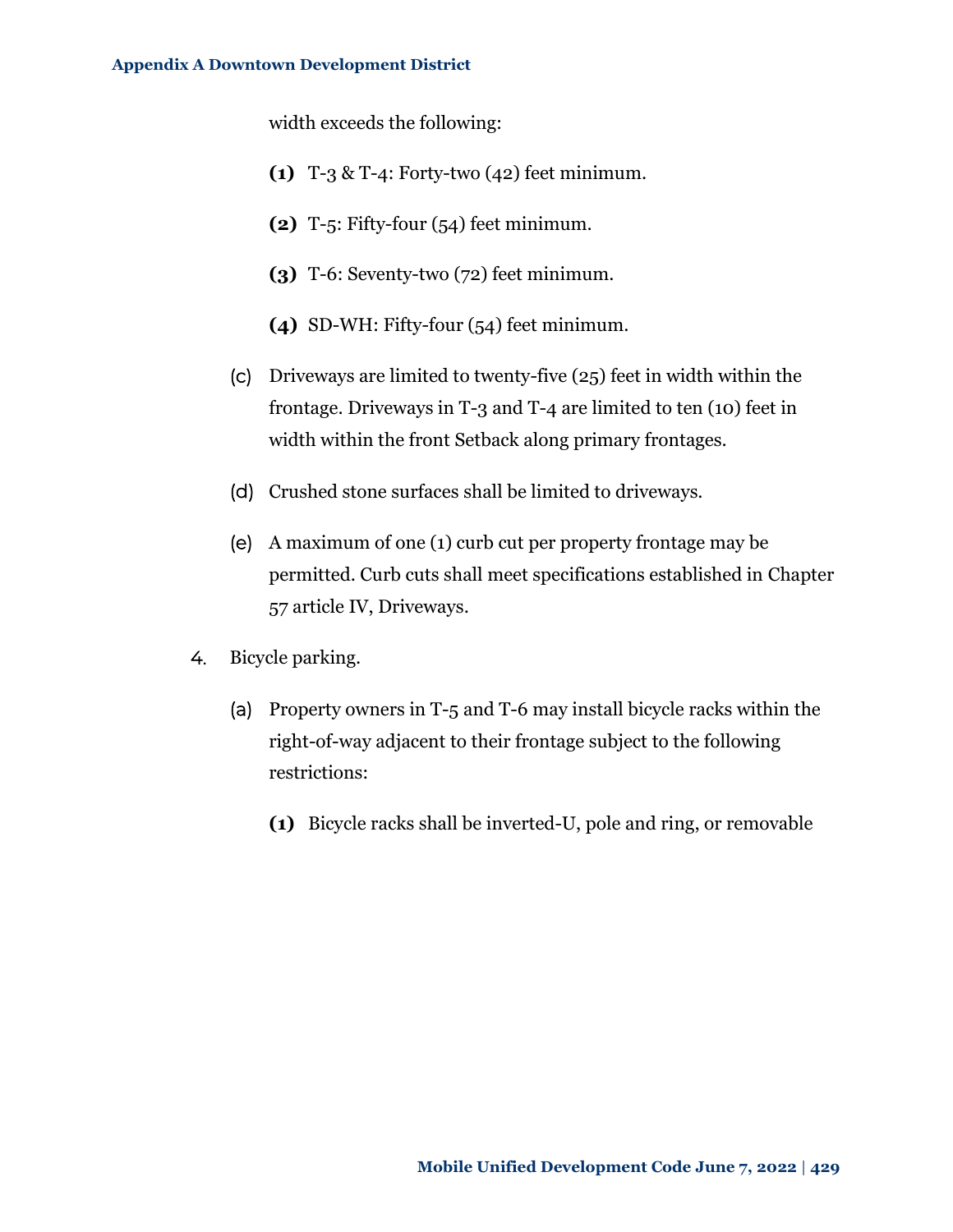width exceeds the following:

**(1)** T-3 & T-4: Forty-two (42) feet minimum.

**(2)** T-5: Fifty-four (54) feet minimum.

**(3)** T-6: Seventy-two (72) feet minimum.

**(4)** SD-WH: Fifty-four (54) feet minimum.

(c) Driveways are limited to twenty-five (25) feet in width within the frontage. Driveways in T-3 and T-4 are limited to ten (10) feet in width within the front Setback along primary frontages.

(d) Crushed stone surfaces shall be limited to driveways.

(e) A maximum of one (1) curb cut per property frontage may be permitted. Curb cuts shall meet specifications established in Chapter 57 article IV, Driveways.

4. Bicycle parking.

(a) Property owners in T-5 and T-6 may install bicycle racks within the right-of-way adjacent to their frontage subject to the following restrictions:

**(1)** Bicycle racks shall be inverted-U, pole and ring, or removable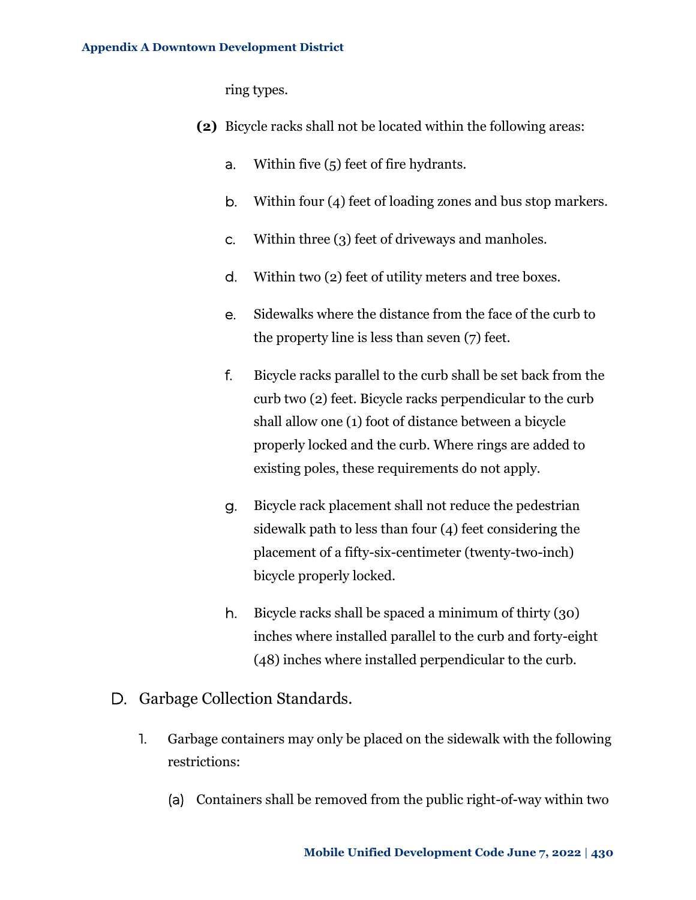ring types.

**(2)** Bicycle racks shall not be located within the following areas:

a. Within five (5) feet of fire hydrants.

b. Within four (4) feet of loading zones and bus stop markers.

c. Within three (3) feet of driveways and manholes.

d. Within two (2) feet of utility meters and tree boxes.

e. Sidewalks where the distance from the face of the curb to the property line is less than seven (7) feet.

f. Bicycle racks parallel to the curb shall be set back from the curb two (2) feet. Bicycle racks perpendicular to the curb shall allow one (1) foot of distance between a bicycle properly locked and the curb. Where rings are added to existing poles, these requirements do not apply.

g. Bicycle rack placement shall not reduce the pedestrian sidewalk path to less than four (4) feet considering the placement of a fifty-six-centimeter (twenty-two-inch) bicycle properly locked.

h. Bicycle racks shall be spaced a minimum of thirty (30) inches where installed parallel to the curb and forty-eight (48) inches where installed perpendicular to the curb.

## D. Garbage Collection Standards.

1. Garbage containers may only be placed on the sidewalk with the following restrictions:

   (a) Containers shall be removed from the public right-of-way within two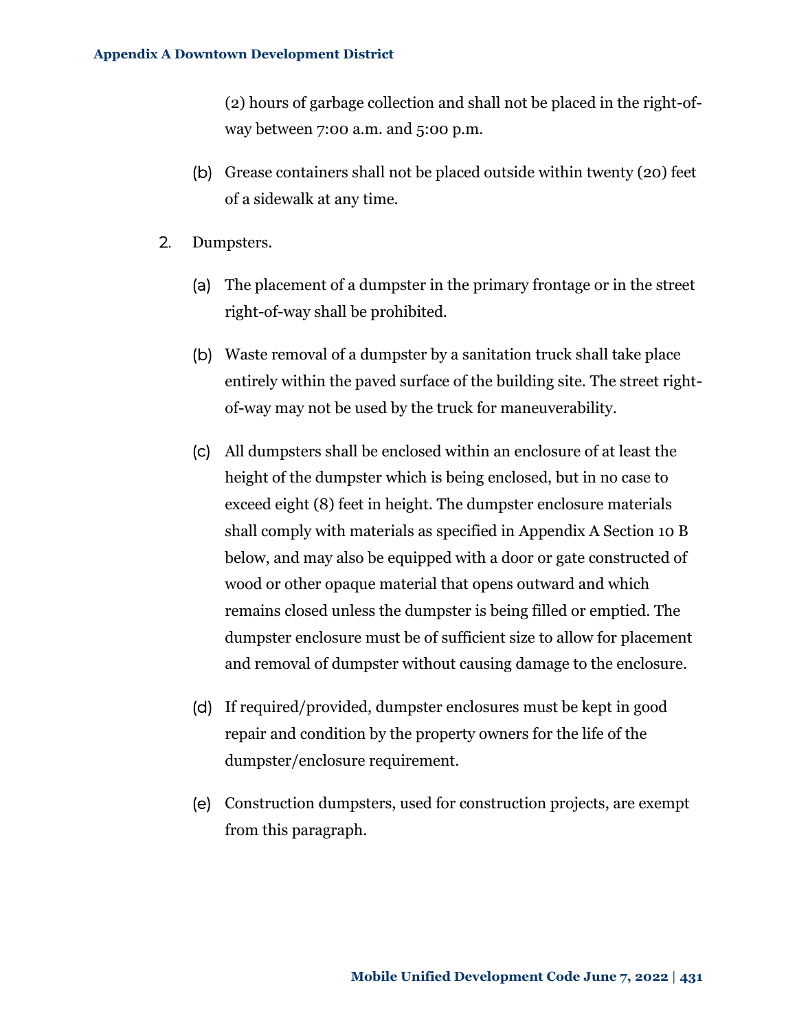(2) hours of garbage collection and shall not be placed in the right-of-way between 7:00 a.m. and 5:00 p.m.

(b) Grease containers shall not be placed outside within twenty (20) feet of a sidewalk at any time.

2. Dumpsters.

   (a) The placement of a dumpster in the primary frontage or in the street right-of-way shall be prohibited.

   (b) Waste removal of a dumpster by a sanitation truck shall take place entirely within the paved surface of the building site. The street right-of-way may not be used by the truck for maneuverability.

   (c) All dumpsters shall be enclosed within an enclosure of at least the height of the dumpster which is being enclosed, but in no case to exceed eight (8) feet in height. The dumpster enclosure materials shall comply with materials as specified in Appendix A Section 10 B below, and may also be equipped with a door or gate constructed of wood or other opaque material that opens outward and which remains closed unless the dumpster is being filled or emptied. The dumpster enclosure must be of sufficient size to allow for placement and removal of dumpster without causing damage to the enclosure.

   (d) If required/provided, dumpster enclosures must be kept in good repair and condition by the property owners for the life of the dumpster/enclosure requirement.

   (e) Construction dumpsters, used for construction projects, are exempt from this paragraph.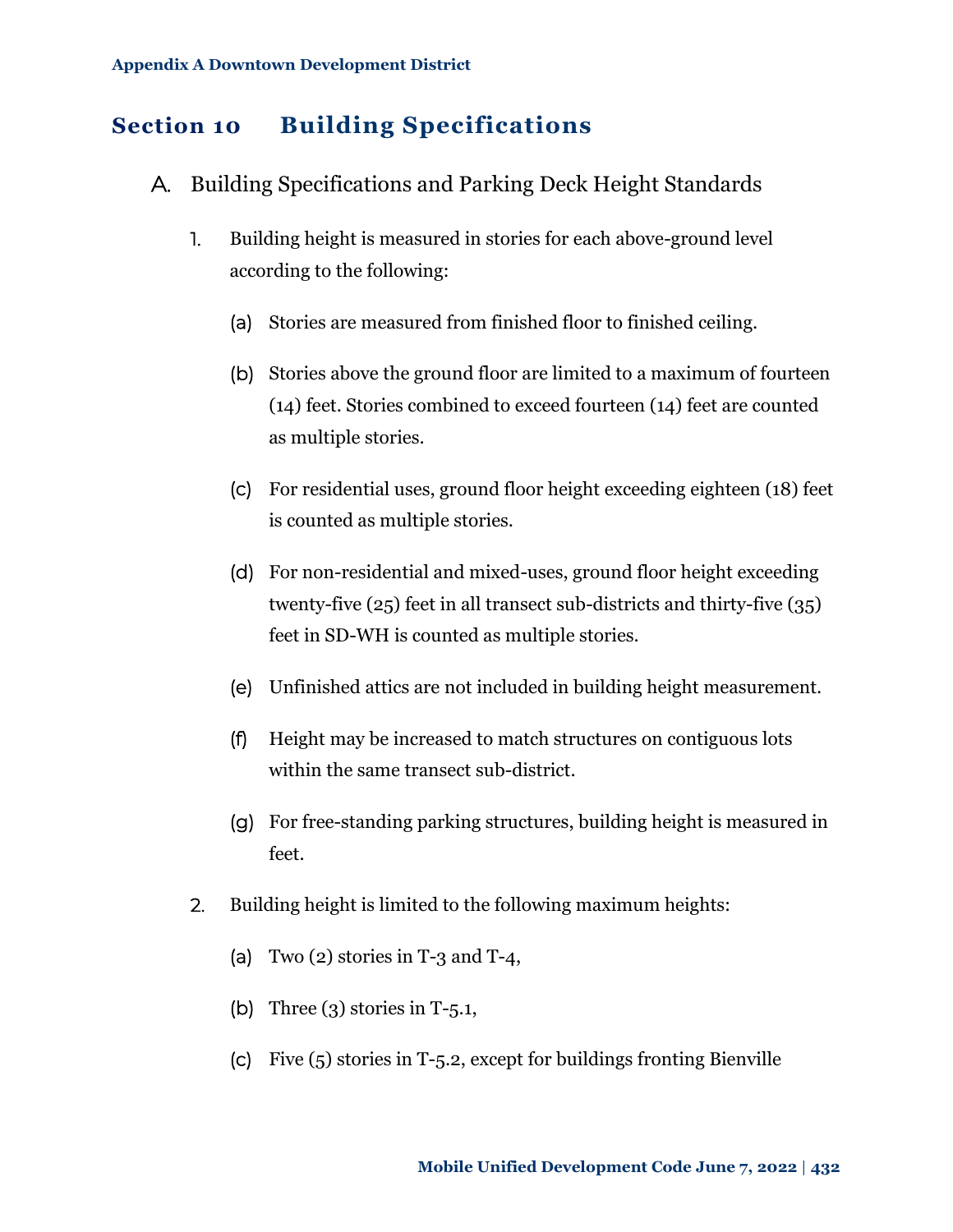# Section 10 Building Specifications

## A. Building Specifications and Parking Deck Height Standards

1. Building height is measured in stories for each above-ground level according to the following:

   (a) Stories are measured from finished floor to finished ceiling.

   (b) Stories above the ground floor are limited to a maximum of fourteen (14) feet. Stories combined to exceed fourteen (14) feet are counted as multiple stories.

   (c) For residential uses, ground floor height exceeding eighteen (18) feet is counted as multiple stories.

   (d) For non-residential and mixed-uses, ground floor height exceeding twenty-five (25) feet in all transect sub-districts and thirty-five (35) feet in SD-WH is counted as multiple stories.

   (e) Unfinished attics are not included in building height measurement.

   (f) Height may be increased to match structures on contiguous lots within the same transect sub-district.

   (g) For free-standing parking structures, building height is measured in feet.

2. Building height is limited to the following maximum heights:

   (a) Two (2) stories in T-3 and T-4,

   (b) Three (3) stories in T-5.1,

   (c) Five (5) stories in T-5.2, except for buildings fronting Bienville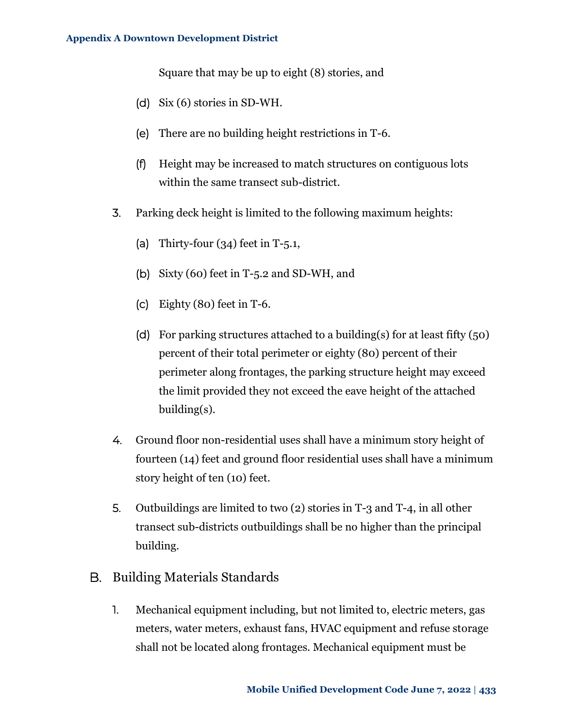Square that may be up to eight (8) stories, and

(d) Six (6) stories in SD-WH.

(e) There are no building height restrictions in T-6.

(f) Height may be increased to match structures on contiguous lots within the same transect sub-district.

3. Parking deck height is limited to the following maximum heights:

   (a) Thirty-four (34) feet in T-5.1,

   (b) Sixty (60) feet in T-5.2 and SD-WH, and

   (c) Eighty (80) feet in T-6.

   (d) For parking structures attached to a building(s) for at least fifty (50) percent of their total perimeter or eighty (80) percent of their perimeter along frontages, the parking structure height may exceed the limit provided they not exceed the eave height of the attached building(s).

4. Ground floor non-residential uses shall have a minimum story height of fourteen (14) feet and ground floor residential uses shall have a minimum story height of ten (10) feet.

5. Outbuildings are limited to two (2) stories in T-3 and T-4, in all other transect sub-districts outbuildings shall be no higher than the principal building.

## B. Building Materials Standards

1. Mechanical equipment including, but not limited to, electric meters, gas meters, water meters, exhaust fans, HVAC equipment and refuse storage shall not be located along frontages. Mechanical equipment must be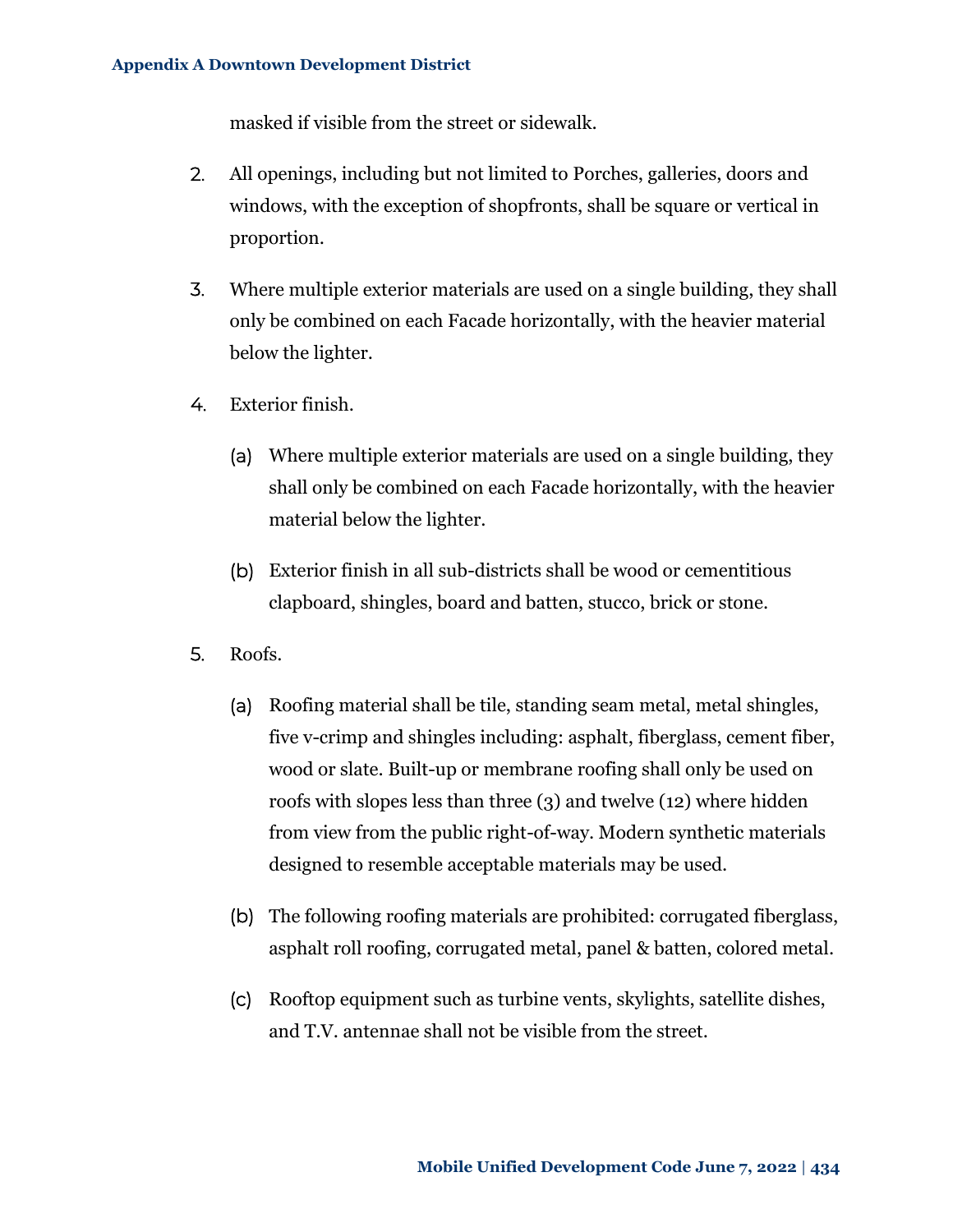masked if visible from the street or sidewalk.

2. All openings, including but not limited to Porches, galleries, doors and windows, with the exception of shopfronts, shall be square or vertical in proportion.

3. Where multiple exterior materials are used on a single building, they shall only be combined on each Facade horizontally, with the heavier material below the lighter.

4. Exterior finish.

   (a) Where multiple exterior materials are used on a single building, they shall only be combined on each Facade horizontally, with the heavier material below the lighter.

   (b) Exterior finish in all sub-districts shall be wood or cementitious clapboard, shingles, board and batten, stucco, brick or stone.

5. Roofs.

   (a) Roofing material shall be tile, standing seam metal, metal shingles, five v-crimp and shingles including: asphalt, fiberglass, cement fiber, wood or slate. Built-up or membrane roofing shall only be used on roofs with slopes less than three (3) and twelve (12) where hidden from view from the public right-of-way. Modern synthetic materials designed to resemble acceptable materials may be used.

   (b) The following roofing materials are prohibited: corrugated fiberglass, asphalt roll roofing, corrugated metal, panel & batten, colored metal.

   (c) Rooftop equipment such as turbine vents, skylights, satellite dishes, and T.V. antennae shall not be visible from the street.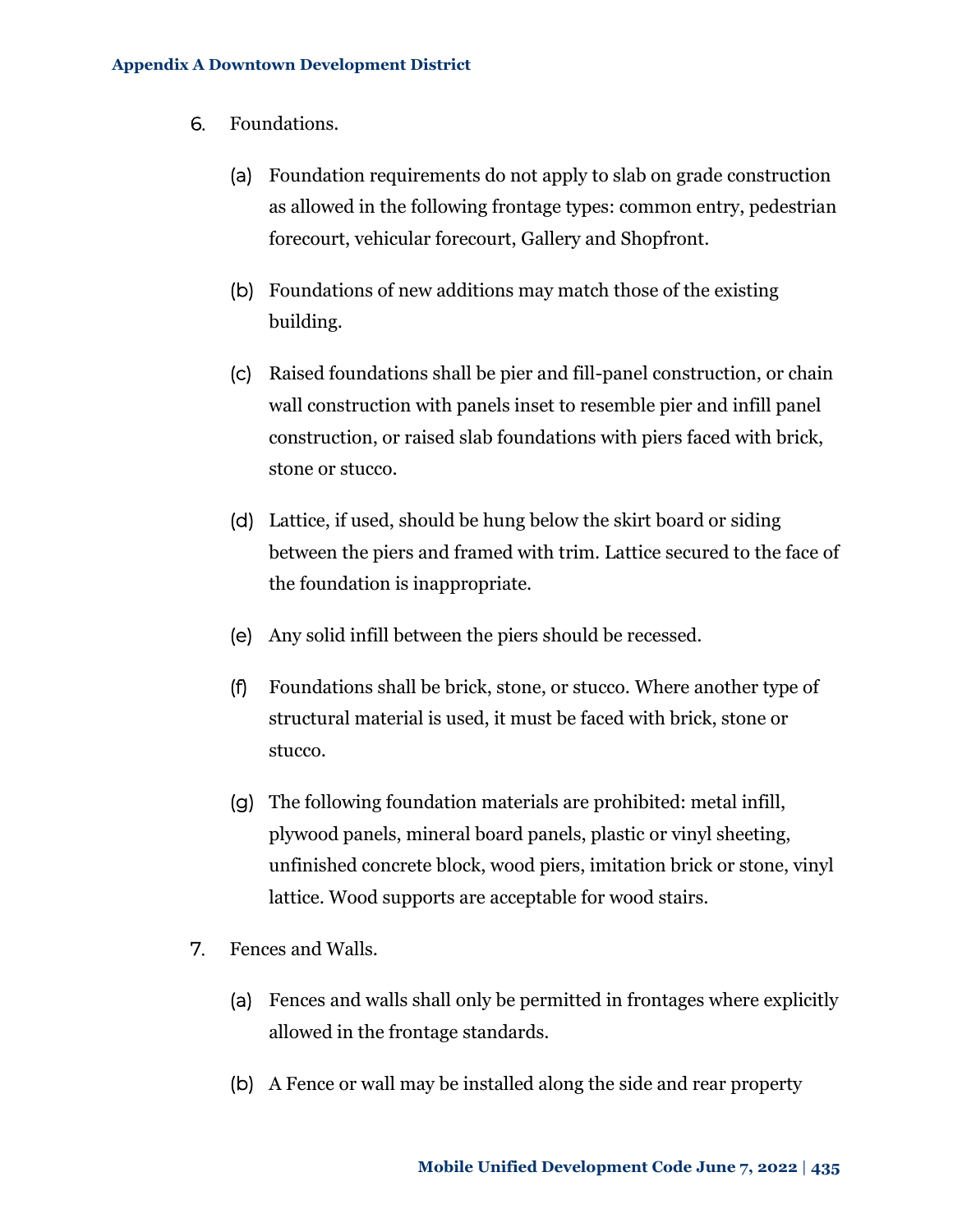6. Foundations.

   (a) Foundation requirements do not apply to slab on grade construction as allowed in the following frontage types: common entry, pedestrian forecourt, vehicular forecourt, Gallery and Shopfront.

   (b) Foundations of new additions may match those of the existing building.

   (c) Raised foundations shall be pier and fill-panel construction, or chain wall construction with panels inset to resemble pier and infill panel construction, or raised slab foundations with piers faced with brick, stone or stucco.

   (d) Lattice, if used, should be hung below the skirt board or siding between the piers and framed with trim. Lattice secured to the face of the foundation is inappropriate.

   (e) Any solid infill between the piers should be recessed.

   (f) Foundations shall be brick, stone, or stucco. Where another type of structural material is used, it must be faced with brick, stone or stucco.

   (g) The following foundation materials are prohibited: metal infill, plywood panels, mineral board panels, plastic or vinyl sheeting, unfinished concrete block, wood piers, imitation brick or stone, vinyl lattice. Wood supports are acceptable for wood stairs.

7. Fences and Walls.

   (a) Fences and walls shall only be permitted in frontages where explicitly allowed in the frontage standards.

   (b) A Fence or wall may be installed along the side and rear property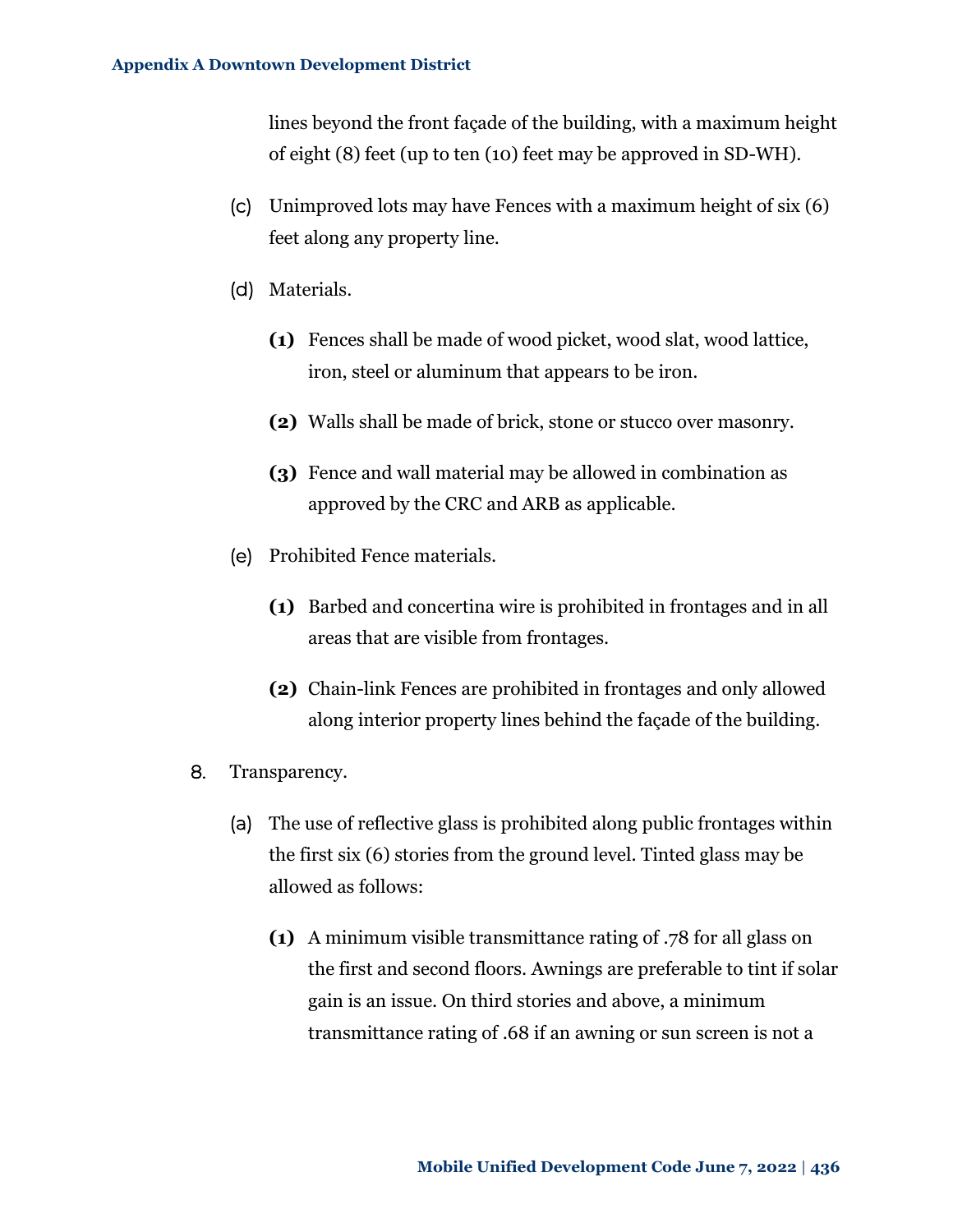lines beyond the front façade of the building, with a maximum height of eight (8) feet (up to ten (10) feet may be approved in SD-WH).

(c) Unimproved lots may have Fences with a maximum height of six (6) feet along any property line.

(d) Materials.

**(1)** Fences shall be made of wood picket, wood slat, wood lattice, iron, steel or aluminum that appears to be iron.

**(2)** Walls shall be made of brick, stone or stucco over masonry.

**(3)** Fence and wall material may be allowed in combination as approved by the CRC and ARB as applicable.

(e) Prohibited Fence materials.

**(1)** Barbed and concertina wire is prohibited in frontages and in all areas that are visible from frontages.

**(2)** Chain-link Fences are prohibited in frontages and only allowed along interior property lines behind the façade of the building.

8. Transparency.

(a) The use of reflective glass is prohibited along public frontages within the first six (6) stories from the ground level. Tinted glass may be allowed as follows:

**(1)** A minimum visible transmittance rating of .78 for all glass on the first and second floors. Awnings are preferable to tint if solar gain is an issue. On third stories and above, a minimum transmittance rating of .68 if an awning or sun screen is not a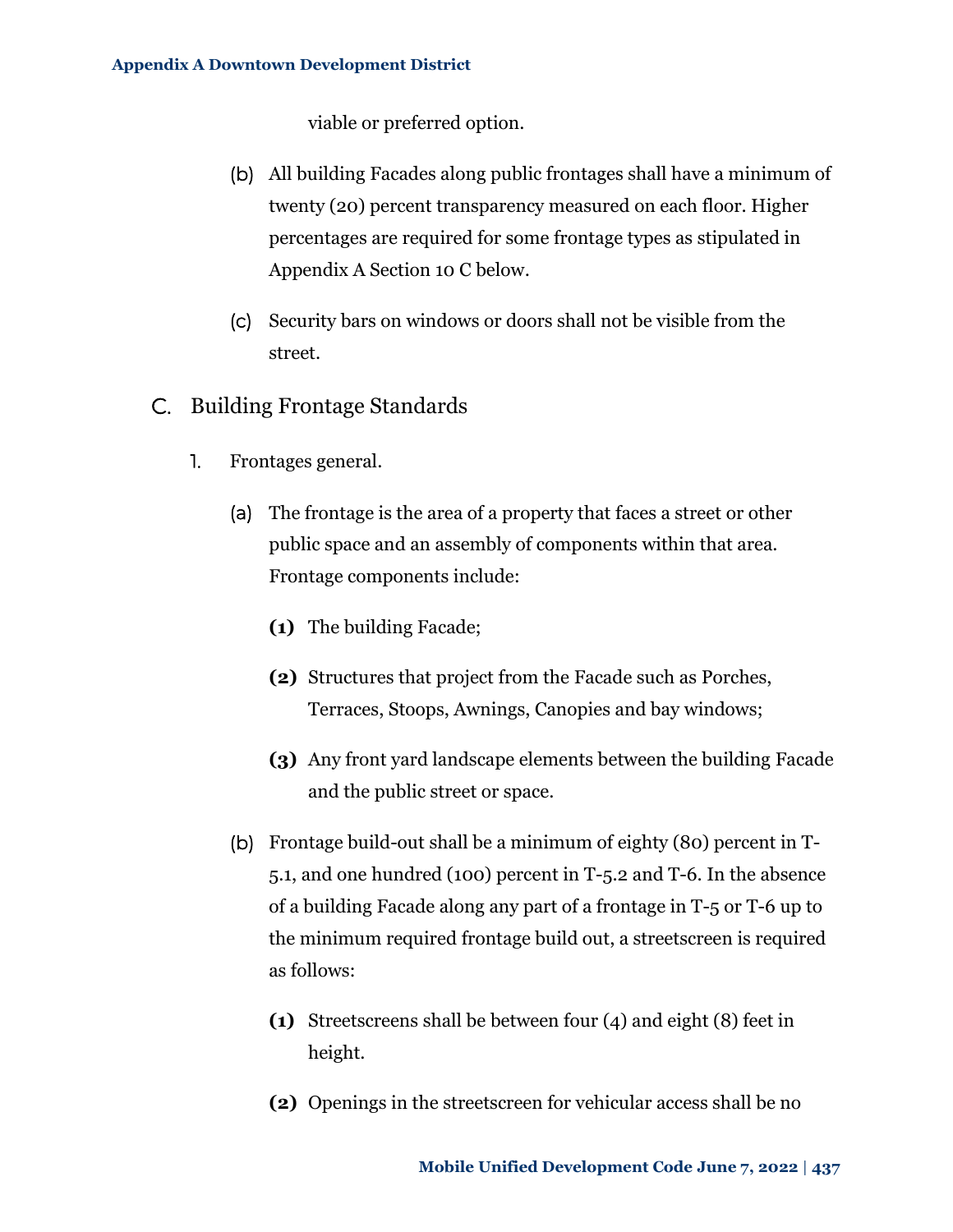viable or preferred option.

(b) All building Facades along public frontages shall have a minimum of twenty (20) percent transparency measured on each floor. Higher percentages are required for some frontage types as stipulated in Appendix A Section 10 C below.

(c) Security bars on windows or doors shall not be visible from the street.

## C. Building Frontage Standards

1. Frontages general.

(a) The frontage is the area of a property that faces a street or other public space and an assembly of components within that area. Frontage components include:

**(1)** The building Facade;

**(2)** Structures that project from the Facade such as Porches, Terraces, Stoops, Awnings, Canopies and bay windows;

**(3)** Any front yard landscape elements between the building Facade and the public street or space.

(b) Frontage build-out shall be a minimum of eighty (80) percent in T-5.1, and one hundred (100) percent in T-5.2 and T-6. In the absence of a building Facade along any part of a frontage in T-5 or T-6 up to the minimum required frontage build out, a streetscreen is required as follows:

**(1)** Streetscreens shall be between four (4) and eight (8) feet in height.

**(2)** Openings in the streetscreen for vehicular access shall be no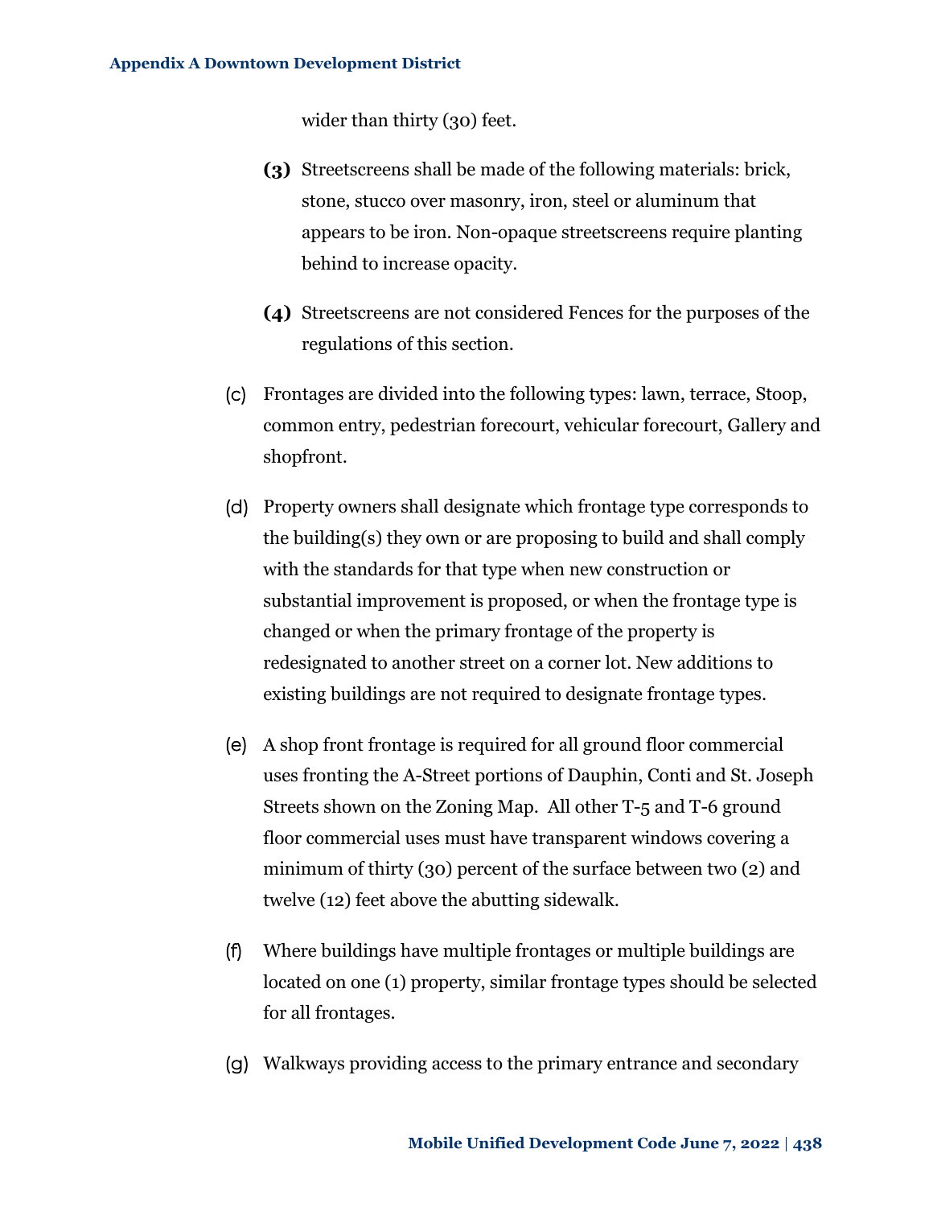wider than thirty (30) feet.

**(3)** Streetscreens shall be made of the following materials: brick, stone, stucco over masonry, iron, steel or aluminum that appears to be iron. Non-opaque streetscreens require planting behind to increase opacity.

**(4)** Streetscreens are not considered Fences for the purposes of the regulations of this section.

(c) Frontages are divided into the following types: lawn, terrace, Stoop, common entry, pedestrian forecourt, vehicular forecourt, Gallery and shopfront.

(d) Property owners shall designate which frontage type corresponds to the building(s) they own or are proposing to build and shall comply with the standards for that type when new construction or substantial improvement is proposed, or when the frontage type is changed or when the primary frontage of the property is redesignated to another street on a corner lot. New additions to existing buildings are not required to designate frontage types.

(e) A shop front frontage is required for all ground floor commercial uses fronting the A-Street portions of Dauphin, Conti and St. Joseph Streets shown on the Zoning Map. All other T-5 and T-6 ground floor commercial uses must have transparent windows covering a minimum of thirty (30) percent of the surface between two (2) and twelve (12) feet above the abutting sidewalk.

(f) Where buildings have multiple frontages or multiple buildings are located on one (1) property, similar frontage types should be selected for all frontages.

(g) Walkways providing access to the primary entrance and secondary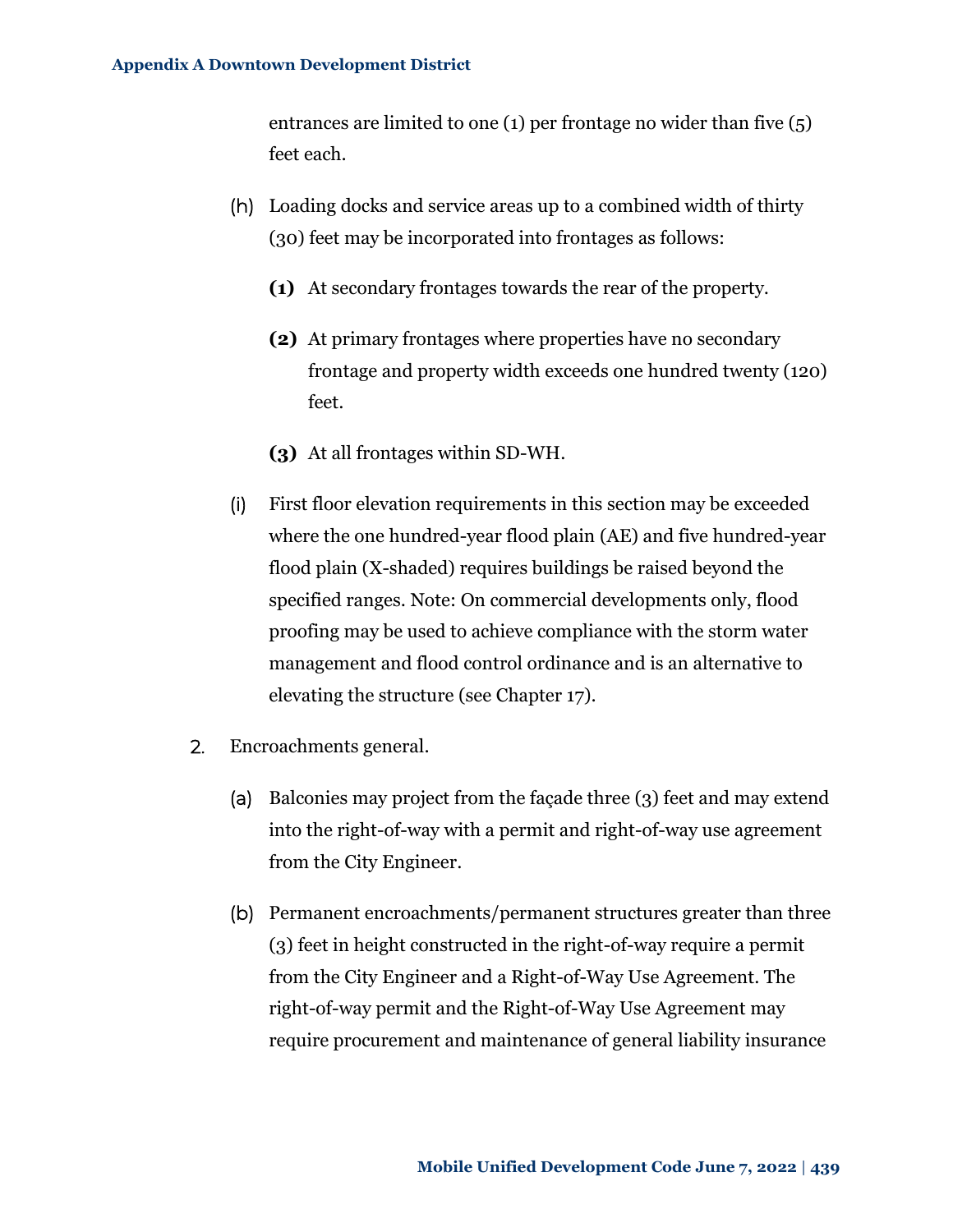entrances are limited to one (1) per frontage no wider than five (5) feet each.

(h) Loading docks and service areas up to a combined width of thirty (30) feet may be incorporated into frontages as follows:

**(1)** At secondary frontages towards the rear of the property.

**(2)** At primary frontages where properties have no secondary frontage and property width exceeds one hundred twenty (120) feet.

**(3)** At all frontages within SD-WH.

(i) First floor elevation requirements in this section may be exceeded where the one hundred-year flood plain (AE) and five hundred-year flood plain (X-shaded) requires buildings be raised beyond the specified ranges. Note: On commercial developments only, flood proofing may be used to achieve compliance with the storm water management and flood control ordinance and is an alternative to elevating the structure (see Chapter 17).

2. Encroachments general.

(a) Balconies may project from the façade three (3) feet and may extend into the right-of-way with a permit and right-of-way use agreement from the City Engineer.

(b) Permanent encroachments/permanent structures greater than three (3) feet in height constructed in the right-of-way require a permit from the City Engineer and a Right-of-Way Use Agreement. The right-of-way permit and the Right-of-Way Use Agreement may require procurement and maintenance of general liability insurance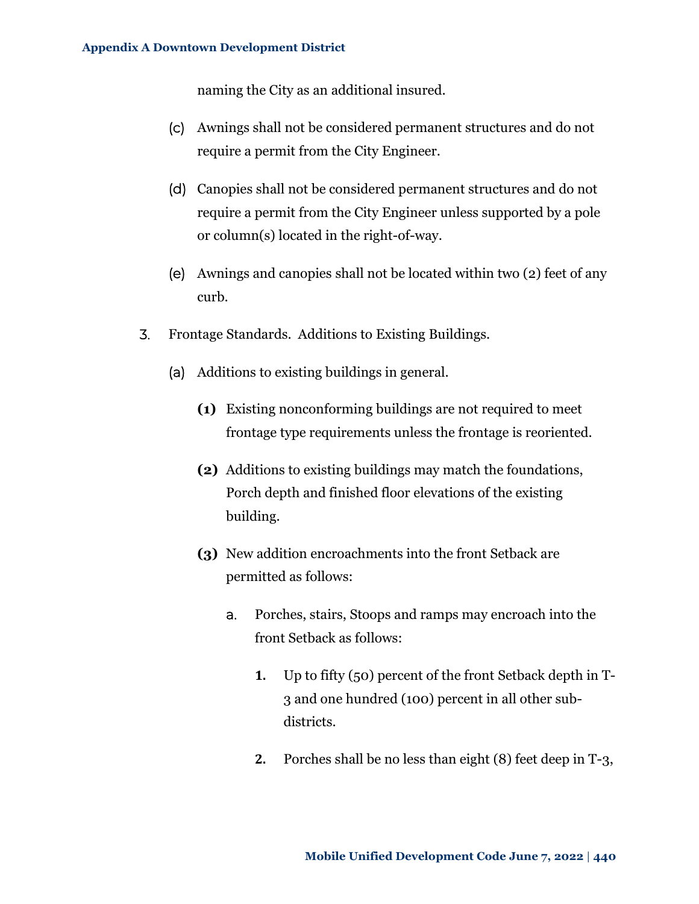naming the City as an additional insured.

(c) Awnings shall not be considered permanent structures and do not require a permit from the City Engineer.

(d) Canopies shall not be considered permanent structures and do not require a permit from the City Engineer unless supported by a pole or column(s) located in the right-of-way.

(e) Awnings and canopies shall not be located within two (2) feet of any curb.

3. Frontage Standards. Additions to Existing Buildings.

(a) Additions to existing buildings in general.

**(1)** Existing nonconforming buildings are not required to meet frontage type requirements unless the frontage is reoriented.

**(2)** Additions to existing buildings may match the foundations, Porch depth and finished floor elevations of the existing building.

**(3)** New addition encroachments into the front Setback are permitted as follows:

a. Porches, stairs, Stoops and ramps may encroach into the front Setback as follows:

**1.** Up to fifty (50) percent of the front Setback depth in T-3 and one hundred (100) percent in all other sub-districts.

**2.** Porches shall be no less than eight (8) feet deep in T-3,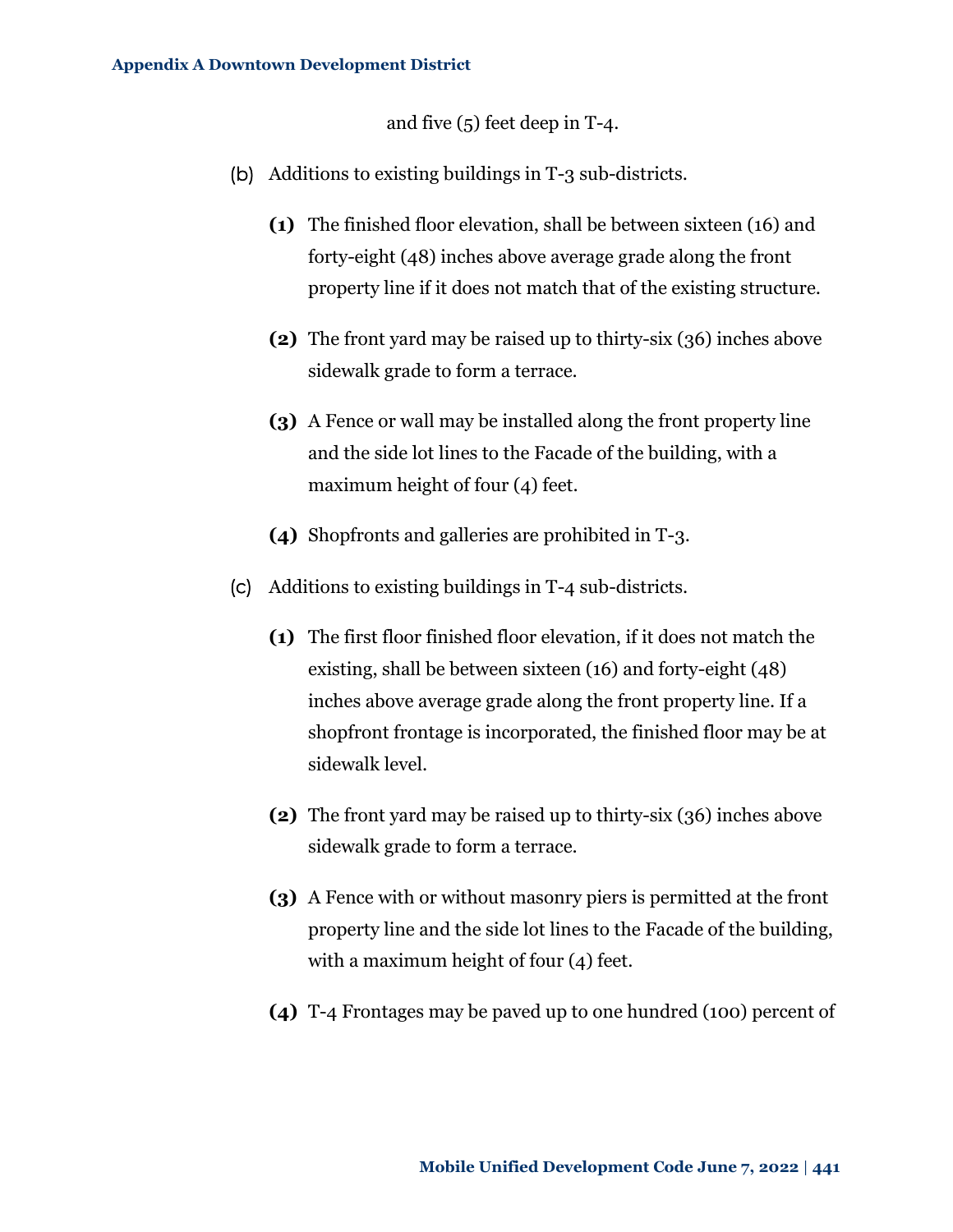and five (5) feet deep in T-4.

(b) Additions to existing buildings in T-3 sub-districts.

**(1)** The finished floor elevation, shall be between sixteen (16) and forty-eight (48) inches above average grade along the front property line if it does not match that of the existing structure.

**(2)** The front yard may be raised up to thirty-six (36) inches above sidewalk grade to form a terrace.

**(3)** A Fence or wall may be installed along the front property line and the side lot lines to the Facade of the building, with a maximum height of four (4) feet.

**(4)** Shopfronts and galleries are prohibited in T-3.

(c) Additions to existing buildings in T-4 sub-districts.

**(1)** The first floor finished floor elevation, if it does not match the existing, shall be between sixteen (16) and forty-eight (48) inches above average grade along the front property line. If a shopfront frontage is incorporated, the finished floor may be at sidewalk level.

**(2)** The front yard may be raised up to thirty-six (36) inches above sidewalk grade to form a terrace.

**(3)** A Fence with or without masonry piers is permitted at the front property line and the side lot lines to the Facade of the building, with a maximum height of four (4) feet.

**(4)** T-4 Frontages may be paved up to one hundred (100) percent of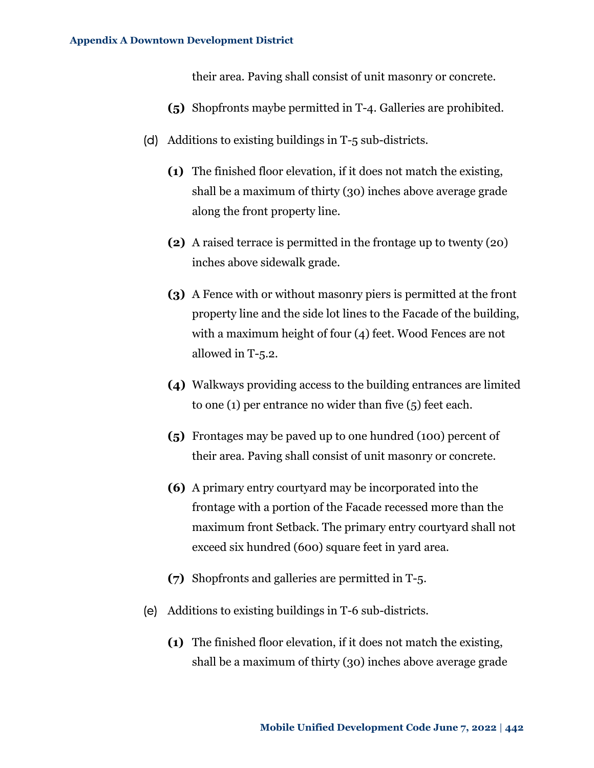their area. Paving shall consist of unit masonry or concrete.

**(5)** Shopfronts maybe permitted in T-4. Galleries are prohibited.

(d) Additions to existing buildings in T-5 sub-districts.

**(1)** The finished floor elevation, if it does not match the existing, shall be a maximum of thirty (30) inches above average grade along the front property line.

**(2)** A raised terrace is permitted in the frontage up to twenty (20) inches above sidewalk grade.

**(3)** A Fence with or without masonry piers is permitted at the front property line and the side lot lines to the Facade of the building, with a maximum height of four (4) feet. Wood Fences are not allowed in T-5.2.

**(4)** Walkways providing access to the building entrances are limited to one (1) per entrance no wider than five (5) feet each.

**(5)** Frontages may be paved up to one hundred (100) percent of their area. Paving shall consist of unit masonry or concrete.

**(6)** A primary entry courtyard may be incorporated into the frontage with a portion of the Facade recessed more than the maximum front Setback. The primary entry courtyard shall not exceed six hundred (600) square feet in yard area.

**(7)** Shopfronts and galleries are permitted in T-5.

(e) Additions to existing buildings in T-6 sub-districts.

**(1)** The finished floor elevation, if it does not match the existing, shall be a maximum of thirty (30) inches above average grade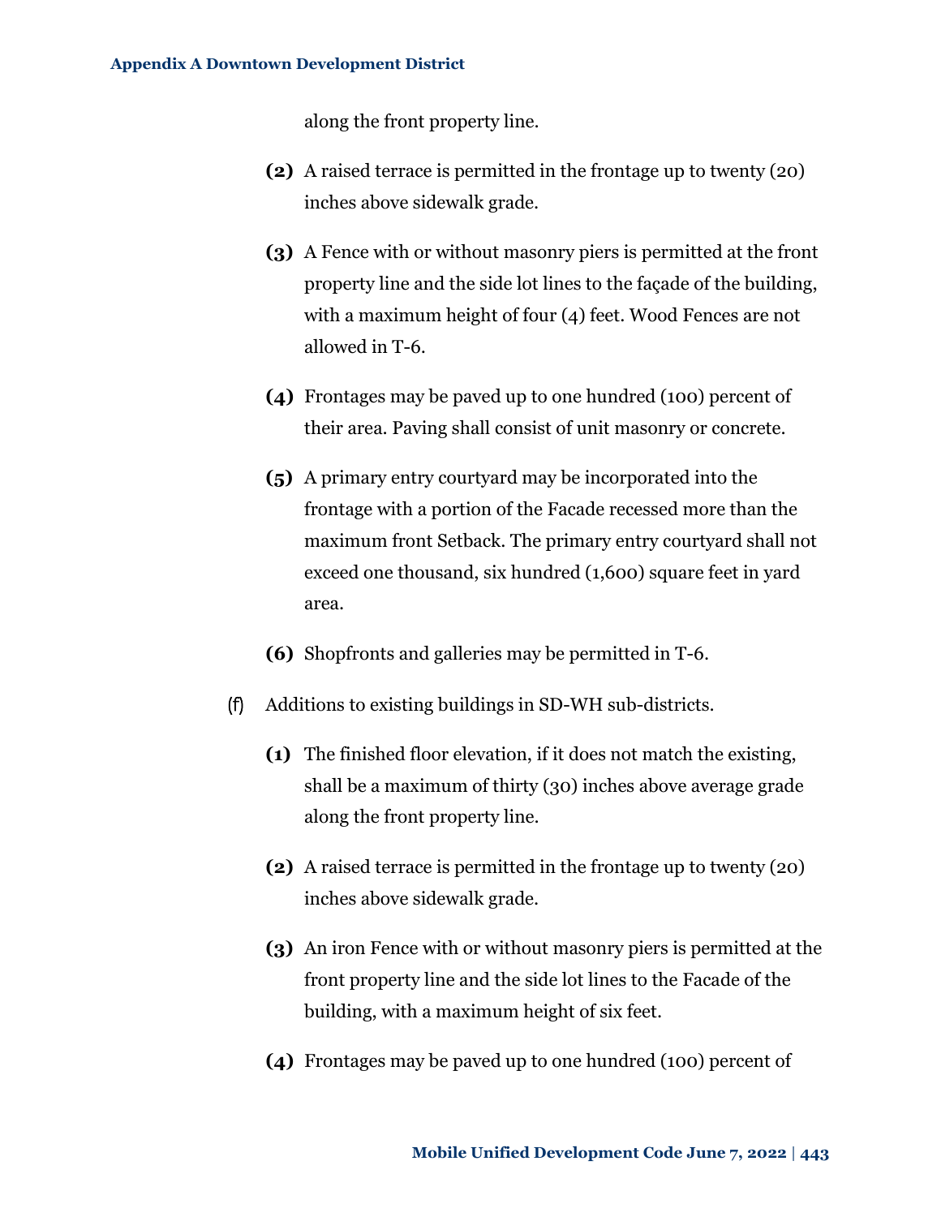along the front property line.

**(2)** A raised terrace is permitted in the frontage up to twenty (20) inches above sidewalk grade.

**(3)** A Fence with or without masonry piers is permitted at the front property line and the side lot lines to the façade of the building, with a maximum height of four (4) feet. Wood Fences are not allowed in T-6.

**(4)** Frontages may be paved up to one hundred (100) percent of their area. Paving shall consist of unit masonry or concrete.

**(5)** A primary entry courtyard may be incorporated into the frontage with a portion of the Facade recessed more than the maximum front Setback. The primary entry courtyard shall not exceed one thousand, six hundred (1,600) square feet in yard area.

**(6)** Shopfronts and galleries may be permitted in T-6.

(f) Additions to existing buildings in SD-WH sub-districts.

**(1)** The finished floor elevation, if it does not match the existing, shall be a maximum of thirty (30) inches above average grade along the front property line.

**(2)** A raised terrace is permitted in the frontage up to twenty (20) inches above sidewalk grade.

**(3)** An iron Fence with or without masonry piers is permitted at the front property line and the side lot lines to the Facade of the building, with a maximum height of six feet.

**(4)** Frontages may be paved up to one hundred (100) percent of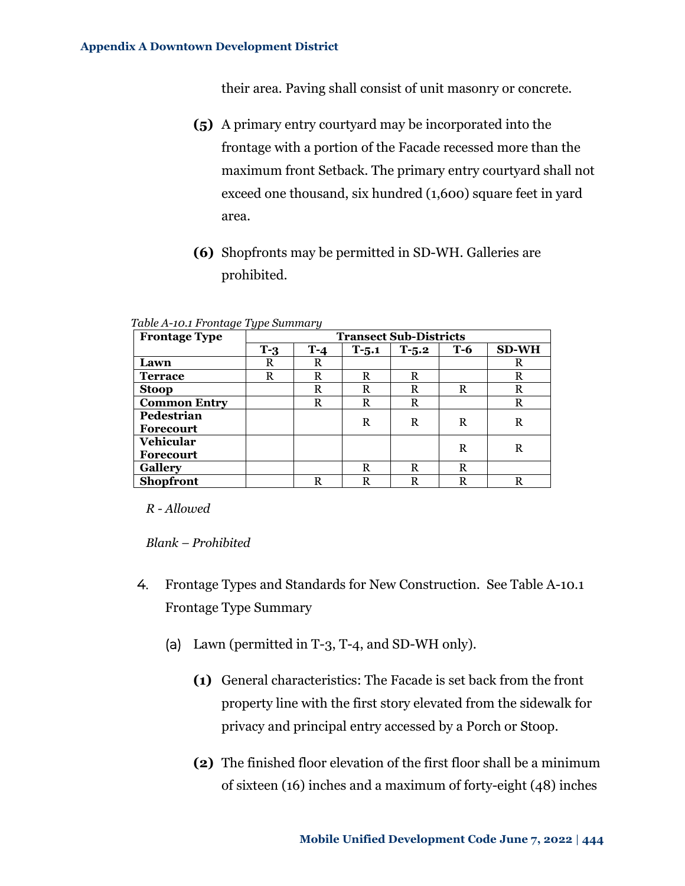their area. Paving shall consist of unit masonry or concrete.

**(5)** A primary entry courtyard may be incorporated into the frontage with a portion of the Facade recessed more than the maximum front Setback. The primary entry courtyard shall not exceed one thousand, six hundred (1,600) square feet in yard area.

**(6)** Shopfronts may be permitted in SD-WH. Galleries are prohibited.

*Table A-10.1 Frontage Type Summary*

| Frontage Type | Transect Sub-Districts | | | | | |
|---|---|---|---|---|---|---|
| | **T-3** | **T-4** | **T-5.1** | **T-5.2** | **T-6** | **SD-WH** |
| **Lawn** | R | R | | | | R |
| **Terrace** | R | R | R | R | | R |
| **Stoop** | | R | R | R | R | R |
| **Common Entry** | | R | R | R | | R |
| **Pedestrian Forecourt** | | | R | R | R | R |
| **Vehicular Forecourt** | | | | | R | R |
| **Gallery** | | | R | R | R | |
| **Shopfront** | | R | R | R | R | R |

*R - Allowed*

*Blank – Prohibited*

4. Frontage Types and Standards for New Construction. See Table A-10.1 Frontage Type Summary

   (a) Lawn (permitted in T-3, T-4, and SD-WH only).

   **(1)** General characteristics: The Facade is set back from the front property line with the first story elevated from the sidewalk for privacy and principal entry accessed by a Porch or Stoop.

   **(2)** The finished floor elevation of the first floor shall be a minimum of sixteen (16) inches and a maximum of forty-eight (48) inches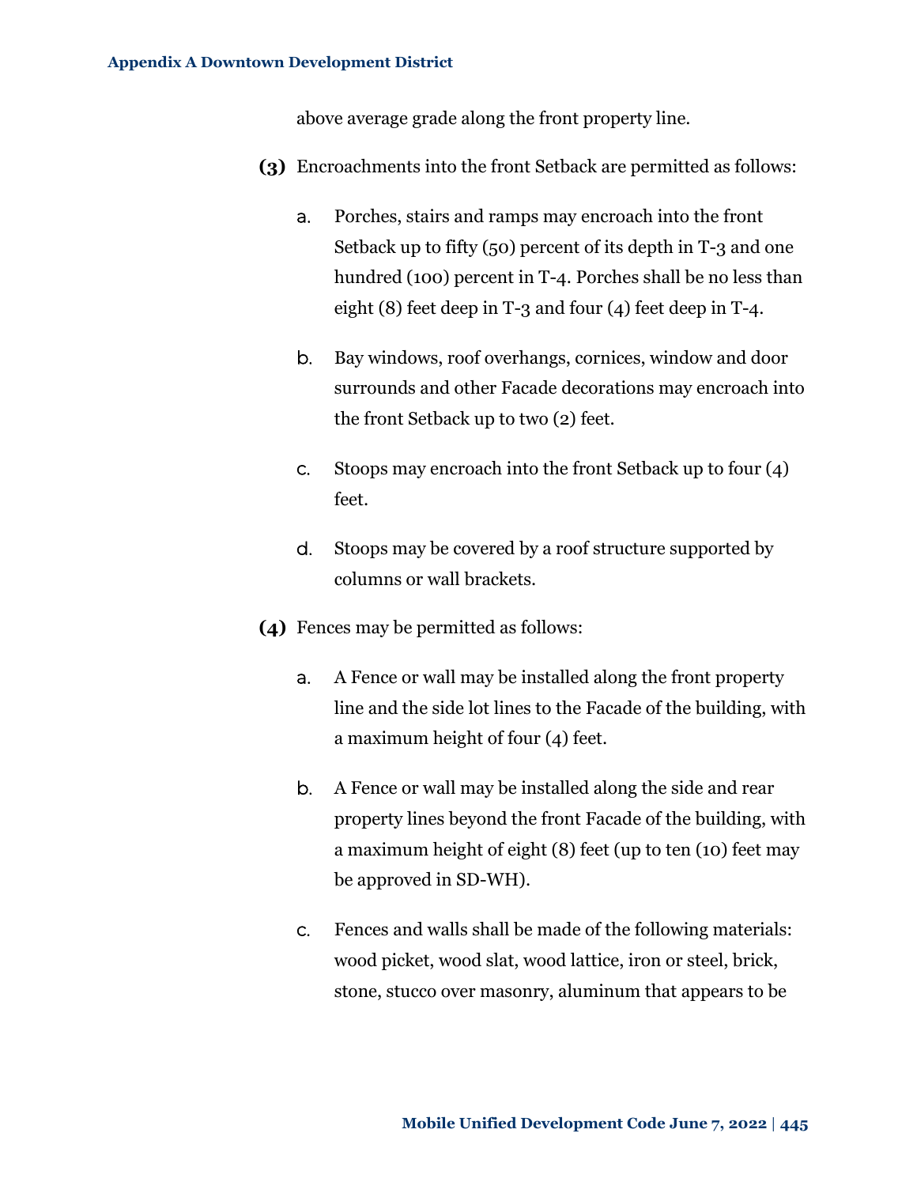above average grade along the front property line.

**(3)** Encroachments into the front Setback are permitted as follows:

a. Porches, stairs and ramps may encroach into the front Setback up to fifty (50) percent of its depth in T-3 and one hundred (100) percent in T-4. Porches shall be no less than eight (8) feet deep in T-3 and four (4) feet deep in T-4.

b. Bay windows, roof overhangs, cornices, window and door surrounds and other Facade decorations may encroach into the front Setback up to two (2) feet.

c. Stoops may encroach into the front Setback up to four (4) feet.

d. Stoops may be covered by a roof structure supported by columns or wall brackets.

**(4)** Fences may be permitted as follows:

a. A Fence or wall may be installed along the front property line and the side lot lines to the Facade of the building, with a maximum height of four (4) feet.

b. A Fence or wall may be installed along the side and rear property lines beyond the front Facade of the building, with a maximum height of eight (8) feet (up to ten (10) feet may be approved in SD-WH).

c. Fences and walls shall be made of the following materials: wood picket, wood slat, wood lattice, iron or steel, brick, stone, stucco over masonry, aluminum that appears to be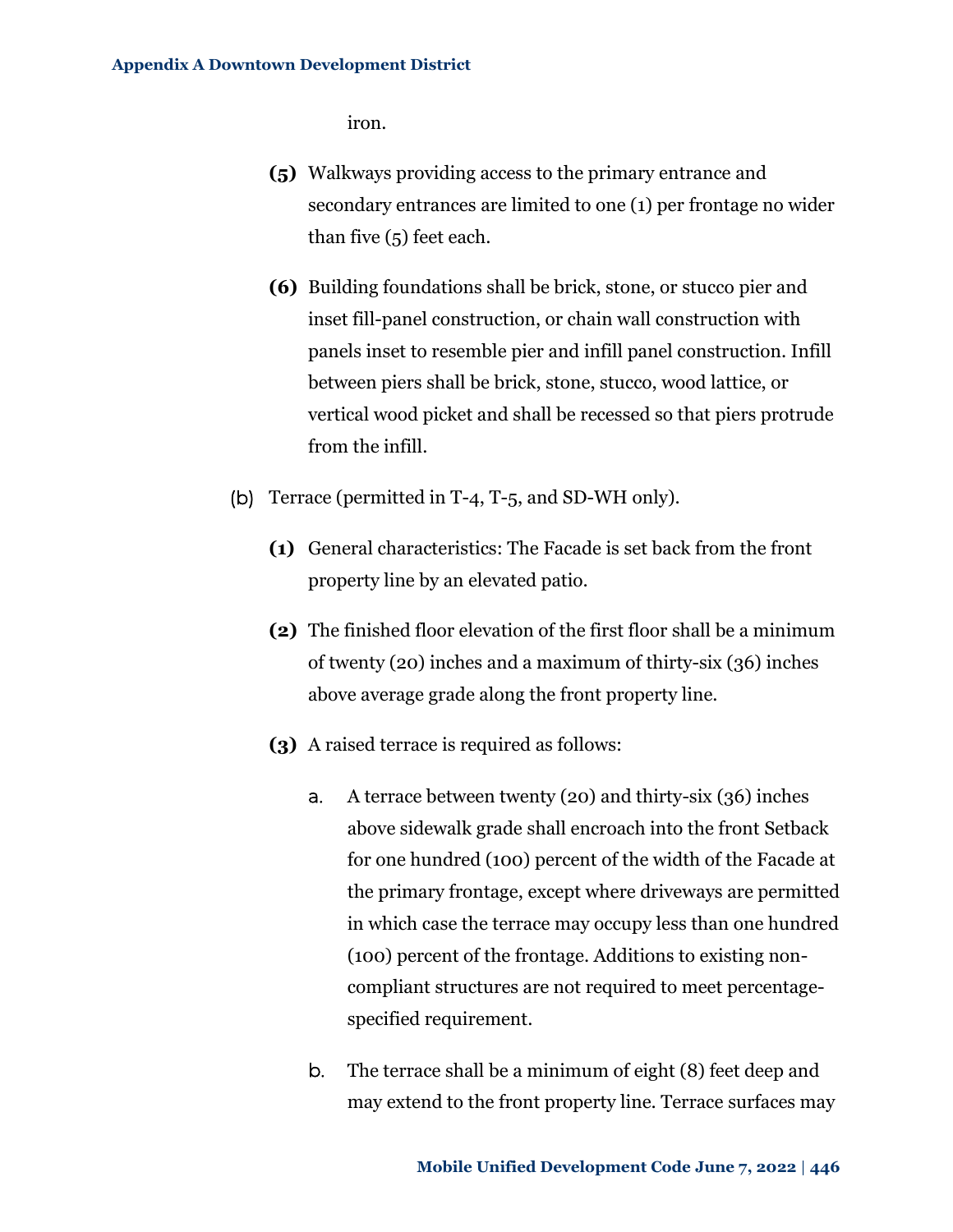iron.

**(5)** Walkways providing access to the primary entrance and secondary entrances are limited to one (1) per frontage no wider than five (5) feet each.

**(6)** Building foundations shall be brick, stone, or stucco pier and inset fill-panel construction, or chain wall construction with panels inset to resemble pier and infill panel construction. Infill between piers shall be brick, stone, stucco, wood lattice, or vertical wood picket and shall be recessed so that piers protrude from the infill.

(b) Terrace (permitted in T-4, T-5, and SD-WH only).

**(1)** General characteristics: The Facade is set back from the front property line by an elevated patio.

**(2)** The finished floor elevation of the first floor shall be a minimum of twenty (20) inches and a maximum of thirty-six (36) inches above average grade along the front property line.

**(3)** A raised terrace is required as follows:

a. A terrace between twenty (20) and thirty-six (36) inches above sidewalk grade shall encroach into the front Setback for one hundred (100) percent of the width of the Facade at the primary frontage, except where driveways are permitted in which case the terrace may occupy less than one hundred (100) percent of the frontage. Additions to existing non-compliant structures are not required to meet percentage-specified requirement.

b. The terrace shall be a minimum of eight (8) feet deep and may extend to the front property line. Terrace surfaces may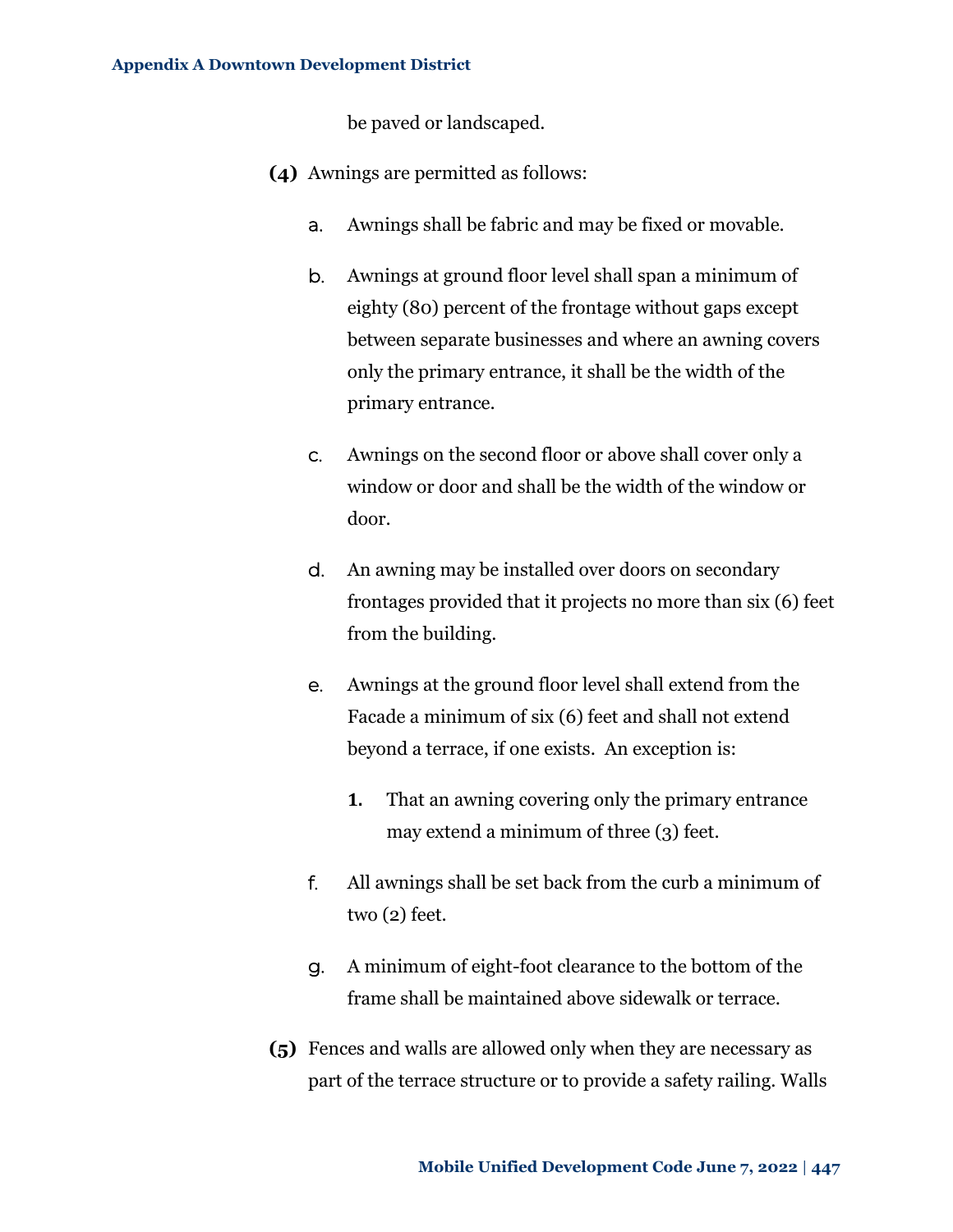be paved or landscaped.

**(4)** Awnings are permitted as follows:

a. Awnings shall be fabric and may be fixed or movable.

b. Awnings at ground floor level shall span a minimum of eighty (80) percent of the frontage without gaps except between separate businesses and where an awning covers only the primary entrance, it shall be the width of the primary entrance.

c. Awnings on the second floor or above shall cover only a window or door and shall be the width of the window or door.

d. An awning may be installed over doors on secondary frontages provided that it projects no more than six (6) feet from the building.

e. Awnings at the ground floor level shall extend from the Facade a minimum of six (6) feet and shall not extend beyond a terrace, if one exists. An exception is:

   **1.** That an awning covering only the primary entrance may extend a minimum of three (3) feet.

f. All awnings shall be set back from the curb a minimum of two (2) feet.

g. A minimum of eight-foot clearance to the bottom of the frame shall be maintained above sidewalk or terrace.

**(5)** Fences and walls are allowed only when they are necessary as part of the terrace structure or to provide a safety railing. Walls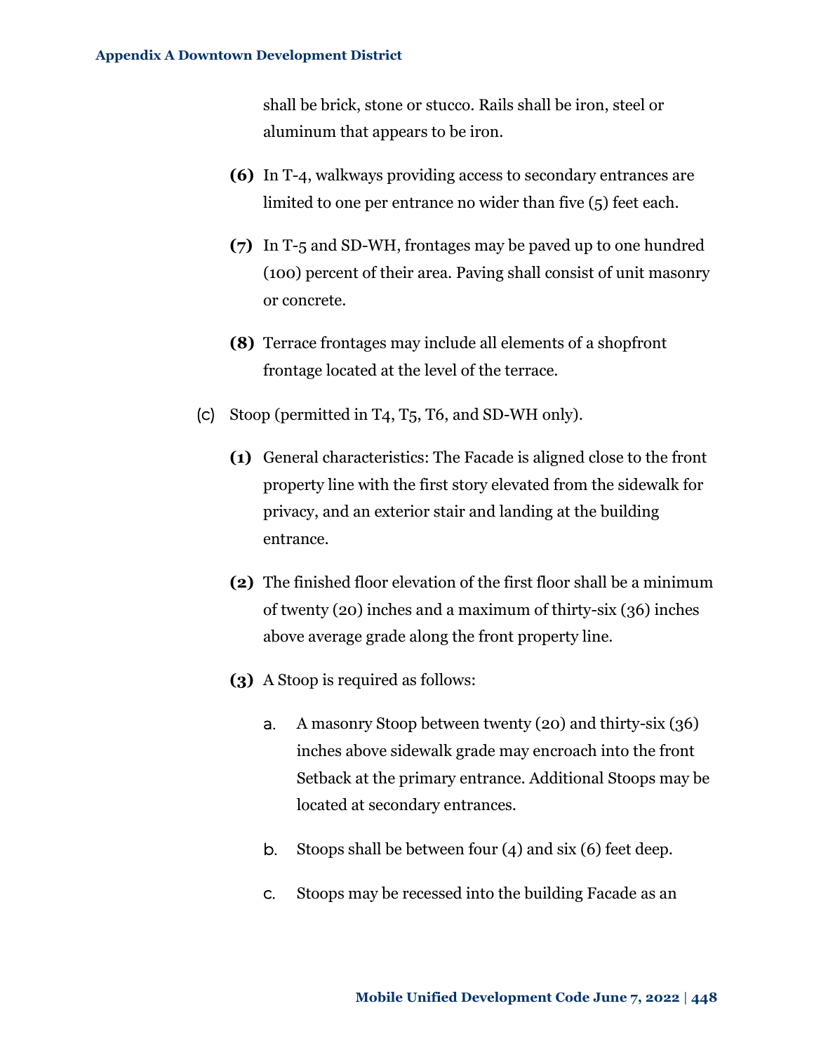shall be brick, stone or stucco. Rails shall be iron, steel or aluminum that appears to be iron.

**(6)** In T-4, walkways providing access to secondary entrances are limited to one per entrance no wider than five (5) feet each.

**(7)** In T-5 and SD-WH, frontages may be paved up to one hundred (100) percent of their area. Paving shall consist of unit masonry or concrete.

**(8)** Terrace frontages may include all elements of a shopfront frontage located at the level of the terrace.

(c) Stoop (permitted in T4, T5, T6, and SD-WH only).

**(1)** General characteristics: The Facade is aligned close to the front property line with the first story elevated from the sidewalk for privacy, and an exterior stair and landing at the building entrance.

**(2)** The finished floor elevation of the first floor shall be a minimum of twenty (20) inches and a maximum of thirty-six (36) inches above average grade along the front property line.

**(3)** A Stoop is required as follows:

a. A masonry Stoop between twenty (20) and thirty-six (36) inches above sidewalk grade may encroach into the front Setback at the primary entrance. Additional Stoops may be located at secondary entrances.

b. Stoops shall be between four (4) and six (6) feet deep.

c. Stoops may be recessed into the building Facade as an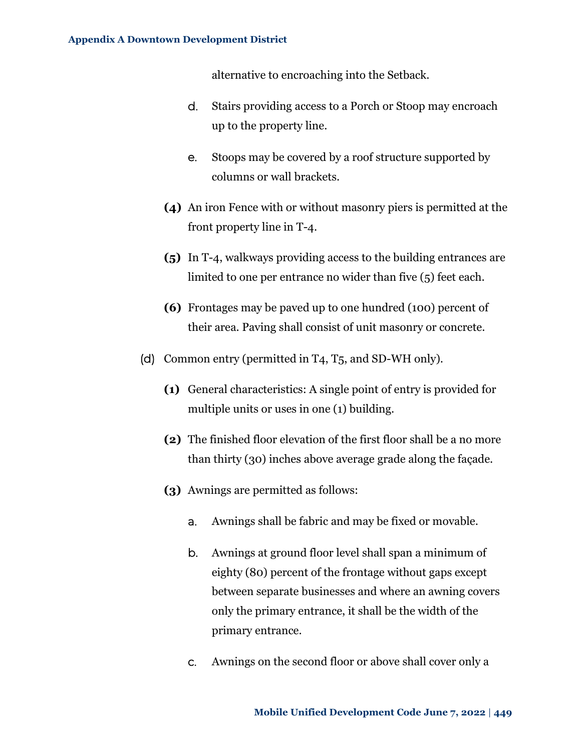alternative to encroaching into the Setback.

d. Stairs providing access to a Porch or Stoop may encroach up to the property line.

e. Stoops may be covered by a roof structure supported by columns or wall brackets.

**(4)** An iron Fence with or without masonry piers is permitted at the front property line in T-4.

**(5)** In T-4, walkways providing access to the building entrances are limited to one per entrance no wider than five (5) feet each.

**(6)** Frontages may be paved up to one hundred (100) percent of their area. Paving shall consist of unit masonry or concrete.

(d) Common entry (permitted in T4, T5, and SD-WH only).

**(1)** General characteristics: A single point of entry is provided for multiple units or uses in one (1) building.

**(2)** The finished floor elevation of the first floor shall be a no more than thirty (30) inches above average grade along the façade.

**(3)** Awnings are permitted as follows:

a. Awnings shall be fabric and may be fixed or movable.

b. Awnings at ground floor level shall span a minimum of eighty (80) percent of the frontage without gaps except between separate businesses and where an awning covers only the primary entrance, it shall be the width of the primary entrance.

c. Awnings on the second floor or above shall cover only a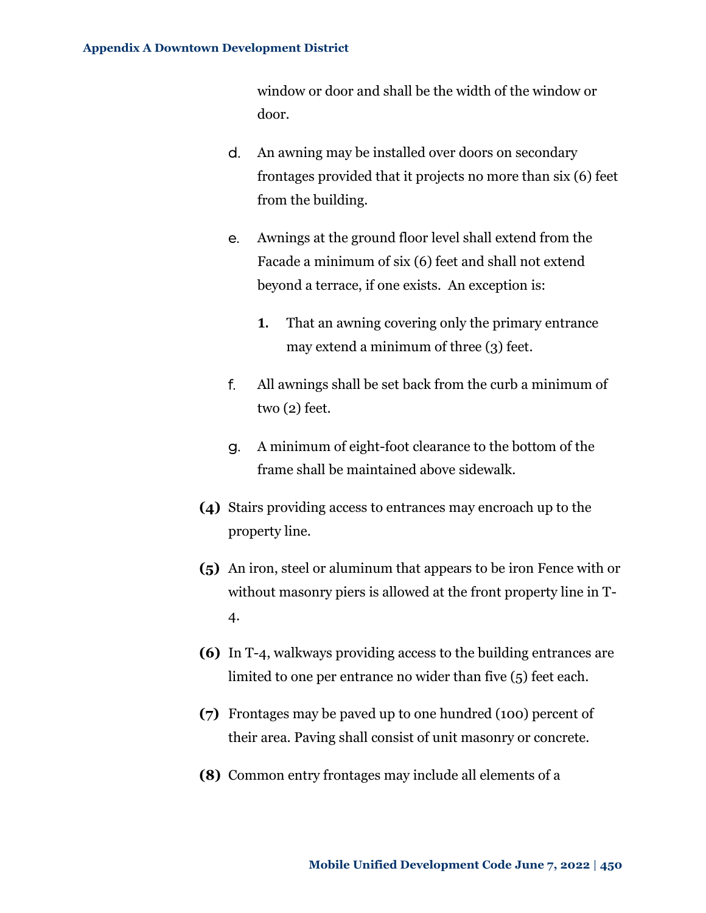window or door and shall be the width of the window or door.

d. An awning may be installed over doors on secondary frontages provided that it projects no more than six (6) feet from the building.

e. Awnings at the ground floor level shall extend from the Facade a minimum of six (6) feet and shall not extend beyond a terrace, if one exists. An exception is:

   **1.** That an awning covering only the primary entrance may extend a minimum of three (3) feet.

f. All awnings shall be set back from the curb a minimum of two (2) feet.

g. A minimum of eight-foot clearance to the bottom of the frame shall be maintained above sidewalk.

**(4)** Stairs providing access to entrances may encroach up to the property line.

**(5)** An iron, steel or aluminum that appears to be iron Fence with or without masonry piers is allowed at the front property line in T-4.

**(6)** In T-4, walkways providing access to the building entrances are limited to one per entrance no wider than five (5) feet each.

**(7)** Frontages may be paved up to one hundred (100) percent of their area. Paving shall consist of unit masonry or concrete.

**(8)** Common entry frontages may include all elements of a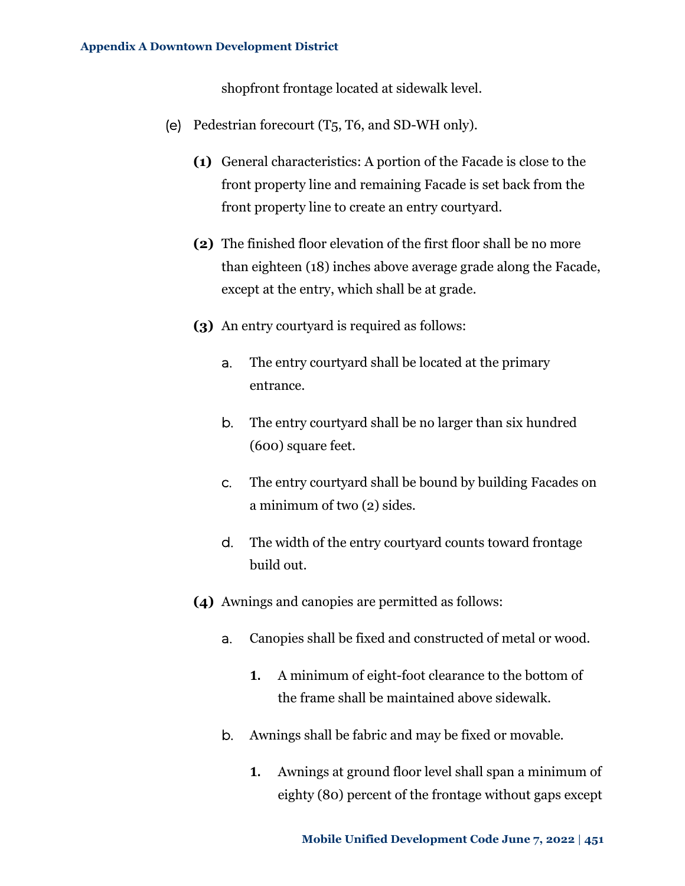shopfront frontage located at sidewalk level.

(e) Pedestrian forecourt (T5, T6, and SD-WH only).

**(1)** General characteristics: A portion of the Facade is close to the front property line and remaining Facade is set back from the front property line to create an entry courtyard.

**(2)** The finished floor elevation of the first floor shall be no more than eighteen (18) inches above average grade along the Facade, except at the entry, which shall be at grade.

**(3)** An entry courtyard is required as follows:

a. The entry courtyard shall be located at the primary entrance.

b. The entry courtyard shall be no larger than six hundred (600) square feet.

c. The entry courtyard shall be bound by building Facades on a minimum of two (2) sides.

d. The width of the entry courtyard counts toward frontage build out.

**(4)** Awnings and canopies are permitted as follows:

a. Canopies shall be fixed and constructed of metal or wood.

**1.** A minimum of eight-foot clearance to the bottom of the frame shall be maintained above sidewalk.

b. Awnings shall be fabric and may be fixed or movable.

**1.** Awnings at ground floor level shall span a minimum of eighty (80) percent of the frontage without gaps except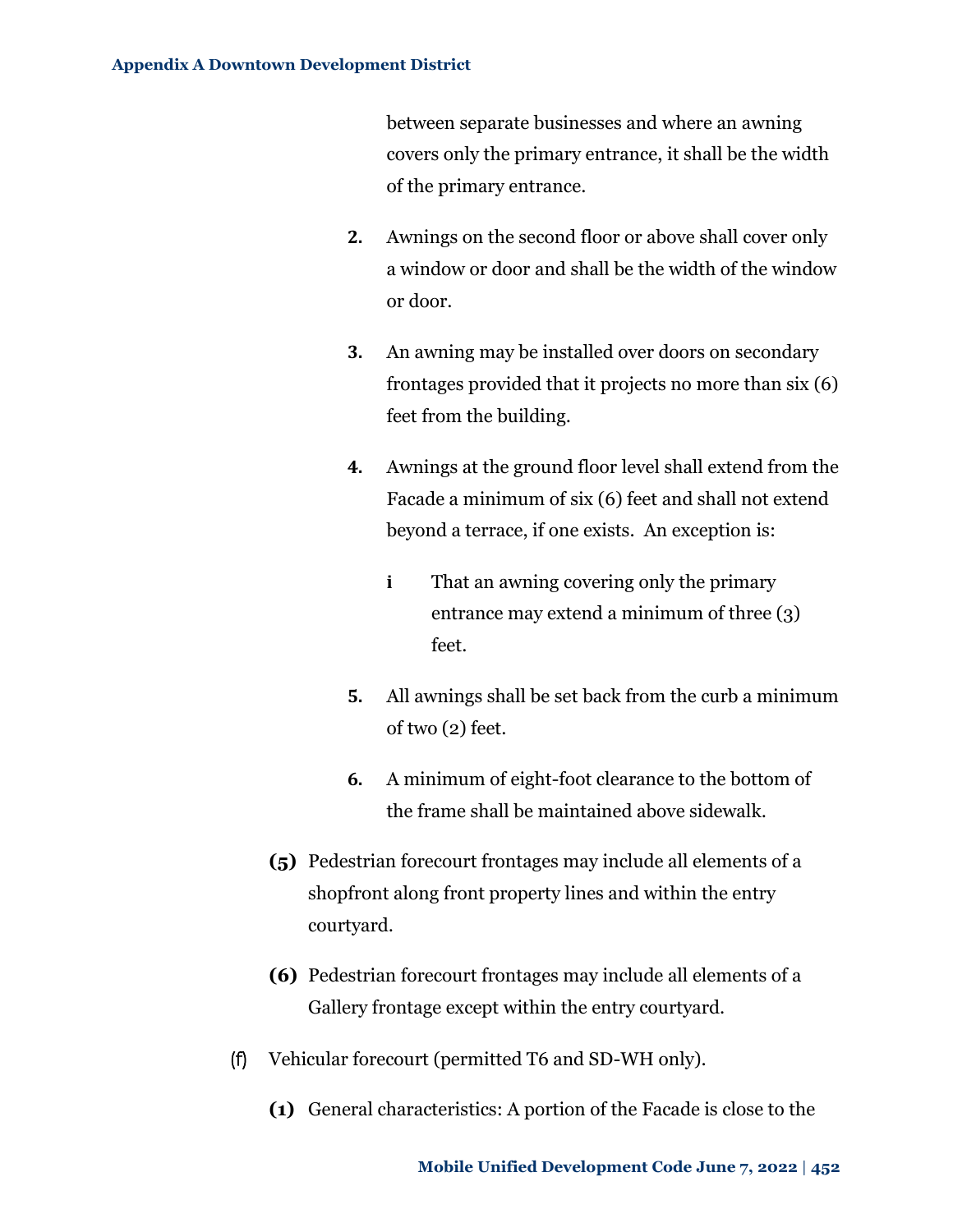between separate businesses and where an awning covers only the primary entrance, it shall be the width of the primary entrance.

**2.** Awnings on the second floor or above shall cover only a window or door and shall be the width of the window or door.

**3.** An awning may be installed over doors on secondary frontages provided that it projects no more than six (6) feet from the building.

**4.** Awnings at the ground floor level shall extend from the Facade a minimum of six (6) feet and shall not extend beyond a terrace, if one exists. An exception is:

**i** That an awning covering only the primary entrance may extend a minimum of three (3) feet.

**5.** All awnings shall be set back from the curb a minimum of two (2) feet.

**6.** A minimum of eight-foot clearance to the bottom of the frame shall be maintained above sidewalk.

**(5)** Pedestrian forecourt frontages may include all elements of a shopfront along front property lines and within the entry courtyard.

**(6)** Pedestrian forecourt frontages may include all elements of a Gallery frontage except within the entry courtyard.

(f) Vehicular forecourt (permitted T6 and SD-WH only).

**(1)** General characteristics: A portion of the Facade is close to the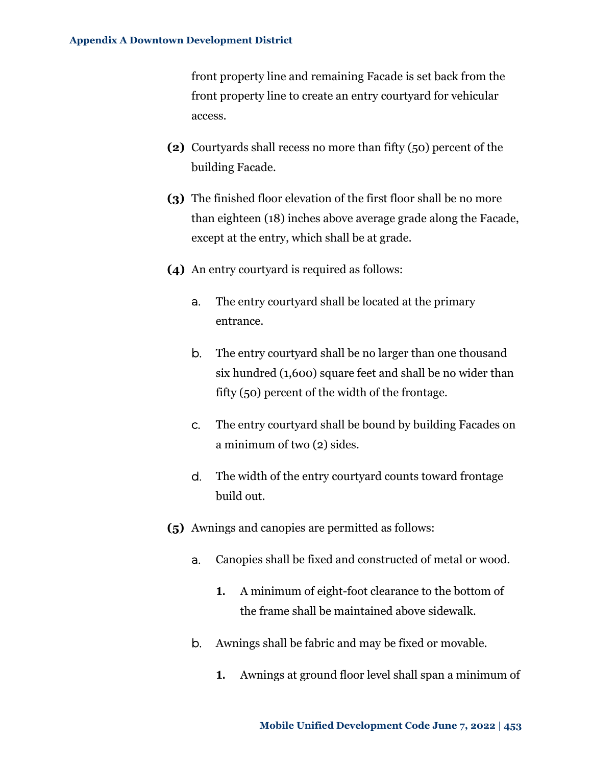front property line and remaining Facade is set back from the front property line to create an entry courtyard for vehicular access.

**(2)** Courtyards shall recess no more than fifty (50) percent of the building Facade.

**(3)** The finished floor elevation of the first floor shall be no more than eighteen (18) inches above average grade along the Facade, except at the entry, which shall be at grade.

**(4)** An entry courtyard is required as follows:

- a. The entry courtyard shall be located at the primary entrance.
- b. The entry courtyard shall be no larger than one thousand six hundred (1,600) square feet and shall be no wider than fifty (50) percent of the width of the frontage.
- c. The entry courtyard shall be bound by building Facades on a minimum of two (2) sides.
- d. The width of the entry courtyard counts toward frontage build out.

**(5)** Awnings and canopies are permitted as follows:

- a. Canopies shall be fixed and constructed of metal or wood.
  - **1.** A minimum of eight-foot clearance to the bottom of the frame shall be maintained above sidewalk.
- b. Awnings shall be fabric and may be fixed or movable.
  - **1.** Awnings at ground floor level shall span a minimum of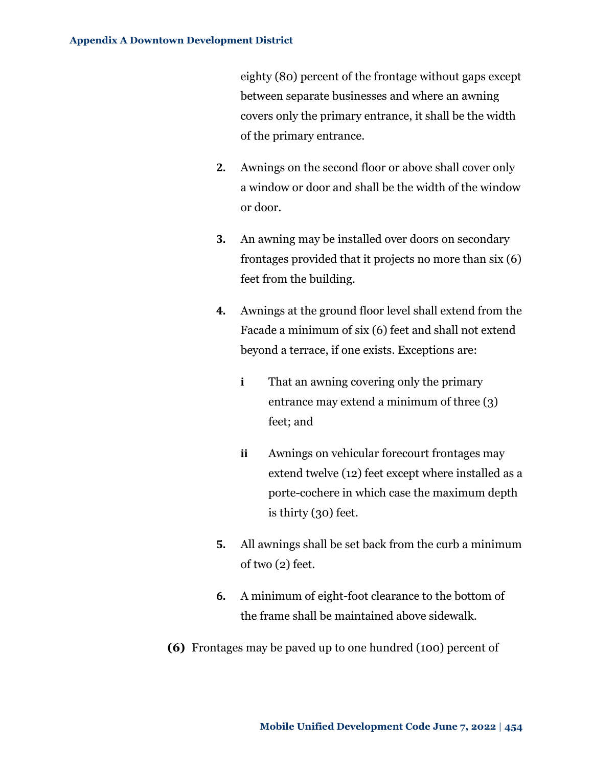eighty (80) percent of the frontage without gaps except between separate businesses and where an awning covers only the primary entrance, it shall be the width of the primary entrance.

2. Awnings on the second floor or above shall cover only a window or door and shall be the width of the window or door.

3. An awning may be installed over doors on secondary frontages provided that it projects no more than six (6) feet from the building.

4. Awnings at the ground floor level shall extend from the Facade a minimum of six (6) feet and shall not extend beyond a terrace, if one exists. Exceptions are:

   i. That an awning covering only the primary entrance may extend a minimum of three (3) feet; and

   ii. Awnings on vehicular forecourt frontages may extend twelve (12) feet except where installed as a porte-cochere in which case the maximum depth is thirty (30) feet.

5. All awnings shall be set back from the curb a minimum of two (2) feet.

6. A minimum of eight-foot clearance to the bottom of the frame shall be maintained above sidewalk.

**(6)** Frontages may be paved up to one hundred (100) percent of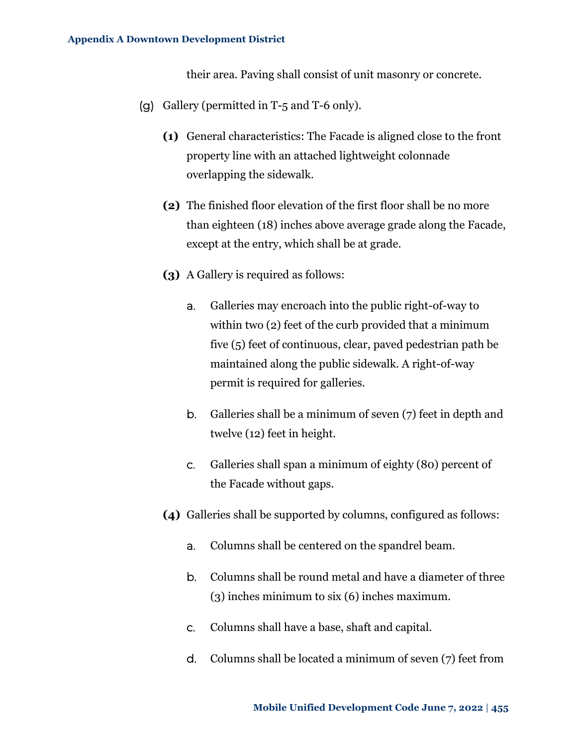their area. Paving shall consist of unit masonry or concrete.

(g) Gallery (permitted in T-5 and T-6 only).

**(1)** General characteristics: The Facade is aligned close to the front property line with an attached lightweight colonnade overlapping the sidewalk.

**(2)** The finished floor elevation of the first floor shall be no more than eighteen (18) inches above average grade along the Facade, except at the entry, which shall be at grade.

**(3)** A Gallery is required as follows:

a. Galleries may encroach into the public right-of-way to within two (2) feet of the curb provided that a minimum five (5) feet of continuous, clear, paved pedestrian path be maintained along the public sidewalk. A right-of-way permit is required for galleries.

b. Galleries shall be a minimum of seven (7) feet in depth and twelve (12) feet in height.

c. Galleries shall span a minimum of eighty (80) percent of the Facade without gaps.

**(4)** Galleries shall be supported by columns, configured as follows:

a. Columns shall be centered on the spandrel beam.

b. Columns shall be round metal and have a diameter of three (3) inches minimum to six (6) inches maximum.

c. Columns shall have a base, shaft and capital.

d. Columns shall be located a minimum of seven (7) feet from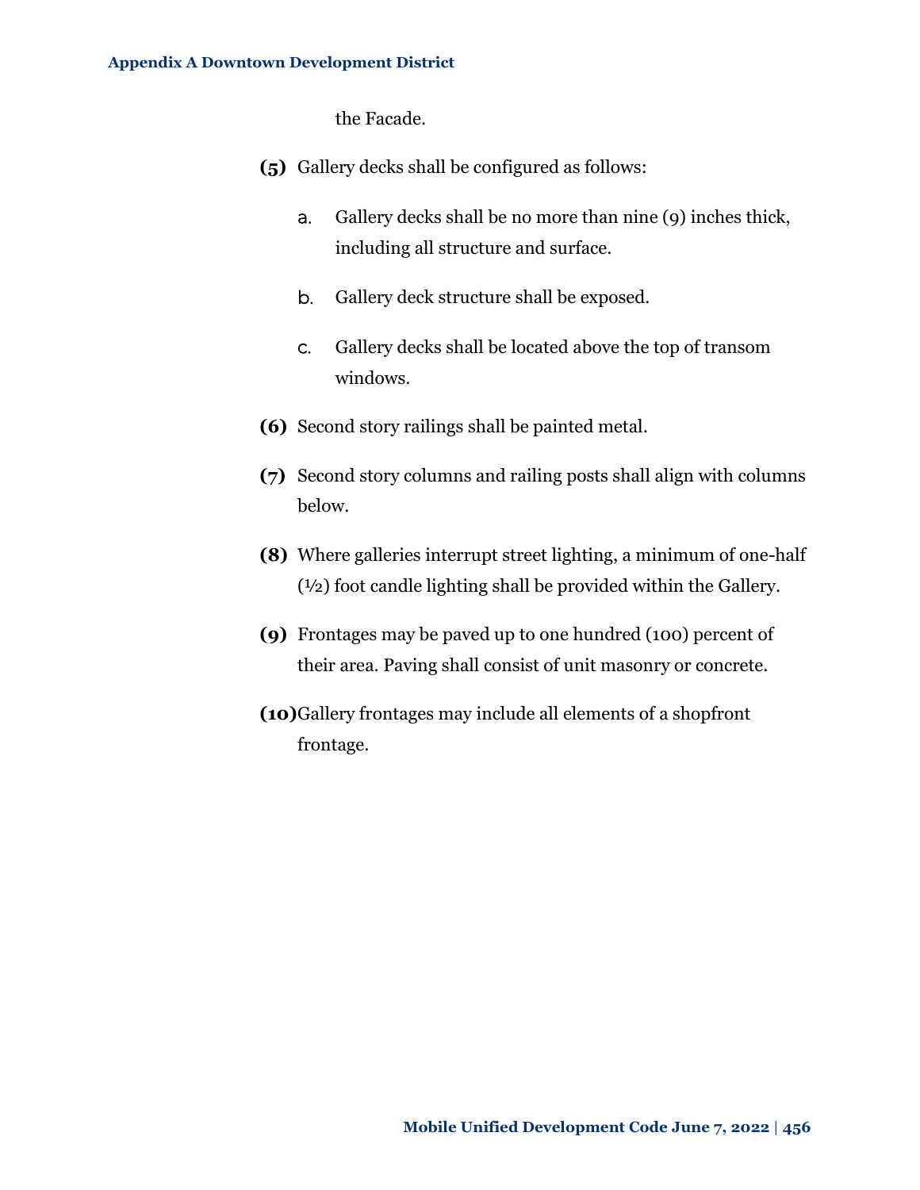the Facade.

**(5)** Gallery decks shall be configured as follows:

a. Gallery decks shall be no more than nine (9) inches thick, including all structure and surface.

b. Gallery deck structure shall be exposed.

c. Gallery decks shall be located above the top of transom windows.

**(6)** Second story railings shall be painted metal.

**(7)** Second story columns and railing posts shall align with columns below.

**(8)** Where galleries interrupt street lighting, a minimum of one-half (½) foot candle lighting shall be provided within the Gallery.

**(9)** Frontages may be paved up to one hundred (100) percent of their area. Paving shall consist of unit masonry or concrete.

**(10)** Gallery frontages may include all elements of a shopfront frontage.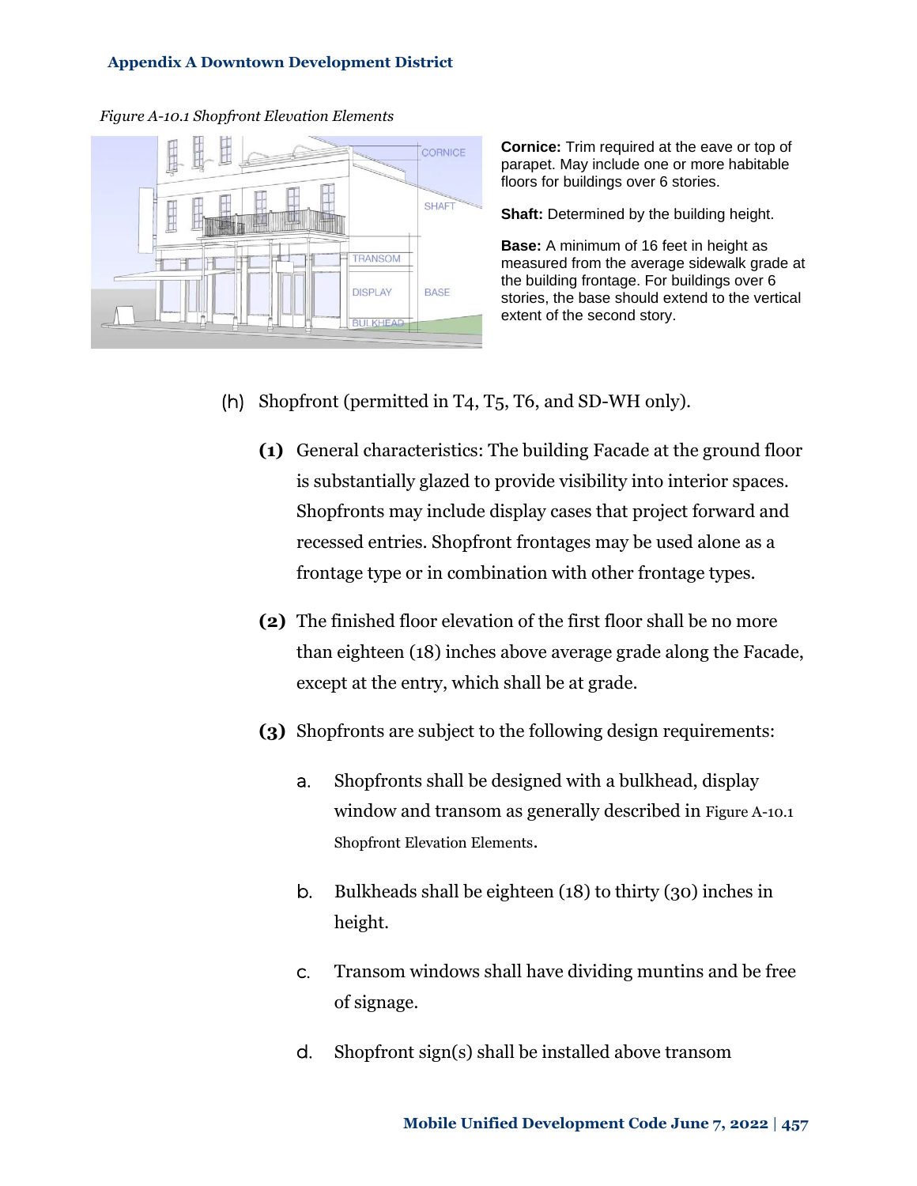*Figure A-10.1 Shopfront Elevation Elements*

**Cornice:** Trim required at the eave or top of parapet. May include one or more habitable floors for buildings over 6 stories.

**Shaft:** Determined by the building height.

**Base:** A minimum of 16 feet in height as measured from the average sidewalk grade at the building frontage. For buildings over 6 stories, the base should extend to the vertical extent of the second story.

(h) Shopfront (permitted in T4, T5, T6, and SD-WH only).

**(1)** General characteristics: The building Facade at the ground floor is substantially glazed to provide visibility into interior spaces. Shopfronts may include display cases that project forward and recessed entries. Shopfront frontages may be used alone as a frontage type or in combination with other frontage types.

**(2)** The finished floor elevation of the first floor shall be no more than eighteen (18) inches above average grade along the Facade, except at the entry, which shall be at grade.

**(3)** Shopfronts are subject to the following design requirements:

a. Shopfronts shall be designed with a bulkhead, display window and transom as generally described in Figure A-10.1 Shopfront Elevation Elements.

b. Bulkheads shall be eighteen (18) to thirty (30) inches in height.

c. Transom windows shall have dividing muntins and be free of signage.

d. Shopfront sign(s) shall be installed above transom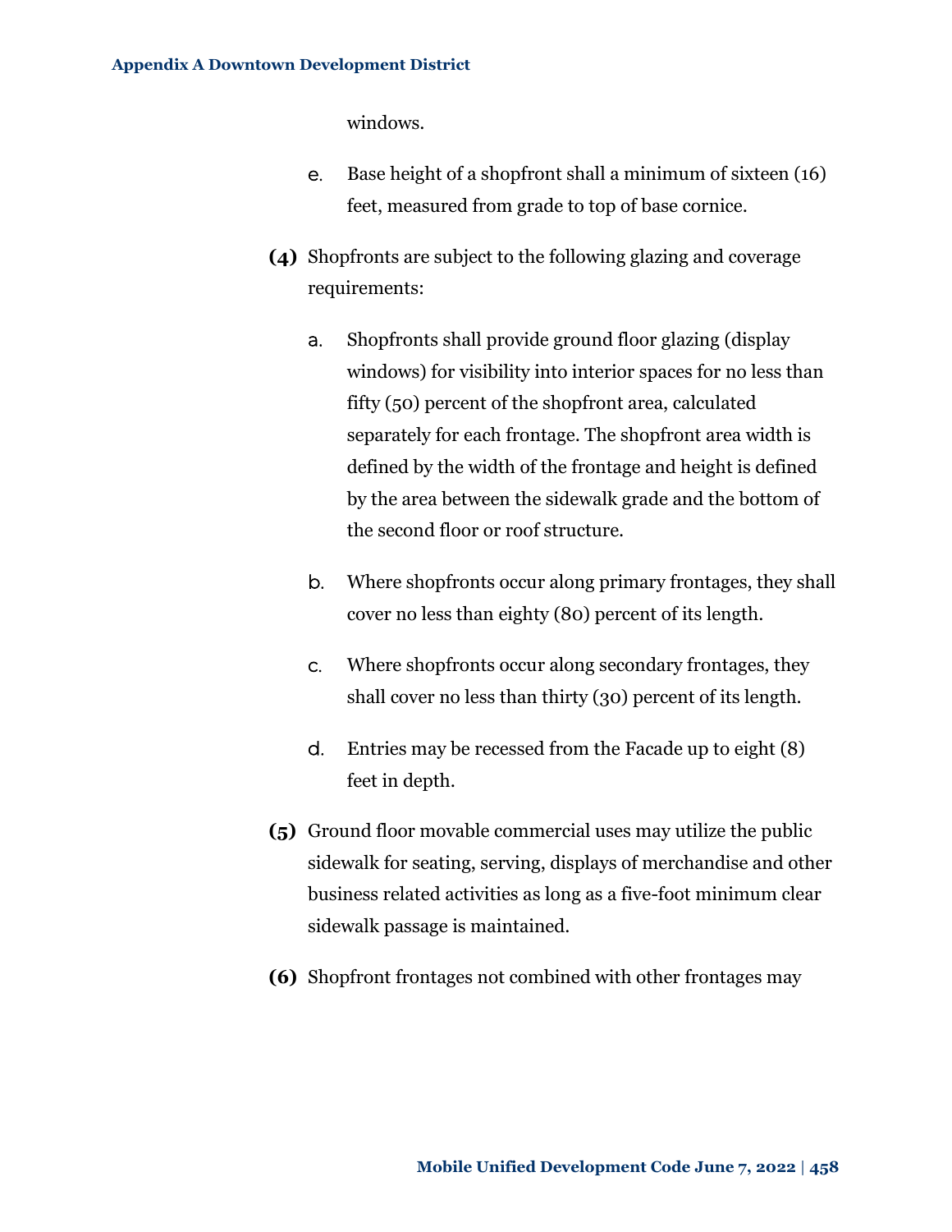windows.

e. Base height of a shopfront shall a minimum of sixteen (16) feet, measured from grade to top of base cornice.

**(4)** Shopfronts are subject to the following glazing and coverage requirements:

a. Shopfronts shall provide ground floor glazing (display windows) for visibility into interior spaces for no less than fifty (50) percent of the shopfront area, calculated separately for each frontage. The shopfront area width is defined by the width of the frontage and height is defined by the area between the sidewalk grade and the bottom of the second floor or roof structure.

b. Where shopfronts occur along primary frontages, they shall cover no less than eighty (80) percent of its length.

c. Where shopfronts occur along secondary frontages, they shall cover no less than thirty (30) percent of its length.

d. Entries may be recessed from the Facade up to eight (8) feet in depth.

**(5)** Ground floor movable commercial uses may utilize the public sidewalk for seating, serving, displays of merchandise and other business related activities as long as a five-foot minimum clear sidewalk passage is maintained.

**(6)** Shopfront frontages not combined with other frontages may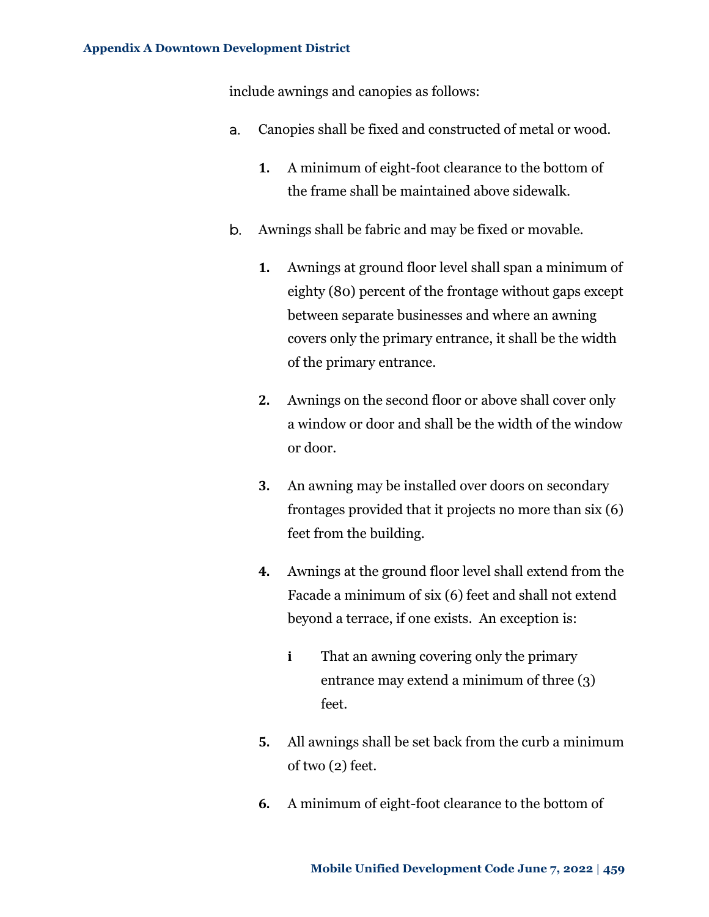include awnings and canopies as follows:

a. Canopies shall be fixed and constructed of metal or wood.

   **1.** A minimum of eight-foot clearance to the bottom of the frame shall be maintained above sidewalk.

b. Awnings shall be fabric and may be fixed or movable.

   **1.** Awnings at ground floor level shall span a minimum of eighty (80) percent of the frontage without gaps except between separate businesses and where an awning covers only the primary entrance, it shall be the width of the primary entrance.

   **2.** Awnings on the second floor or above shall cover only a window or door and shall be the width of the window or door.

   **3.** An awning may be installed over doors on secondary frontages provided that it projects no more than six (6) feet from the building.

   **4.** Awnings at the ground floor level shall extend from the Facade a minimum of six (6) feet and shall not extend beyond a terrace, if one exists. An exception is:

      **i** That an awning covering only the primary entrance may extend a minimum of three (3) feet.

   **5.** All awnings shall be set back from the curb a minimum of two (2) feet.

   **6.** A minimum of eight-foot clearance to the bottom of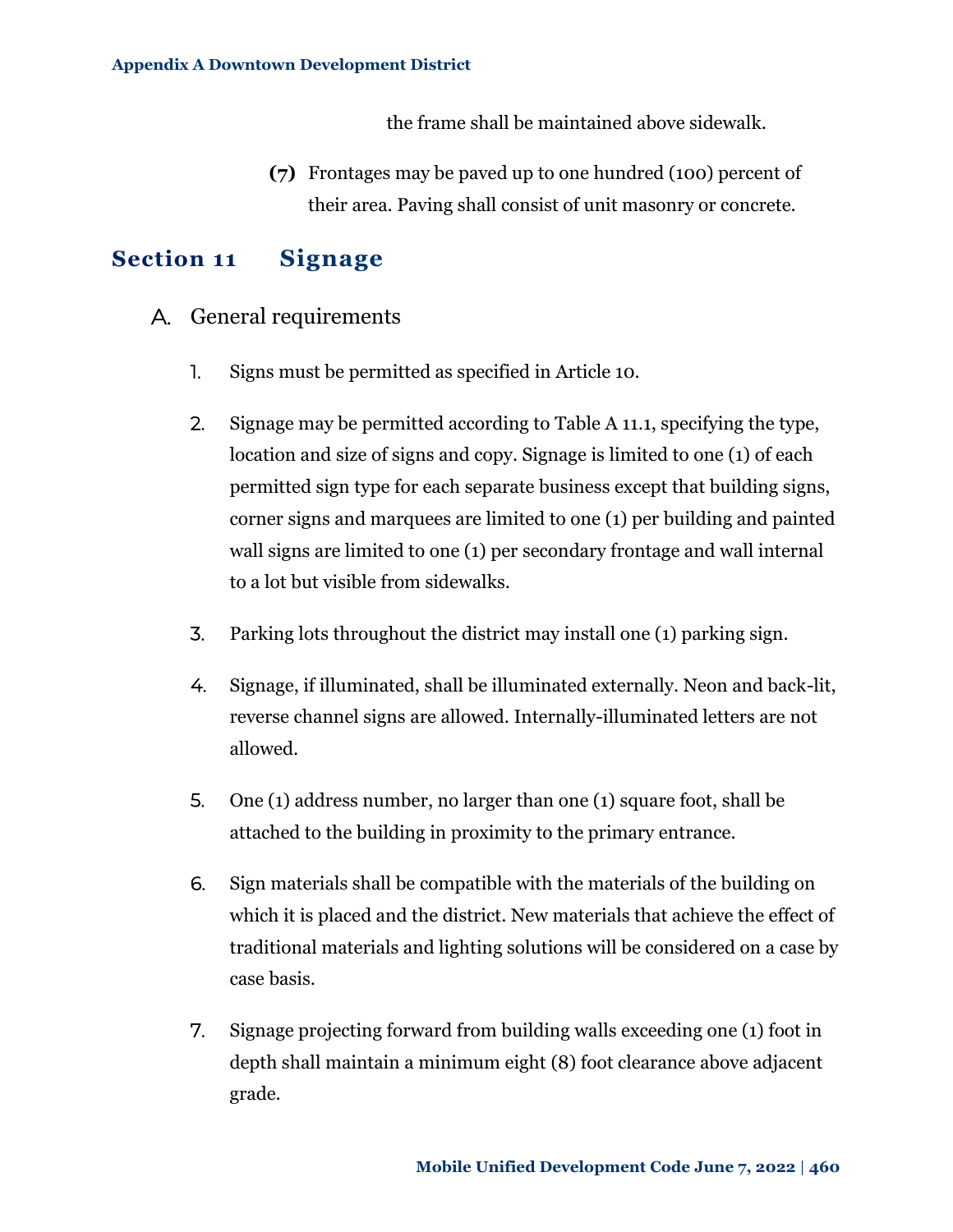the frame shall be maintained above sidewalk.

(7) Frontages may be paved up to one hundred (100) percent of their area. Paving shall consist of unit masonry or concrete.

## Section 11 Signage

### A. General requirements

1. Signs must be permitted as specified in Article 10.

2. Signage may be permitted according to Table A 11.1, specifying the type, location and size of signs and copy. Signage is limited to one (1) of each permitted sign type for each separate business except that building signs, corner signs and marquees are limited to one (1) per building and painted wall signs are limited to one (1) per secondary frontage and wall internal to a lot but visible from sidewalks.

3. Parking lots throughout the district may install one (1) parking sign.

4. Signage, if illuminated, shall be illuminated externally. Neon and back-lit, reverse channel signs are allowed. Internally-illuminated letters are not allowed.

5. One (1) address number, no larger than one (1) square foot, shall be attached to the building in proximity to the primary entrance.

6. Sign materials shall be compatible with the materials of the building on which it is placed and the district. New materials that achieve the effect of traditional materials and lighting solutions will be considered on a case by case basis.

7. Signage projecting forward from building walls exceeding one (1) foot in depth shall maintain a minimum eight (8) foot clearance above adjacent grade.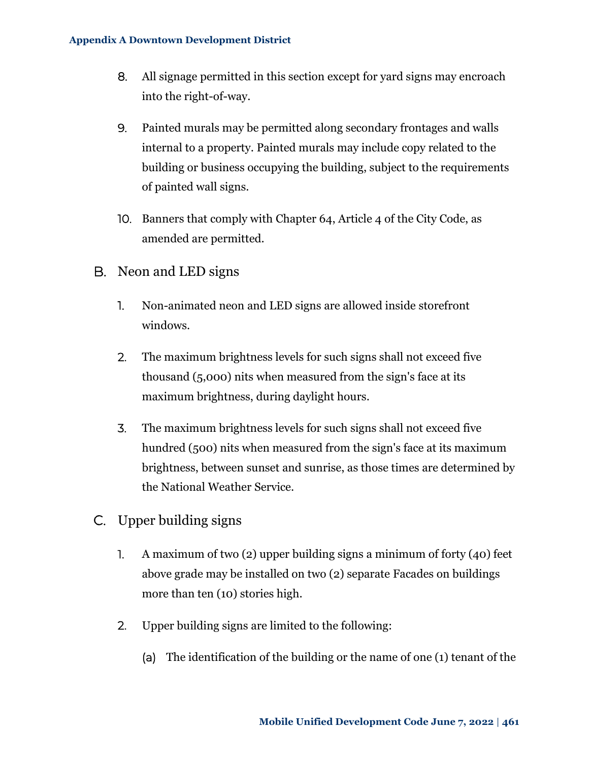8. All signage permitted in this section except for yard signs may encroach into the right-of-way.

9. Painted murals may be permitted along secondary frontages and walls internal to a property. Painted murals may include copy related to the building or business occupying the building, subject to the requirements of painted wall signs.

10. Banners that comply with Chapter 64, Article 4 of the City Code, as amended are permitted.

### B. Neon and LED signs

1. Non-animated neon and LED signs are allowed inside storefront windows.

2. The maximum brightness levels for such signs shall not exceed five thousand (5,000) nits when measured from the sign's face at its maximum brightness, during daylight hours.

3. The maximum brightness levels for such signs shall not exceed five hundred (500) nits when measured from the sign's face at its maximum brightness, between sunset and sunrise, as those times are determined by the National Weather Service.

### C. Upper building signs

1. A maximum of two (2) upper building signs a minimum of forty (40) feet above grade may be installed on two (2) separate Facades on buildings more than ten (10) stories high.

2. Upper building signs are limited to the following:

   (a) The identification of the building or the name of one (1) tenant of the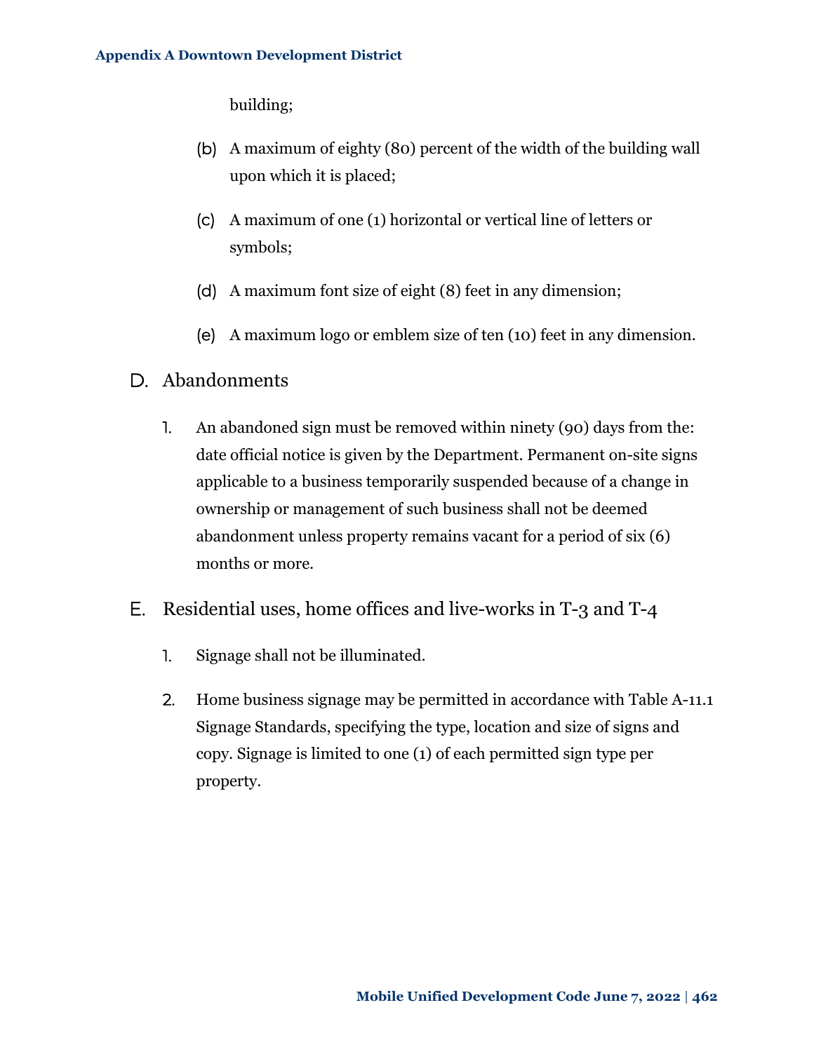building;

(b) A maximum of eighty (80) percent of the width of the building wall upon which it is placed;

(c) A maximum of one (1) horizontal or vertical line of letters or symbols;

(d) A maximum font size of eight (8) feet in any dimension;

(e) A maximum logo or emblem size of ten (10) feet in any dimension.

## D. Abandonments

1. An abandoned sign must be removed within ninety (90) days from the: date official notice is given by the Department. Permanent on-site signs applicable to a business temporarily suspended because of a change in ownership or management of such business shall not be deemed abandonment unless property remains vacant for a period of six (6) months or more.

## E. Residential uses, home offices and live-works in T-3 and T-4

1. Signage shall not be illuminated.

2. Home business signage may be permitted in accordance with Table A-11.1 Signage Standards, specifying the type, location and size of signs and copy. Signage is limited to one (1) of each permitted sign type per property.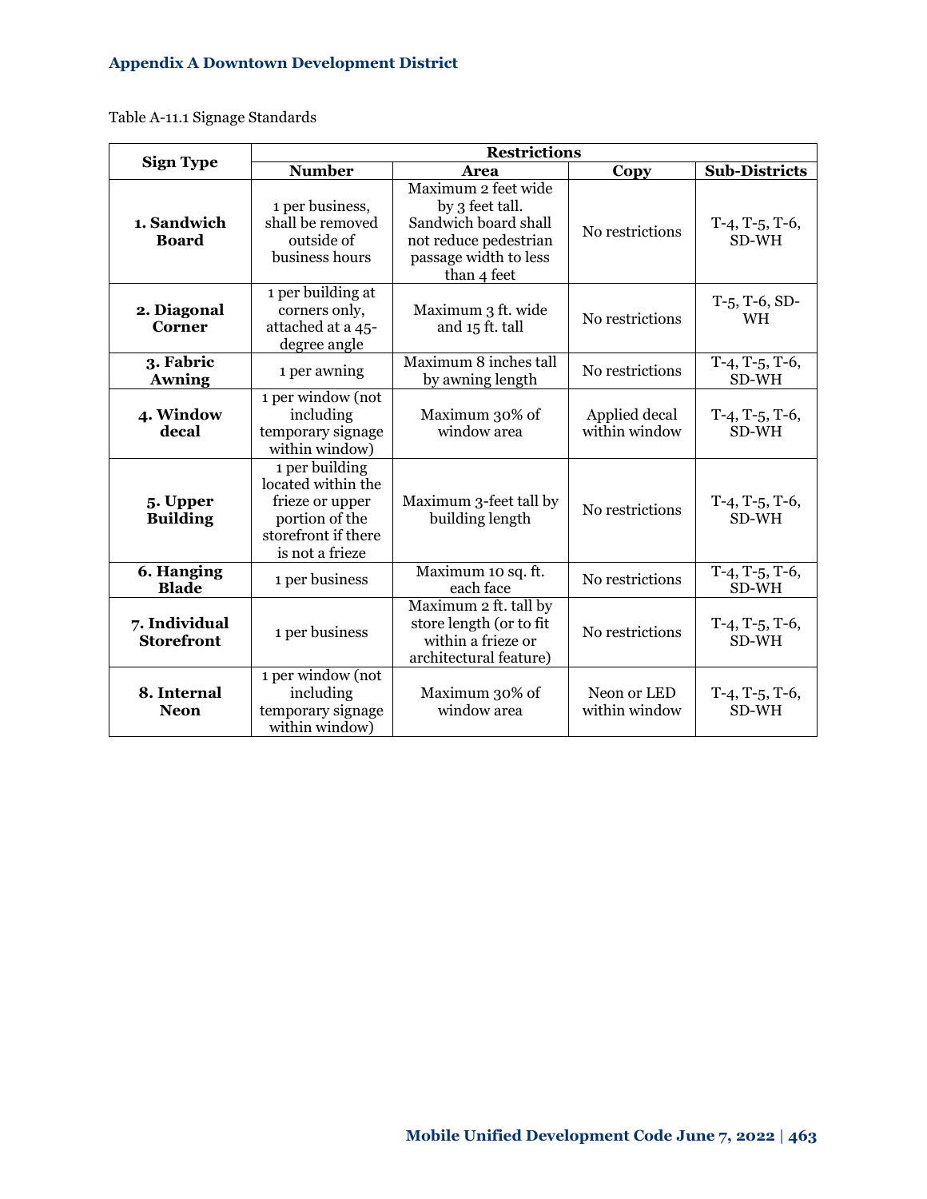## Appendix A Downtown Development District

Table A-11.1 Signage Standards

| Sign Type | Restrictions | | | |
|---|---|---|---|---|
| | **Number** | **Area** | **Copy** | **Sub-Districts** |
| **1. Sandwich Board** | 1 per business, shall be removed outside of business hours | Maximum 2 feet wide by 3 feet tall. Sandwich board shall not reduce pedestrian passage width to less than 4 feet | No restrictions | T-4, T-5, T-6, SD-WH |
| **2. Diagonal Corner** | 1 per building at corners only, attached at a 45-degree angle | Maximum 3 ft. wide and 15 ft. tall | No restrictions | T-5, T-6, SD-WH |
| **3. Fabric Awning** | 1 per awning | Maximum 8 inches tall by awning length | No restrictions | T-4, T-5, T-6, SD-WH |
| **4. Window decal** | 1 per window (not including temporary signage within window) | Maximum 30% of window area | Applied decal within window | T-4, T-5, T-6, SD-WH |
| **5. Upper Building** | 1 per building located within the frieze or upper portion of the storefront if there is not a frieze | Maximum 3-feet tall by building length | No restrictions | T-4, T-5, T-6, SD-WH |
| **6. Hanging Blade** | 1 per business | Maximum 10 sq. ft. each face | No restrictions | T-4, T-5, T-6, SD-WH |
| **7. Individual Storefront** | 1 per business | Maximum 2 ft. tall by store length (or to fit within a frieze or architectural feature) | No restrictions | T-4, T-5, T-6, SD-WH |
| **8. Internal Neon** | 1 per window (not including temporary signage within window) | Maximum 30% of window area | Neon or LED within window | T-4, T-5, T-6, SD-WH |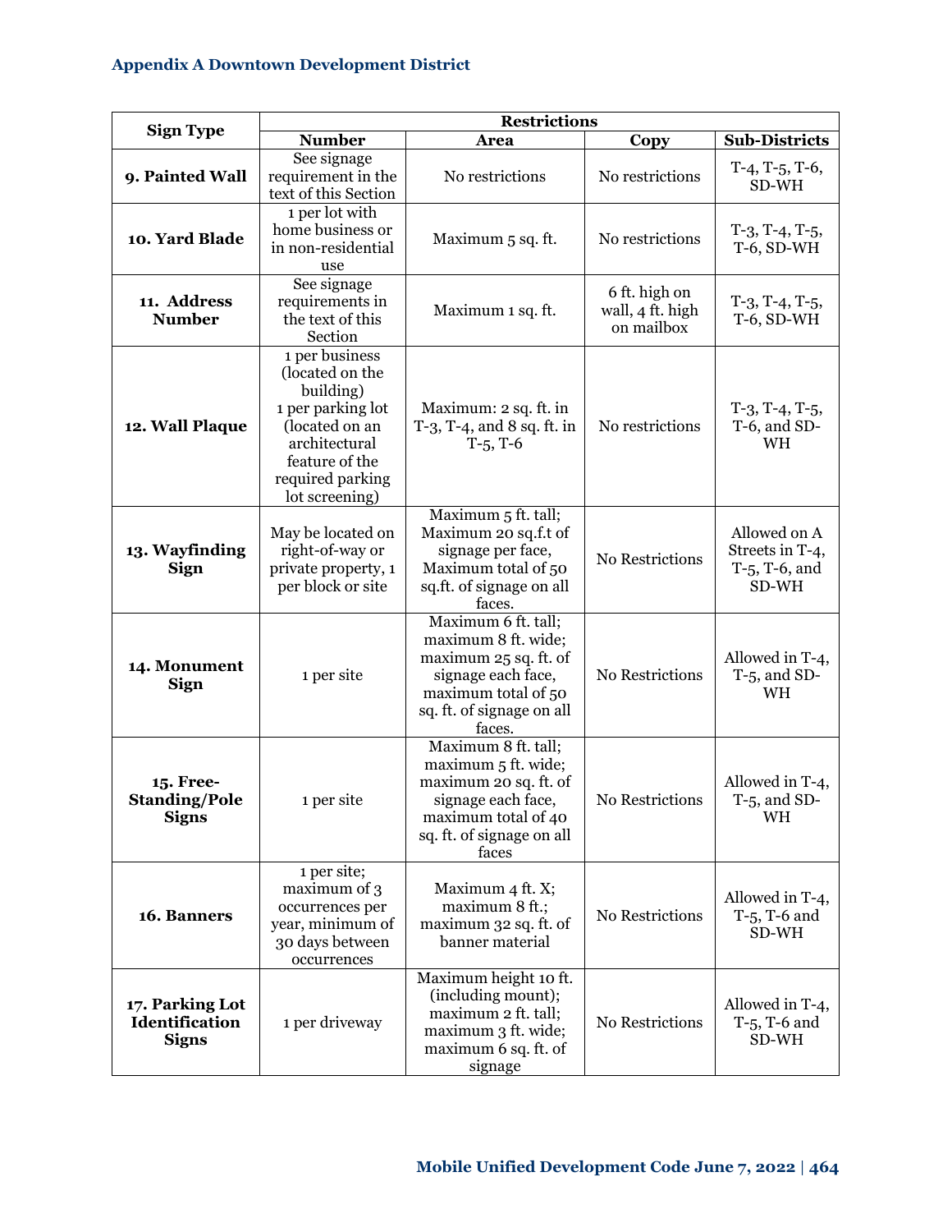| Sign Type | Restrictions | | | |
|---|---|---|---|---|
| | Number | Area | Copy | Sub-Districts |
| **9. Painted Wall** | See signage requirement in the text of this Section | No restrictions | No restrictions | T-4, T-5, T-6, SD-WH |
| **10. Yard Blade** | 1 per lot with home business or in non-residential use | Maximum 5 sq. ft. | No restrictions | T-3, T-4, T-5, T-6, SD-WH |
| **11. Address Number** | See signage requirements in the text of this Section | Maximum 1 sq. ft. | 6 ft. high on wall, 4 ft. high on mailbox | T-3, T-4, T-5, T-6, SD-WH |
| **12. Wall Plaque** | 1 per business (located on the building) 1 per parking lot (located on an architectural feature of the required parking lot screening) | Maximum: 2 sq. ft. in T-3, T-4, and 8 sq. ft. in T-5, T-6 | No restrictions | T-3, T-4, T-5, T-6, and SD-WH |
| **13. Wayfinding Sign** | May be located on right-of-way or private property, 1 per block or site | Maximum 5 ft. tall; Maximum 20 sq.f.t of signage per face, Maximum total of 50 sq.ft. of signage on all faces. | No Restrictions | Allowed on A Streets in T-4, T-5, T-6, and SD-WH |
| **14. Monument Sign** | 1 per site | Maximum 6 ft. tall; maximum 8 ft. wide; maximum 25 sq. ft. of signage each face, maximum total of 50 sq. ft. of signage on all faces. | No Restrictions | Allowed in T-4, T-5, and SD-WH |
| **15. Free-Standing/Pole Signs** | 1 per site | Maximum 8 ft. tall; maximum 5 ft. wide; maximum 20 sq. ft. of signage each face, maximum total of 40 sq. ft. of signage on all faces | No Restrictions | Allowed in T-4, T-5, and SD-WH |
| **16. Banners** | 1 per site; maximum of 3 occurrences per year, minimum of 30 days between occurrences | Maximum 4 ft. X; maximum 8 ft.; maximum 32 sq. ft. of banner material | No Restrictions | Allowed in T-4, T-5, T-6 and SD-WH |
| **17. Parking Lot Identification Signs** | 1 per driveway | Maximum height 10 ft. (including mount); maximum 2 ft. tall; maximum 3 ft. wide; maximum 6 sq. ft. of signage | No Restrictions | Allowed in T-4, T-5, T-6 and SD-WH |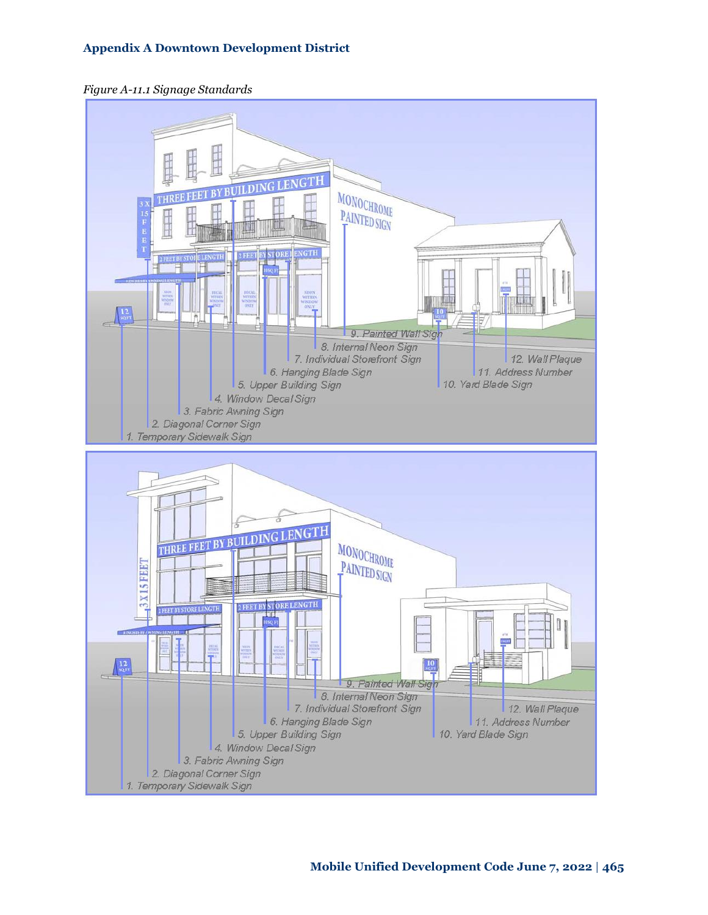*Figure A-11.1 Signage Standards*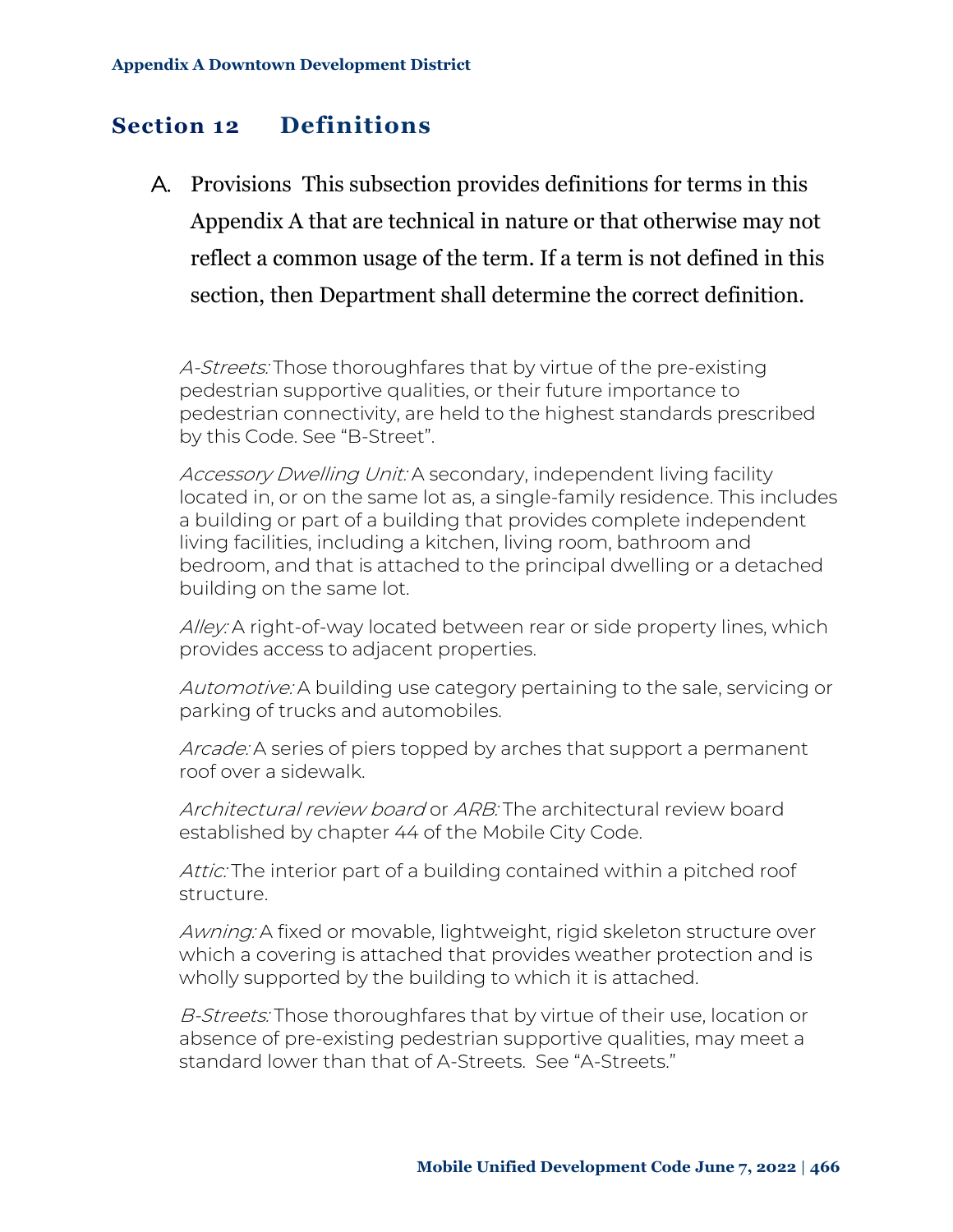## Section 12 Definitions

A. Provisions This subsection provides definitions for terms in this Appendix A that are technical in nature or that otherwise may not reflect a common usage of the term. If a term is not defined in this section, then Department shall determine the correct definition.

*A-Streets:* Those thoroughfares that by virtue of the pre-existing pedestrian supportive qualities, or their future importance to pedestrian connectivity, are held to the highest standards prescribed by this Code. See "B-Street".

*Accessory Dwelling Unit:* A secondary, independent living facility located in, or on the same lot as, a single-family residence. This includes a building or part of a building that provides complete independent living facilities, including a kitchen, living room, bathroom and bedroom, and that is attached to the principal dwelling or a detached building on the same lot.

*Alley:* A right-of-way located between rear or side property lines, which provides access to adjacent properties.

*Automotive:* A building use category pertaining to the sale, servicing or parking of trucks and automobiles.

*Arcade:* A series of piers topped by arches that support a permanent roof over a sidewalk.

*Architectural review board* or *ARB:* The architectural review board established by chapter 44 of the Mobile City Code.

*Attic:* The interior part of a building contained within a pitched roof structure.

*Awning:* A fixed or movable, lightweight, rigid skeleton structure over which a covering is attached that provides weather protection and is wholly supported by the building to which it is attached.

*B-Streets:* Those thoroughfares that by virtue of their use, location or absence of pre-existing pedestrian supportive qualities, may meet a standard lower than that of A-Streets. See "A-Streets."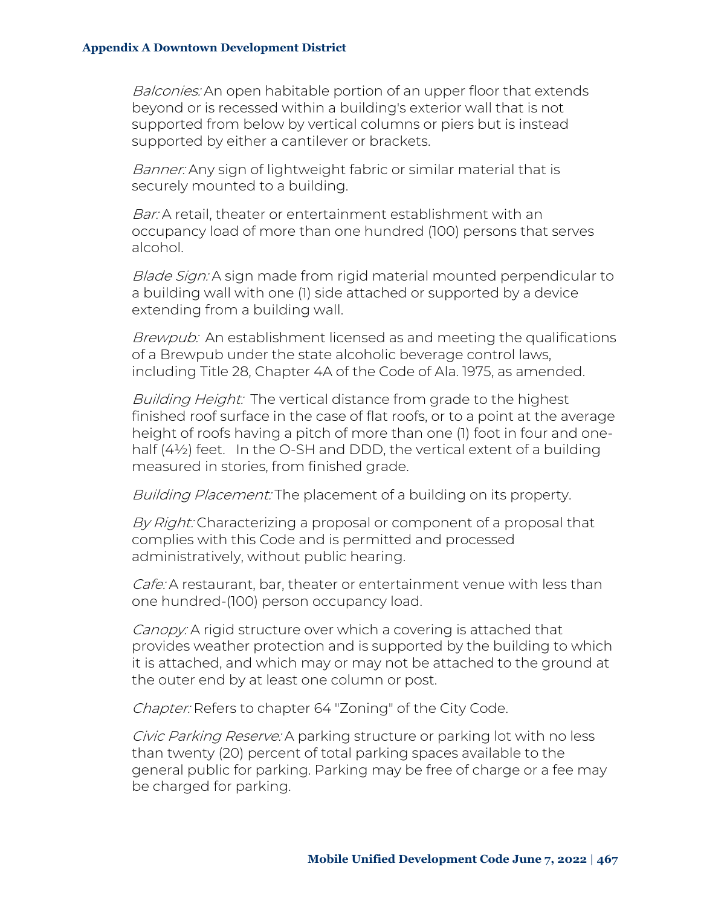*Balconies:* An open habitable portion of an upper floor that extends beyond or is recessed within a building's exterior wall that is not supported from below by vertical columns or piers but is instead supported by either a cantilever or brackets.

*Banner:* Any sign of lightweight fabric or similar material that is securely mounted to a building.

*Bar:* A retail, theater or entertainment establishment with an occupancy load of more than one hundred (100) persons that serves alcohol.

*Blade Sign:* A sign made from rigid material mounted perpendicular to a building wall with one (1) side attached or supported by a device extending from a building wall.

*Brewpub:* An establishment licensed as and meeting the qualifications of a Brewpub under the state alcoholic beverage control laws, including Title 28, Chapter 4A of the Code of Ala. 1975, as amended.

*Building Height:* The vertical distance from grade to the highest finished roof surface in the case of flat roofs, or to a point at the average height of roofs having a pitch of more than one (1) foot in four and one-half (4½) feet. In the O-SH and DDD, the vertical extent of a building measured in stories, from finished grade.

*Building Placement:* The placement of a building on its property.

*By Right:* Characterizing a proposal or component of a proposal that complies with this Code and is permitted and processed administratively, without public hearing.

*Cafe:* A restaurant, bar, theater or entertainment venue with less than one hundred-(100) person occupancy load.

*Canopy:* A rigid structure over which a covering is attached that provides weather protection and is supported by the building to which it is attached, and which may or may not be attached to the ground at the outer end by at least one column or post.

*Chapter:* Refers to chapter 64 "Zoning" of the City Code.

*Civic Parking Reserve:* A parking structure or parking lot with no less than twenty (20) percent of total parking spaces available to the general public for parking. Parking may be free of charge or a fee may be charged for parking.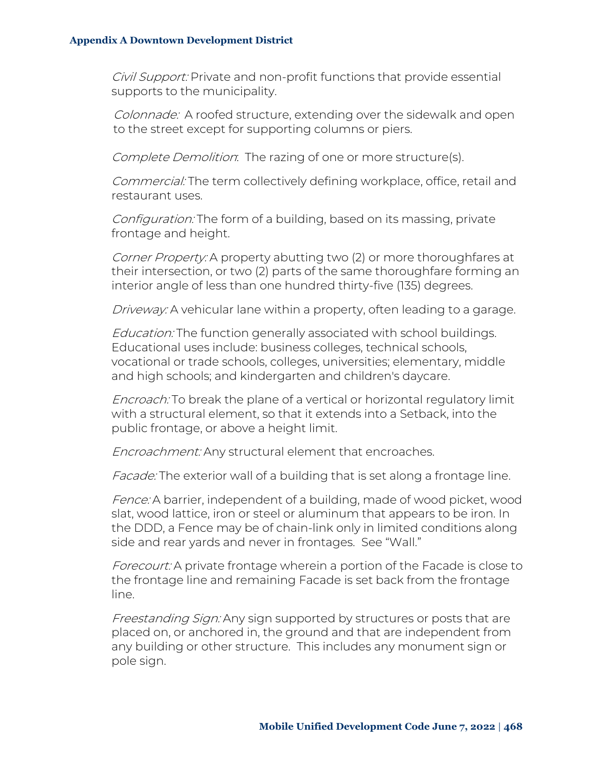*Civil Support:* Private and non-profit functions that provide essential supports to the municipality.

*Colonnade:* A roofed structure, extending over the sidewalk and open to the street except for supporting columns or piers.

*Complete Demolition*: The razing of one or more structure(s).

*Commercial:* The term collectively defining workplace, office, retail and restaurant uses.

*Configuration:* The form of a building, based on its massing, private frontage and height.

*Corner Property:* A property abutting two (2) or more thoroughfares at their intersection, or two (2) parts of the same thoroughfare forming an interior angle of less than one hundred thirty-five (135) degrees.

*Driveway:* A vehicular lane within a property, often leading to a garage.

*Education:* The function generally associated with school buildings. Educational uses include: business colleges, technical schools, vocational or trade schools, colleges, universities; elementary, middle and high schools; and kindergarten and children's daycare.

*Encroach:* To break the plane of a vertical or horizontal regulatory limit with a structural element, so that it extends into a Setback, into the public frontage, or above a height limit.

*Encroachment:* Any structural element that encroaches.

*Facade:* The exterior wall of a building that is set along a frontage line.

*Fence:* A barrier, independent of a building, made of wood picket, wood slat, wood lattice, iron or steel or aluminum that appears to be iron. In the DDD, a Fence may be of chain-link only in limited conditions along side and rear yards and never in frontages. See "Wall."

*Forecourt:* A private frontage wherein a portion of the Facade is close to the frontage line and remaining Facade is set back from the frontage line.

*Freestanding Sign:* Any sign supported by structures or posts that are placed on, or anchored in, the ground and that are independent from any building or other structure. This includes any monument sign or pole sign.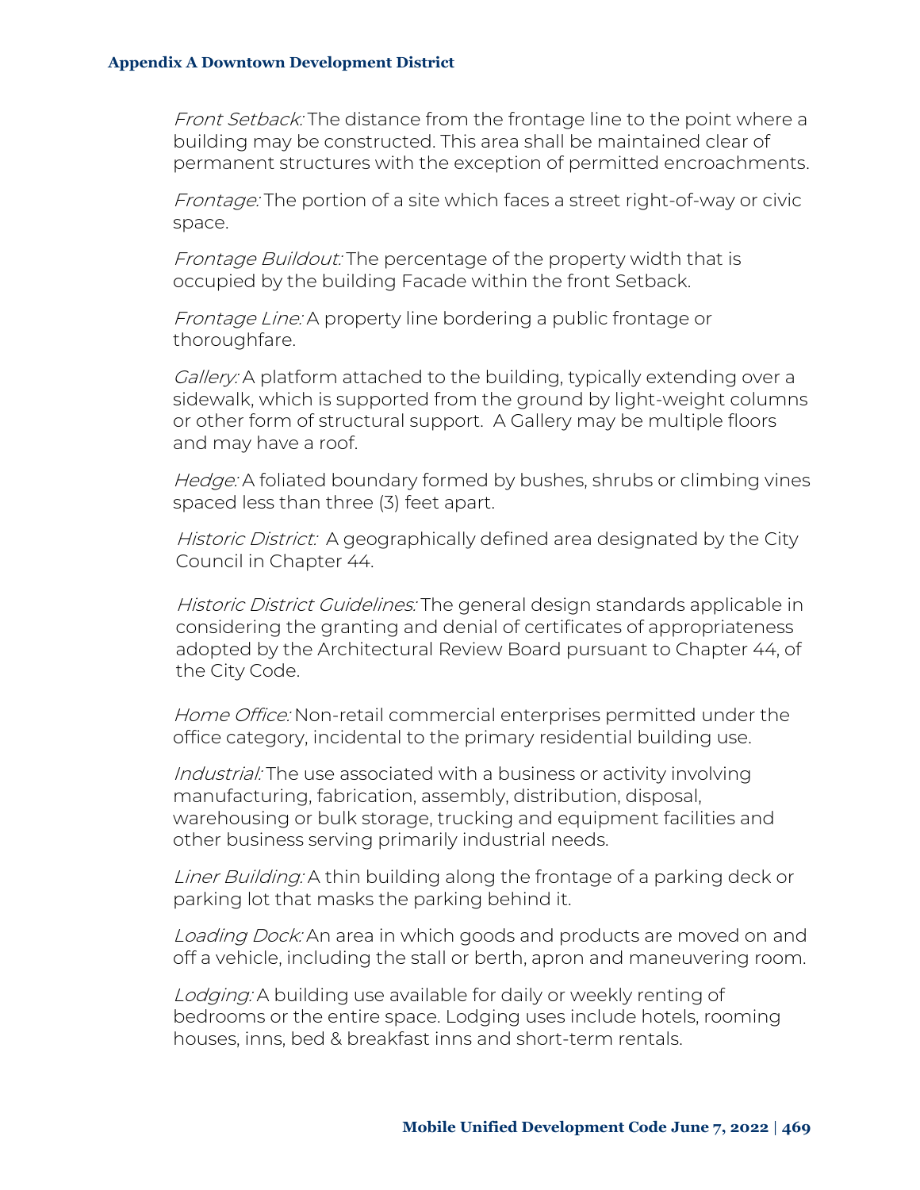*Front Setback:* The distance from the frontage line to the point where a building may be constructed. This area shall be maintained clear of permanent structures with the exception of permitted encroachments.

*Frontage:* The portion of a site which faces a street right-of-way or civic space.

*Frontage Buildout:* The percentage of the property width that is occupied by the building Facade within the front Setback.

*Frontage Line:* A property line bordering a public frontage or thoroughfare.

*Gallery:* A platform attached to the building, typically extending over a sidewalk, which is supported from the ground by light-weight columns or other form of structural support. A Gallery may be multiple floors and may have a roof.

*Hedge:* A foliated boundary formed by bushes, shrubs or climbing vines spaced less than three (3) feet apart.

*Historic District:* A geographically defined area designated by the City Council in Chapter 44.

*Historic District Guidelines:* The general design standards applicable in considering the granting and denial of certificates of appropriateness adopted by the Architectural Review Board pursuant to Chapter 44, of the City Code.

*Home Office:* Non-retail commercial enterprises permitted under the office category, incidental to the primary residential building use.

*Industrial:* The use associated with a business or activity involving manufacturing, fabrication, assembly, distribution, disposal, warehousing or bulk storage, trucking and equipment facilities and other business serving primarily industrial needs.

*Liner Building:* A thin building along the frontage of a parking deck or parking lot that masks the parking behind it.

*Loading Dock:* An area in which goods and products are moved on and off a vehicle, including the stall or berth, apron and maneuvering room.

*Lodging:* A building use available for daily or weekly renting of bedrooms or the entire space. Lodging uses include hotels, rooming houses, inns, bed & breakfast inns and short-term rentals.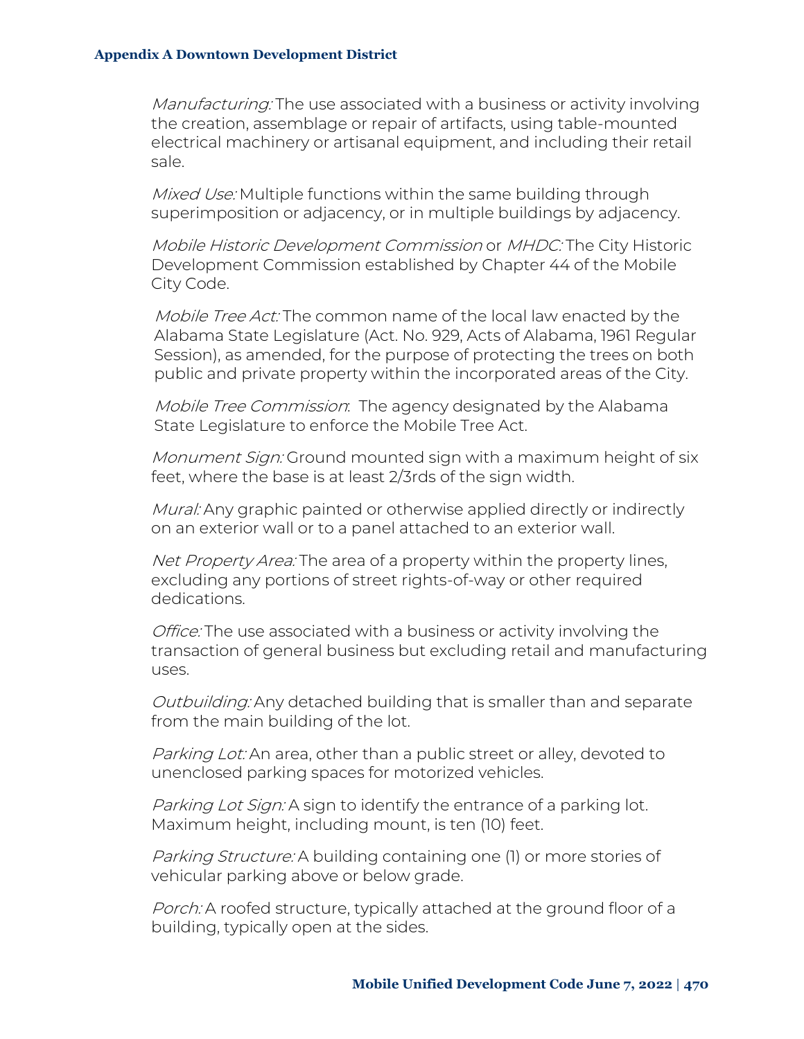*Manufacturing:* The use associated with a business or activity involving the creation, assemblage or repair of artifacts, using table-mounted electrical machinery or artisanal equipment, and including their retail sale.

*Mixed Use:* Multiple functions within the same building through superimposition or adjacency, or in multiple buildings by adjacency.

*Mobile Historic Development Commission* or *MHDC:* The City Historic Development Commission established by Chapter 44 of the Mobile City Code.

*Mobile Tree Act:* The common name of the local law enacted by the Alabama State Legislature (Act. No. 929, Acts of Alabama, 1961 Regular Session), as amended, for the purpose of protecting the trees on both public and private property within the incorporated areas of the City.

*Mobile Tree Commission*: The agency designated by the Alabama State Legislature to enforce the Mobile Tree Act.

*Monument Sign:* Ground mounted sign with a maximum height of six feet, where the base is at least 2/3rds of the sign width.

*Mural:* Any graphic painted or otherwise applied directly or indirectly on an exterior wall or to a panel attached to an exterior wall.

*Net Property Area:* The area of a property within the property lines, excluding any portions of street rights-of-way or other required dedications.

*Office:* The use associated with a business or activity involving the transaction of general business but excluding retail and manufacturing uses.

*Outbuilding:* Any detached building that is smaller than and separate from the main building of the lot.

*Parking Lot:* An area, other than a public street or alley, devoted to unenclosed parking spaces for motorized vehicles.

*Parking Lot Sign:* A sign to identify the entrance of a parking lot. Maximum height, including mount, is ten (10) feet.

*Parking Structure:* A building containing one (1) or more stories of vehicular parking above or below grade.

*Porch:* A roofed structure, typically attached at the ground floor of a building, typically open at the sides.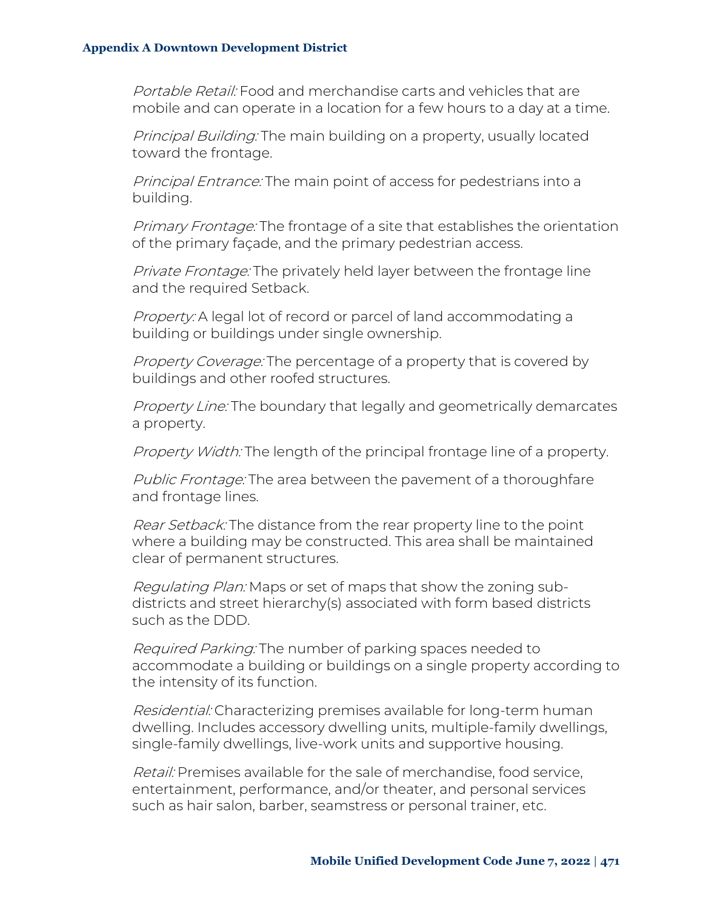*Portable Retail:* Food and merchandise carts and vehicles that are mobile and can operate in a location for a few hours to a day at a time.

*Principal Building:* The main building on a property, usually located toward the frontage.

*Principal Entrance:* The main point of access for pedestrians into a building.

*Primary Frontage:* The frontage of a site that establishes the orientation of the primary façade, and the primary pedestrian access.

*Private Frontage:* The privately held layer between the frontage line and the required Setback.

*Property:* A legal lot of record or parcel of land accommodating a building or buildings under single ownership.

*Property Coverage:* The percentage of a property that is covered by buildings and other roofed structures.

*Property Line:* The boundary that legally and geometrically demarcates a property.

*Property Width:* The length of the principal frontage line of a property.

*Public Frontage:* The area between the pavement of a thoroughfare and frontage lines.

*Rear Setback:* The distance from the rear property line to the point where a building may be constructed. This area shall be maintained clear of permanent structures.

*Regulating Plan:* Maps or set of maps that show the zoning sub-districts and street hierarchy(s) associated with form based districts such as the DDD.

*Required Parking:* The number of parking spaces needed to accommodate a building or buildings on a single property according to the intensity of its function.

*Residential:* Characterizing premises available for long-term human dwelling. Includes accessory dwelling units, multiple-family dwellings, single-family dwellings, live-work units and supportive housing.

*Retail:* Premises available for the sale of merchandise, food service, entertainment, performance, and/or theater, and personal services such as hair salon, barber, seamstress or personal trainer, etc.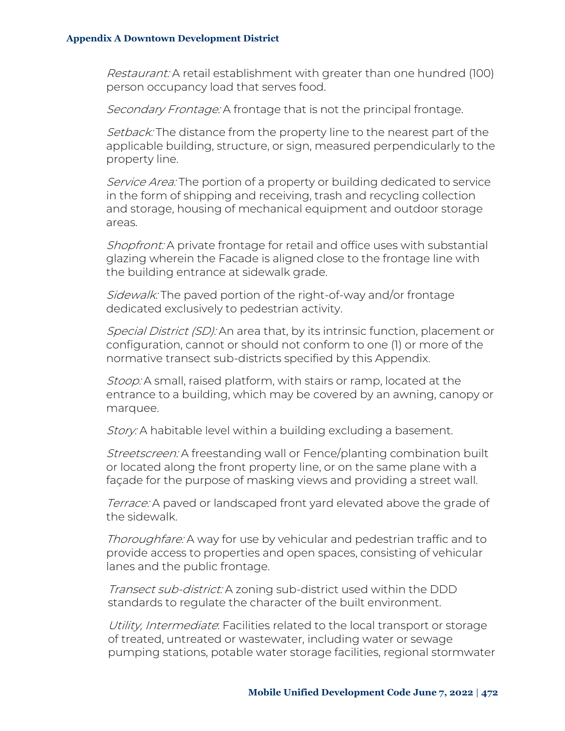*Restaurant:* A retail establishment with greater than one hundred (100) person occupancy load that serves food.

*Secondary Frontage:* A frontage that is not the principal frontage.

*Setback:* The distance from the property line to the nearest part of the applicable building, structure, or sign, measured perpendicularly to the property line.

*Service Area:* The portion of a property or building dedicated to service in the form of shipping and receiving, trash and recycling collection and storage, housing of mechanical equipment and outdoor storage areas.

*Shopfront:* A private frontage for retail and office uses with substantial glazing wherein the Facade is aligned close to the frontage line with the building entrance at sidewalk grade.

*Sidewalk:* The paved portion of the right-of-way and/or frontage dedicated exclusively to pedestrian activity.

*Special District (SD):* An area that, by its intrinsic function, placement or configuration, cannot or should not conform to one (1) or more of the normative transect sub-districts specified by this Appendix.

*Stoop:* A small, raised platform, with stairs or ramp, located at the entrance to a building, which may be covered by an awning, canopy or marquee.

*Story:* A habitable level within a building excluding a basement.

*Streetscreen:* A freestanding wall or Fence/planting combination built or located along the front property line, or on the same plane with a façade for the purpose of masking views and providing a street wall.

*Terrace:* A paved or landscaped front yard elevated above the grade of the sidewalk.

*Thoroughfare:* A way for use by vehicular and pedestrian traffic and to provide access to properties and open spaces, consisting of vehicular lanes and the public frontage.

*Transect sub-district:* A zoning sub-district used within the DDD standards to regulate the character of the built environment.

*Utility, Intermediate*: Facilities related to the local transport or storage of treated, untreated or wastewater, including water or sewage pumping stations, potable water storage facilities, regional stormwater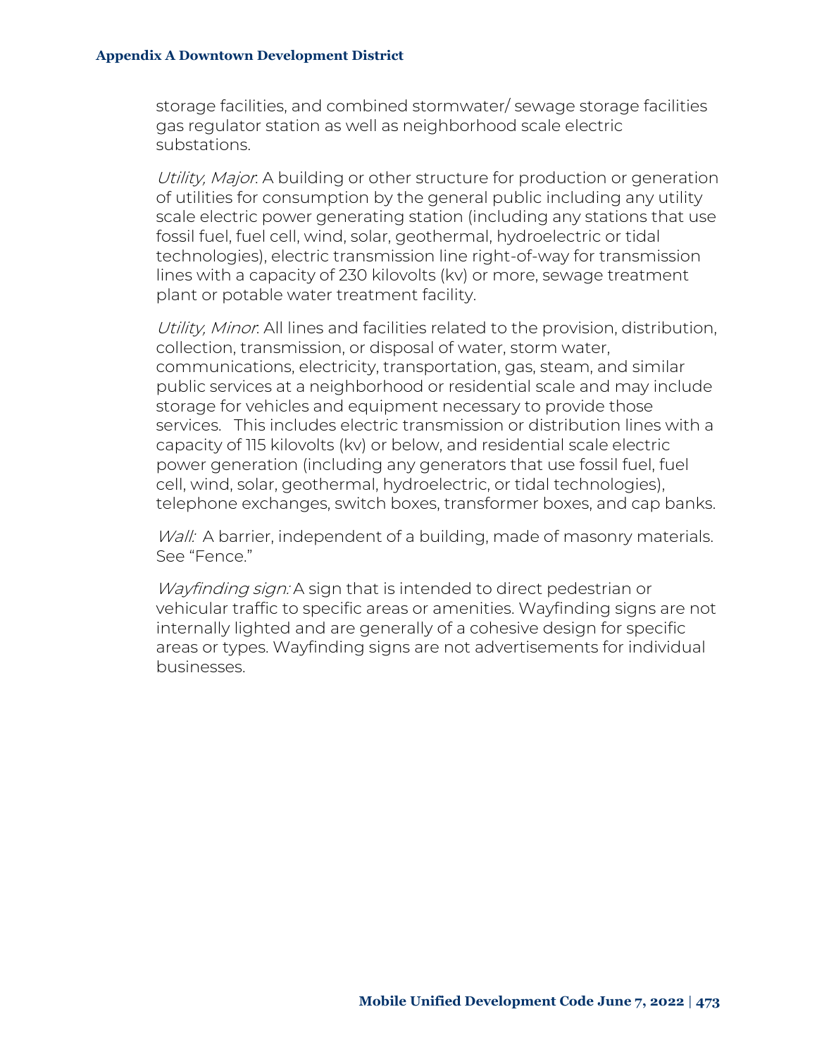storage facilities, and combined stormwater/ sewage storage facilities gas regulator station as well as neighborhood scale electric substations.

*Utility, Major*: A building or other structure for production or generation of utilities for consumption by the general public including any utility scale electric power generating station (including any stations that use fossil fuel, fuel cell, wind, solar, geothermal, hydroelectric or tidal technologies), electric transmission line right-of-way for transmission lines with a capacity of 230 kilovolts (kv) or more, sewage treatment plant or potable water treatment facility.

*Utility, Minor*: All lines and facilities related to the provision, distribution, collection, transmission, or disposal of water, storm water, communications, electricity, transportation, gas, steam, and similar public services at a neighborhood or residential scale and may include storage for vehicles and equipment necessary to provide those services. This includes electric transmission or distribution lines with a capacity of 115 kilovolts (kv) or below, and residential scale electric power generation (including any generators that use fossil fuel, fuel cell, wind, solar, geothermal, hydroelectric, or tidal technologies), telephone exchanges, switch boxes, transformer boxes, and cap banks.

*Wall:* A barrier, independent of a building, made of masonry materials. See "Fence."

*Wayfinding sign:* A sign that is intended to direct pedestrian or vehicular traffic to specific areas or amenities. Wayfinding signs are not internally lighted and are generally of a cohesive design for specific areas or types. Wayfinding signs are not advertisements for individual businesses.